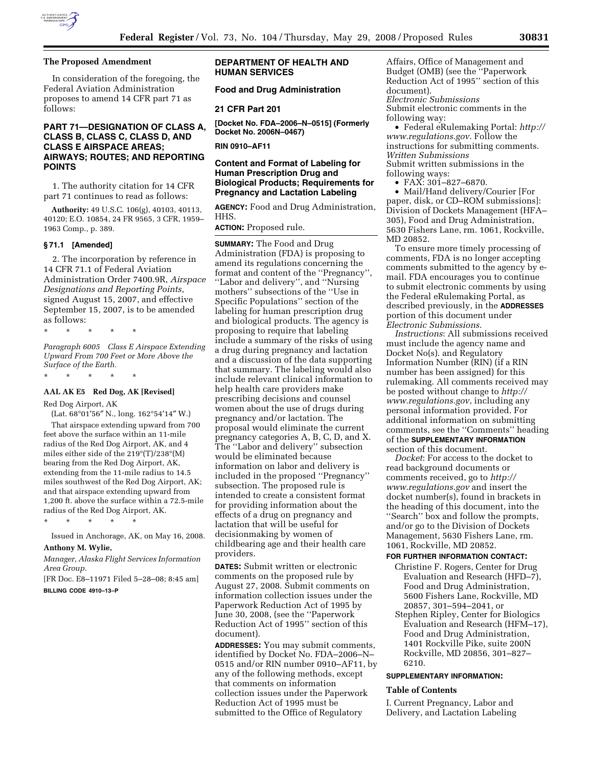## The Proposed Amendment

In consideration of the foregoing, the Federal Aviation Administration proposes to amend 14 CFR part 71 as follows:

### PART 71—DESIGNATION OF CLASS A, CLASS B, CLASS C, CLASS D, AND CLASS E AIRSPACE AREAS; AIRWAYS; ROUTES; AND REPORTING POINTS

1. The authority citation for 14 CFR part 71 continues to read as follows:

**Authority:** 49 U.S.C. 106(g), 40103, 40113, 40120; E.O. 10854, 24 FR 9565, 3 CFR, 1959–1963 Comp., p. 389.

### § 71.1 [Amended]

2. The incorporation by reference in 14 CFR 71.1 of Federal Aviation Administration Order 7400.9R, *Airspace Designations and Reporting Points,* signed August 15, 2007, and effective September 15, 2007, is to be amended as follows:

\* \* \* \* \*

*Paragraph 6005 Class E Airspace Extending Upward From 700 Feet or More Above the Surface of the Earth.*

\* \* \* \* \*

**AAL AK E5 Red Dog, AK [Revised]**

Red Dog Airport, AK

(Lat. 68°01′56″ N., long. 162°54′14″ W.)

That airspace extending upward from 700 feet above the surface within an 11-mile radius of the Red Dog Airport, AK, and 4 miles either side of the 219°(T)/238°(M) bearing from the Red Dog Airport, AK, extending from the 11-mile radius to 14.5 miles southwest of the Red Dog Airport, AK; and that airspace extending upward from 1,200 ft. above the surface within a 72.5-mile radius of the Red Dog Airport, AK.

\* \* \* \* \*

Issued in Anchorage, AK, on May 16, 2008.

**Anthony M. Wylie,**

*Manager, Alaska Flight Services Information Area Group.*

[FR Doc. E8–11971 Filed 5–28–08; 8:45 am]

**BILLING CODE 4910–13–P**

## DEPARTMENT OF HEALTH AND HUMAN SERVICES

### Food and Drug Administration

### 21 CFR Part 201

**[Docket No. FDA–2006–N–0515] (Formerly Docket No. 2006N–0467)**

**RIN 0910–AF11**

### Content and Format of Labeling for Human Prescription Drug and Biological Products; Requirements for Pregnancy and Lactation Labeling

**AGENCY:** Food and Drug Administration, HHS.

**ACTION:** Proposed rule.

**SUMMARY:** The Food and Drug Administration (FDA) is proposing to amend its regulations concerning the format and content of the ''Pregnancy'', ''Labor and delivery'', and ''Nursing mothers'' subsections of the ''Use in Specific Populations'' section of the labeling for human prescription drug and biological products. The agency is proposing to require that labeling include a summary of the risks of using a drug during pregnancy and lactation and a discussion of the data supporting that summary. The labeling would also include relevant clinical information to help health care providers make prescribing decisions and counsel women about the use of drugs during pregnancy and/or lactation. The proposal would eliminate the current pregnancy categories A, B, C, D, and X. The ''Labor and delivery'' subsection would be eliminated because information on labor and delivery is included in the proposed ''Pregnancy'' subsection. The proposed rule is intended to create a consistent format for providing information about the effects of a drug on pregnancy and lactation that will be useful for decisionmaking by women of childbearing age and their health care providers.

**DATES:** Submit written or electronic comments on the proposed rule by August 27, 2008. Submit comments on information collection issues under the Paperwork Reduction Act of 1995 by June 30, 2008, (see the ''Paperwork Reduction Act of 1995'' section of this document).

**ADDRESSES:** You may submit comments, identified by Docket No. FDA–2006–N–0515 and/or RIN number 0910–AF11, by any of the following methods, except that comments on information collection issues under the Paperwork Reduction Act of 1995 must be submitted to the Office of Regulatory Affairs, Office of Management and Budget (OMB) (see the ''Paperwork Reduction Act of 1995'' section of this document).

*Electronic Submissions*

Submit electronic comments in the following way:

- Federal eRulemaking Portal: *http://www.regulations.gov*. Follow the instructions for submitting comments.

*Written Submissions*

Submit written submissions in the following ways:

- FAX: 301–827–6870.
- Mail/Hand delivery/Courier [For paper, disk, or CD–ROM submissions]: Division of Dockets Management (HFA–305), Food and Drug Administration, 5630 Fishers Lane, rm. 1061, Rockville, MD 20852.

To ensure more timely processing of comments, FDA is no longer accepting comments submitted to the agency by e-mail. FDA encourages you to continue to submit electronic comments by using the Federal eRulemaking Portal, as described previously, in the **ADDRESSES** portion of this document under *Electronic Submissions*.

*Instructions*: All submissions received must include the agency name and Docket No(s). and Regulatory Information Number (RIN) (if a RIN number has been assigned) for this rulemaking. All comments received may be posted without change to *http://www.regulations.gov*, including any personal information provided. For additional information on submitting comments, see the ''Comments'' heading of the **SUPPLEMENTARY INFORMATION** section of this document.

*Docket*: For access to the docket to read background documents or comments received, go to *http://www.regulations.gov* and insert the docket number(s), found in brackets in the heading of this document, into the ''Search'' box and follow the prompts, and/or go to the Division of Dockets Management, 5630 Fishers Lane, rm. 1061, Rockville, MD 20852.

**FOR FURTHER INFORMATION CONTACT:**

Christine F. Rogers, Center for Drug Evaluation and Research (HFD–7), Food and Drug Administration, 5600 Fishers Lane, Rockville, MD 20857, 301–594–2041, or

Stephen Ripley, Center for Biologics Evaluation and Research (HFM–17), Food and Drug Administration, 1401 Rockville Pike, suite 200N Rockville, MD 20856, 301–827–6210.

**SUPPLEMENTARY INFORMATION:**

### Table of Contents

I. Current Pregnancy, Labor and Delivery, and Lactation Labeling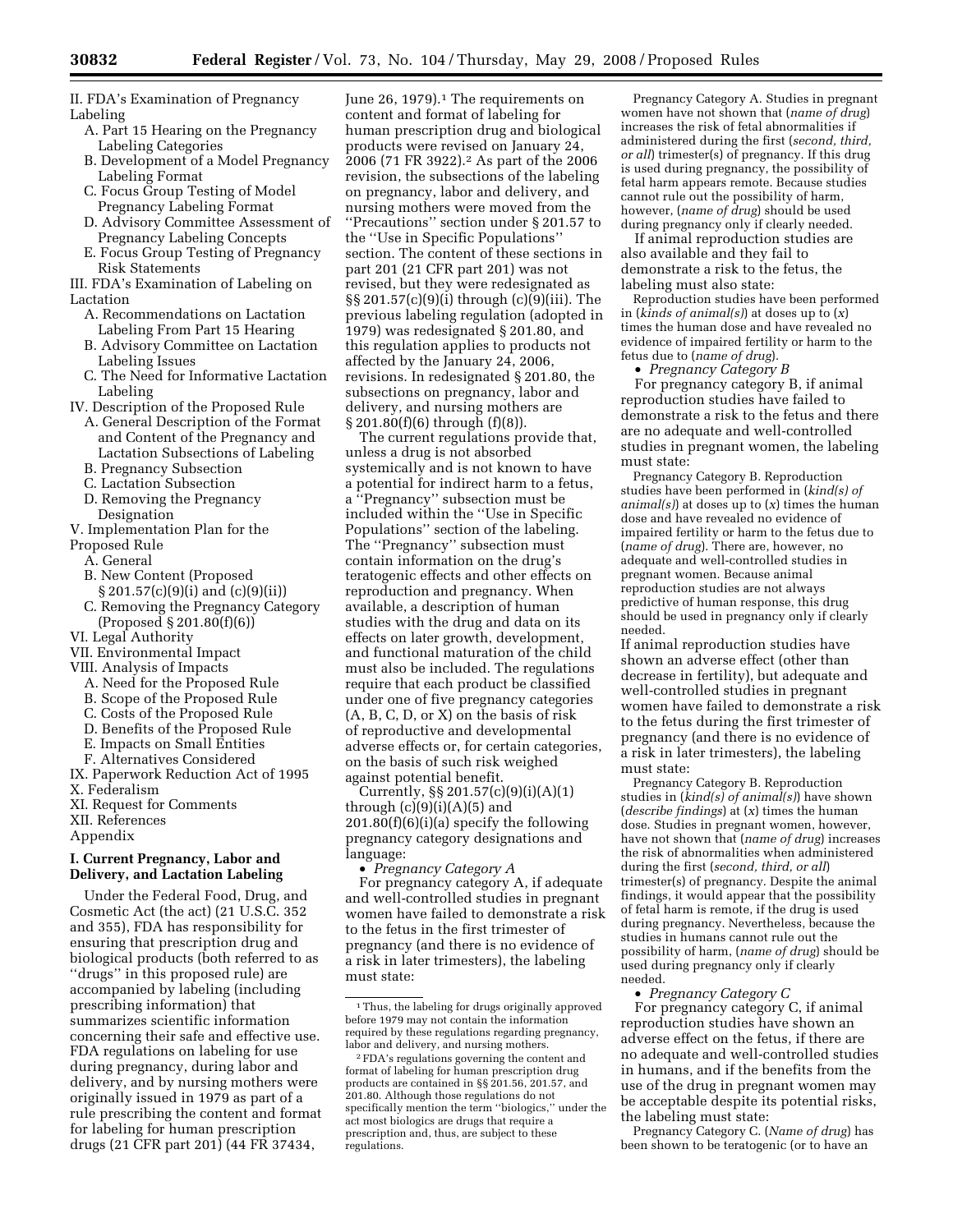II. FDA's Examination of Pregnancy Labeling
- A. Part 15 Hearing on the Pregnancy Labeling Categories
- B. Development of a Model Pregnancy Labeling Format
- C. Focus Group Testing of Model Pregnancy Labeling Format
- D. Advisory Committee Assessment of Pregnancy Labeling Concepts
- E. Focus Group Testing of Pregnancy Risk Statements

III. FDA's Examination of Labeling on Lactation
- A. Recommendations on Lactation Labeling From Part 15 Hearing
- B. Advisory Committee on Lactation Labeling Issues
- C. The Need for Informative Lactation Labeling

IV. Description of the Proposed Rule
- A. General Description of the Format and Content of the Pregnancy and Lactation Subsections of Labeling
- B. Pregnancy Subsection
- C. Lactation Subsection
- D. Removing the Pregnancy Designation

V. Implementation Plan for the Proposed Rule
- A. General
- B. New Content (Proposed § 201.57(c)(9)(i) and (c)(9)(ii))
- C. Removing the Pregnancy Category (Proposed § 201.80(f)(6))

VI. Legal Authority

VII. Environmental Impact

VIII. Analysis of Impacts
- A. Need for the Proposed Rule
- B. Scope of the Proposed Rule
- C. Costs of the Proposed Rule
- D. Benefits of the Proposed Rule
- E. Impacts on Small Entities
- F. Alternatives Considered

IX. Paperwork Reduction Act of 1995

X. Federalism

XI. Request for Comments

XII. References

Appendix

## I. Current Pregnancy, Labor and Delivery, and Lactation Labeling

Under the Federal Food, Drug, and Cosmetic Act (the act) (21 U.S.C. 352 and 355), FDA has responsibility for ensuring that prescription drug and biological products (both referred to as ''drugs'' in this proposed rule) are accompanied by labeling (including prescribing information) that summarizes scientific information concerning their safe and effective use. FDA regulations on labeling for use during pregnancy, during labor and delivery, and by nursing mothers were originally issued in 1979 as part of a rule prescribing the content and format for labeling for human prescription drugs (21 CFR part 201) (44 FR 37434, June 26, 1979).[1] The requirements on content and format of labeling for human prescription drug and biological products were revised on January 24, 2006 (71 FR 3922).[2] As part of the 2006 revision, the subsections of the labeling on pregnancy, labor and delivery, and nursing mothers were moved from the ''Precautions'' section under § 201.57 to the ''Use in Specific Populations'' section. The content of these sections in part 201 (21 CFR part 201) was not revised, but they were redesignated as §§ 201.57(c)(9)(i) through (c)(9)(iii). The previous labeling regulation (adopted in 1979) was redesignated § 201.80, and this regulation applies to products not affected by the January 24, 2006, revisions. In redesignated § 201.80, the subsections on pregnancy, labor and delivery, and nursing mothers are § 201.80(f)(6) through (f)(8).

The current regulations provide that, unless a drug is not absorbed systemically and is not known to have a potential for indirect harm to a fetus, a ''Pregnancy'' subsection must be included within the ''Use in Specific Populations'' section of the labeling. The ''Pregnancy'' subsection must contain information on the drug's teratogenic effects and other effects on reproduction and pregnancy. When available, a description of human studies with the drug and data on its effects on later growth, development, and functional maturation of the child must also be included. The regulations require that each product be classified under one of five pregnancy categories (A, B, C, D, or X) on the basis of risk of reproductive and developmental adverse effects or, for certain categories, on the basis of such risk weighed against potential benefit.

Currently, §§ 201.57(c)(9)(i)(A)(*1*) through (c)(9)(i)(A)(*5*) and 201.80(f)(6)(i)(*a*) specify the following pregnancy category designations and language:

- *Pregnancy Category A*

For pregnancy category A, if adequate and well-controlled studies in pregnant women have failed to demonstrate a risk to the fetus in the first trimester of pregnancy (and there is no evidence of a risk in later trimesters), the labeling must state:

> Pregnancy Category A. Studies in pregnant women have not shown that (*name of drug*) increases the risk of fetal abnormalities if administered during the first (*second, third, or all*) trimester(s) of pregnancy. If this drug is used during pregnancy, the possibility of fetal harm appears remote. Because studies cannot rule out the possibility of harm, however, (*name of drug*) should be used during pregnancy only if clearly needed.

If animal reproduction studies are also available and they fail to demonstrate a risk to the fetus, the labeling must also state:

> Reproduction studies have been performed in (*kinds of animal(s)*) at doses up to (*x*) times the human dose and have revealed no evidence of impaired fertility or harm to the fetus due to (*name of drug*).

- *Pregnancy Category B*

For pregnancy category B, if animal reproduction studies have failed to demonstrate a risk to the fetus and there are no adequate and well-controlled studies in pregnant women, the labeling must state:

> Pregnancy Category B. Reproduction studies have been performed in (*kind(s) of animal(s)*) at doses up to (*x*) times the human dose and have revealed no evidence of impaired fertility or harm to the fetus due to (*name of drug*). There are, however, no adequate and well-controlled studies in pregnant women. Because animal reproduction studies are not always predictive of human response, this drug should be used in pregnancy only if clearly needed.

If animal reproduction studies have shown an adverse effect (other than decrease in fertility), but adequate and well-controlled studies in pregnant women have failed to demonstrate a risk to the fetus during the first trimester of pregnancy (and there is no evidence of a risk in later trimesters), the labeling must state:

> Pregnancy Category B. Reproduction studies in (*kind(s) of animal(s)*) have shown (*describe findings*) at (*x*) times the human dose. Studies in pregnant women, however, have not shown that (*name of drug*) increases the risk of abnormalities when administered during the first (*second, third, or all*) trimester(s) of pregnancy. Despite the animal findings, it would appear that the possibility of fetal harm is remote, if the drug is used during pregnancy. Nevertheless, because the studies in humans cannot rule out the possibility of harm, (*name of drug*) should be used during pregnancy only if clearly needed.

- *Pregnancy Category C*

For pregnancy category C, if animal reproduction studies have shown an adverse effect on the fetus, if there are no adequate and well-controlled studies in humans, and if the benefits from the use of the drug in pregnant women may be acceptable despite its potential risks, the labeling must state:

> Pregnancy Category C. (*Name of drug*) has been shown to be teratogenic (or to have an

---

[1] Thus, the labeling for drugs originally approved before 1979 may not contain the information required by these regulations regarding pregnancy, labor and delivery, and nursing mothers.

[2] FDA's regulations governing the content and format of labeling for human prescription drug products are contained in §§ 201.56, 201.57, and 201.80. Although those regulations do not specifically mention the term ''biologics,'' under the act most biologics are drugs that require a prescription and, thus, are subject to these regulations.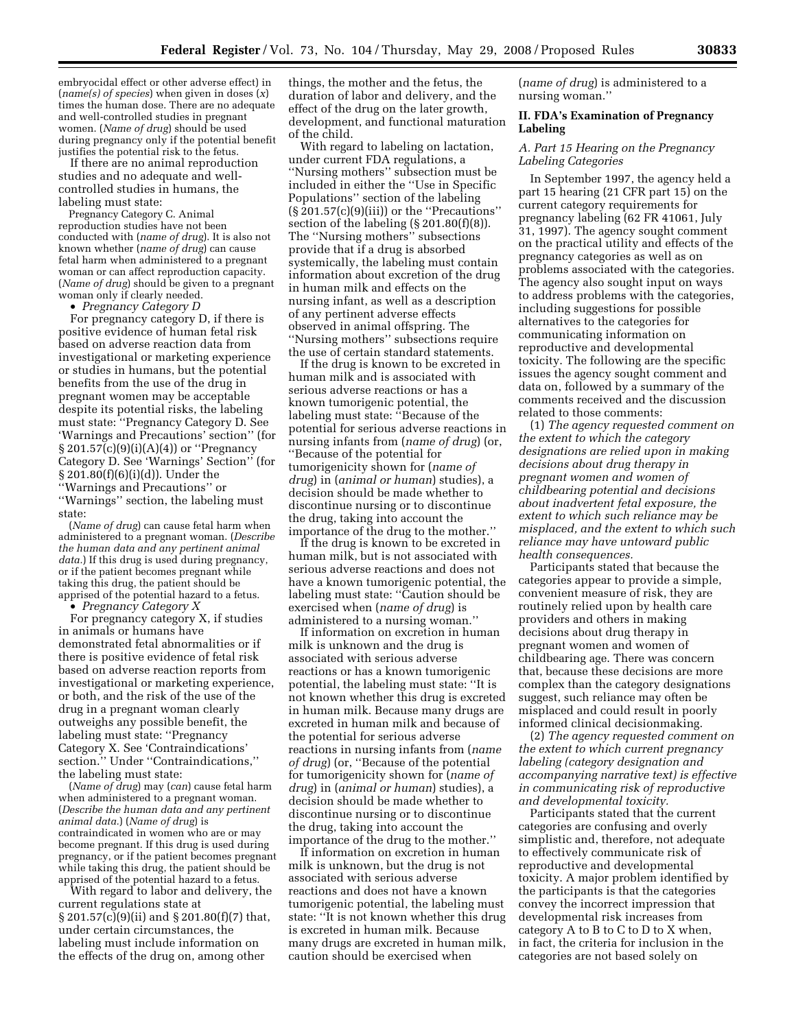embryocidal effect or other adverse effect) in (*name(s) of species*) when given in doses (*x*) times the human dose. There are no adequate and well-controlled studies in pregnant women. (*Name of drug*) should be used during pregnancy only if the potential benefit justifies the potential risk to the fetus.

If there are no animal reproduction studies and no adequate and well-controlled studies in humans, the labeling must state:

Pregnancy Category C. Animal reproduction studies have not been conducted with (*name of drug*). It is also not known whether (*name of drug*) can cause fetal harm when administered to a pregnant woman or can affect reproduction capacity. (*Name of drug*) should be given to a pregnant woman only if clearly needed.

- *Pregnancy Category D*

For pregnancy category D, if there is positive evidence of human fetal risk based on adverse reaction data from investigational or marketing experience or studies in humans, but the potential benefits from the use of the drug in pregnant women may be acceptable despite its potential risks, the labeling must state: ''Pregnancy Category D. See 'Warnings and Precautions' section'' (for § 201.57(c)(9)(i)(A)(4)) or ''Pregnancy Category D. See 'Warnings' Section'' (for § 201.80(f)(6)(i)(d)). Under the ''Warnings and Precautions'' or ''Warnings'' section, the labeling must state:

(*Name of drug*) can cause fetal harm when administered to a pregnant woman. (*Describe the human data and any pertinent animal data.*) If this drug is used during pregnancy, or if the patient becomes pregnant while taking this drug, the patient should be apprised of the potential hazard to a fetus.

- *Pregnancy Category X*

For pregnancy category X, if studies in animals or humans have demonstrated fetal abnormalities or if there is positive evidence of fetal risk based on adverse reaction reports from investigational or marketing experience, or both, and the risk of the use of the drug in a pregnant woman clearly outweighs any possible benefit, the labeling must state: ''Pregnancy Category X. See 'Contraindications' section.'' Under ''Contraindications,'' the labeling must state:

(*Name of drug*) may (*can*) cause fetal harm when administered to a pregnant woman. (*Describe the human data and any pertinent animal data.*) (*Name of drug*) is contraindicated in women who are or may become pregnant. If this drug is used during pregnancy, or if the patient becomes pregnant while taking this drug, the patient should be apprised of the potential hazard to a fetus.

With regard to labor and delivery, the current regulations state at § 201.57(c)(9)(ii) and § 201.80(f)(7) that, under certain circumstances, the labeling must include information on the effects of the drug on, among other things, the mother and the fetus, the duration of labor and delivery, and the effect of the drug on the later growth, development, and functional maturation of the child.

With regard to labeling on lactation, under current FDA regulations, a ''Nursing mothers'' subsection must be included in either the ''Use in Specific Populations'' section of the labeling (§ 201.57(c)(9)(iii)) or the ''Precautions'' section of the labeling (§ 201.80(f)(8)). The ''Nursing mothers'' subsections provide that if a drug is absorbed systemically, the labeling must contain information about excretion of the drug in human milk and effects on the nursing infant, as well as a description of any pertinent adverse effects observed in animal offspring. The ''Nursing mothers'' subsections require the use of certain standard statements.

If the drug is known to be excreted in human milk and is associated with serious adverse reactions or has a known tumorigenic potential, the labeling must state: ''Because of the potential for serious adverse reactions in nursing infants from (*name of drug*) (or, ''Because of the potential for tumorigenicity shown for (*name of drug*) in (*animal or human*) studies), a decision should be made whether to discontinue nursing or to discontinue the drug, taking into account the importance of the drug to the mother.''

If the drug is known to be excreted in human milk, but is not associated with serious adverse reactions and does not have a known tumorigenic potential, the labeling must state: ''Caution should be exercised when (*name of drug*) is administered to a nursing woman.''

If information on excretion in human milk is unknown and the drug is associated with serious adverse reactions or has a known tumorigenic potential, the labeling must state: ''It is not known whether this drug is excreted in human milk. Because many drugs are excreted in human milk and because of the potential for serious adverse reactions in nursing infants from (*name of drug*) (or, ''Because of the potential for tumorigenicity shown for (*name of drug*) in (*animal or human*) studies), a decision should be made whether to discontinue nursing or to discontinue the drug, taking into account the importance of the drug to the mother.''

If information on excretion in human milk is unknown, but the drug is not associated with serious adverse reactions and does not have a known tumorigenic potential, the labeling must state: ''It is not known whether this drug is excreted in human milk. Because many drugs are excreted in human milk, caution should be exercised when (*name of drug*) is administered to a nursing woman.''

## II. FDA's Examination of Pregnancy Labeling

### *A. Part 15 Hearing on the Pregnancy Labeling Categories*

In September 1997, the agency held a part 15 hearing (21 CFR part 15) on the current category requirements for pregnancy labeling (62 FR 41061, July 31, 1997). The agency sought comment on the practical utility and effects of the pregnancy categories as well as on problems associated with the categories. The agency also sought input on ways to address problems with the categories, including suggestions for possible alternatives to the categories for communicating information on reproductive and developmental toxicity. The following are the specific issues the agency sought comment and data on, followed by a summary of the comments received and the discussion related to those comments:

(1) *The agency requested comment on the extent to which the category designations are relied upon in making decisions about drug therapy in pregnant women and women of childbearing potential and decisions about inadvertent fetal exposure, the extent to which such reliance may be misplaced, and the extent to which such reliance may have untoward public health consequences.*

Participants stated that because the categories appear to provide a simple, convenient measure of risk, they are routinely relied upon by health care providers and others in making decisions about drug therapy in pregnant women and women of childbearing age. There was concern that, because these decisions are more complex than the category designations suggest, such reliance may often be misplaced and could result in poorly informed clinical decisionmaking.

(2) *The agency requested comment on the extent to which current pregnancy labeling (category designation and accompanying narrative text) is effective in communicating risk of reproductive and developmental toxicity.*

Participants stated that the current categories are confusing and overly simplistic and, therefore, not adequate to effectively communicate risk of reproductive and developmental toxicity. A major problem identified by the participants is that the categories convey the incorrect impression that developmental risk increases from category A to B to C to D to X when, in fact, the criteria for inclusion in the categories are not based solely on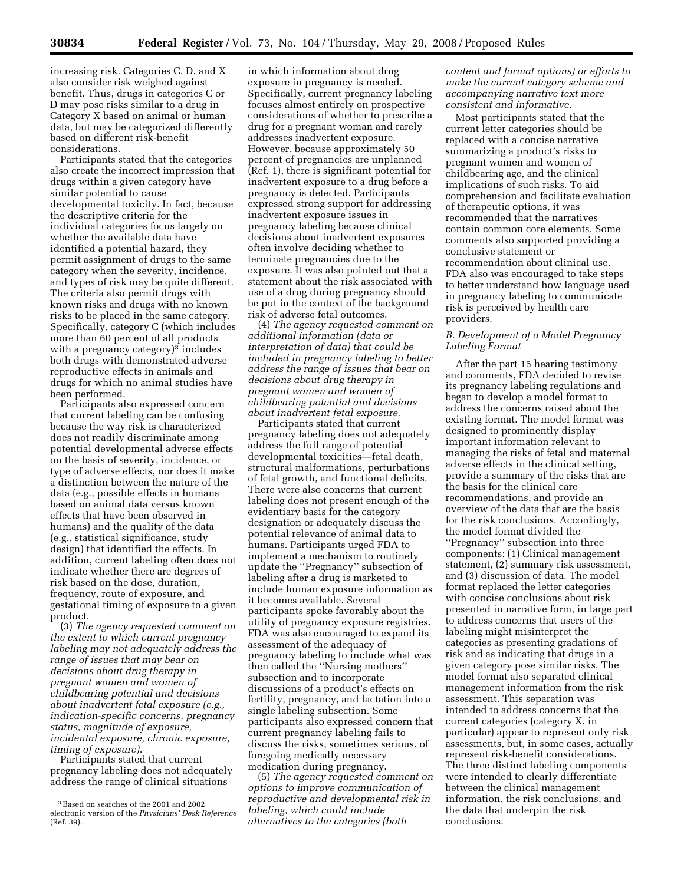increasing risk. Categories C, D, and X also consider risk weighed against benefit. Thus, drugs in categories C or D may pose risks similar to a drug in Category X based on animal or human data, but may be categorized differently based on different risk-benefit considerations.

Participants stated that the categories also create the incorrect impression that drugs within a given category have similar potential to cause developmental toxicity. In fact, because the descriptive criteria for the individual categories focus largely on whether the available data have identified a potential hazard, they permit assignment of drugs to the same category when the severity, incidence, and types of risk may be quite different. The criteria also permit drugs with known risks and drugs with no known risks to be placed in the same category. Specifically, category C (which includes more than 60 percent of all products with a pregnancy category)[3] includes both drugs with demonstrated adverse reproductive effects in animals and drugs for which no animal studies have been performed.

Participants also expressed concern that current labeling can be confusing because the way risk is characterized does not readily discriminate among potential developmental adverse effects on the basis of severity, incidence, or type of adverse effects, nor does it make a distinction between the nature of the data (e.g., possible effects in humans based on animal data versus known effects that have been observed in humans) and the quality of the data (e.g., statistical significance, study design) that identified the effects. In addition, current labeling often does not indicate whether there are degrees of risk based on the dose, duration, frequency, route of exposure, and gestational timing of exposure to a given product.

(3) *The agency requested comment on the extent to which current pregnancy labeling may not adequately address the range of issues that may bear on decisions about drug therapy in pregnant women and women of childbearing potential and decisions about inadvertent fetal exposure (e.g., indication-specific concerns, pregnancy status, magnitude of exposure, incidental exposure, chronic exposure, timing of exposure)*.

Participants stated that current pregnancy labeling does not adequately address the range of clinical situations in which information about drug exposure in pregnancy is needed. Specifically, current pregnancy labeling focuses almost entirely on prospective considerations of whether to prescribe a drug for a pregnant woman and rarely addresses inadvertent exposure. However, because approximately 50 percent of pregnancies are unplanned (Ref. 1), there is significant potential for inadvertent exposure to a drug before a pregnancy is detected. Participants expressed strong support for addressing inadvertent exposure issues in pregnancy labeling because clinical decisions about inadvertent exposures often involve deciding whether to terminate pregnancies due to the exposure. It was also pointed out that a statement about the risk associated with use of a drug during pregnancy should be put in the context of the background risk of adverse fetal outcomes.

(4) *The agency requested comment on additional information (data or interpretation of data) that could be included in pregnancy labeling to better address the range of issues that bear on decisions about drug therapy in pregnant women and women of childbearing potential and decisions about inadvertent fetal exposure*.

Participants stated that current pregnancy labeling does not adequately address the full range of potential developmental toxicities—fetal death, structural malformations, perturbations of fetal growth, and functional deficits. There were also concerns that current labeling does not present enough of the evidentiary basis for the category designation or adequately discuss the potential relevance of animal data to humans. Participants urged FDA to implement a mechanism to routinely update the ''Pregnancy'' subsection of labeling after a drug is marketed to include human exposure information as it becomes available. Several participants spoke favorably about the utility of pregnancy exposure registries. FDA was also encouraged to expand its assessment of the adequacy of pregnancy labeling to include what was then called the ''Nursing mothers'' subsection and to incorporate discussions of a product's effects on fertility, pregnancy, and lactation into a single labeling subsection. Some participants also expressed concern that current pregnancy labeling fails to discuss the risks, sometimes serious, of foregoing medically necessary medication during pregnancy.

(5) *The agency requested comment on options to improve communication of reproductive and developmental risk in labeling, which could include alternatives to the categories (both content and format options) or efforts to make the current category scheme and accompanying narrative text more consistent and informative*.

Most participants stated that the current letter categories should be replaced with a concise narrative summarizing a product's risks to pregnant women and women of childbearing age, and the clinical implications of such risks. To aid comprehension and facilitate evaluation of therapeutic options, it was recommended that the narratives contain common core elements. Some comments also supported providing a conclusive statement or recommendation about clinical use. FDA also was encouraged to take steps to better understand how language used in pregnancy labeling to communicate risk is perceived by health care providers.

### *B. Development of a Model Pregnancy Labeling Format*

After the part 15 hearing testimony and comments, FDA decided to revise its pregnancy labeling regulations and began to develop a model format to address the concerns raised about the existing format. The model format was designed to prominently display important information relevant to managing the risks of fetal and maternal adverse effects in the clinical setting, provide a summary of the risks that are the basis for the clinical care recommendations, and provide an overview of the data that are the basis for the risk conclusions. Accordingly, the model format divided the ''Pregnancy'' subsection into three components: (1) Clinical management statement, (2) summary risk assessment, and (3) discussion of data. The model format replaced the letter categories with concise conclusions about risk presented in narrative form, in large part to address concerns that users of the labeling might misinterpret the categories as presenting gradations of risk and as indicating that drugs in a given category pose similar risks. The model format also separated clinical management information from the risk assessment. This separation was intended to address concerns that the current categories (category X, in particular) appear to represent only risk assessments, but, in some cases, actually represent risk-benefit considerations. The three distinct labeling components were intended to clearly differentiate between the clinical management information, the risk conclusions, and the data that underpin the risk conclusions.

---

[3] Based on searches of the 2001 and 2002 electronic version of the *Physicians' Desk Reference* (Ref. 39).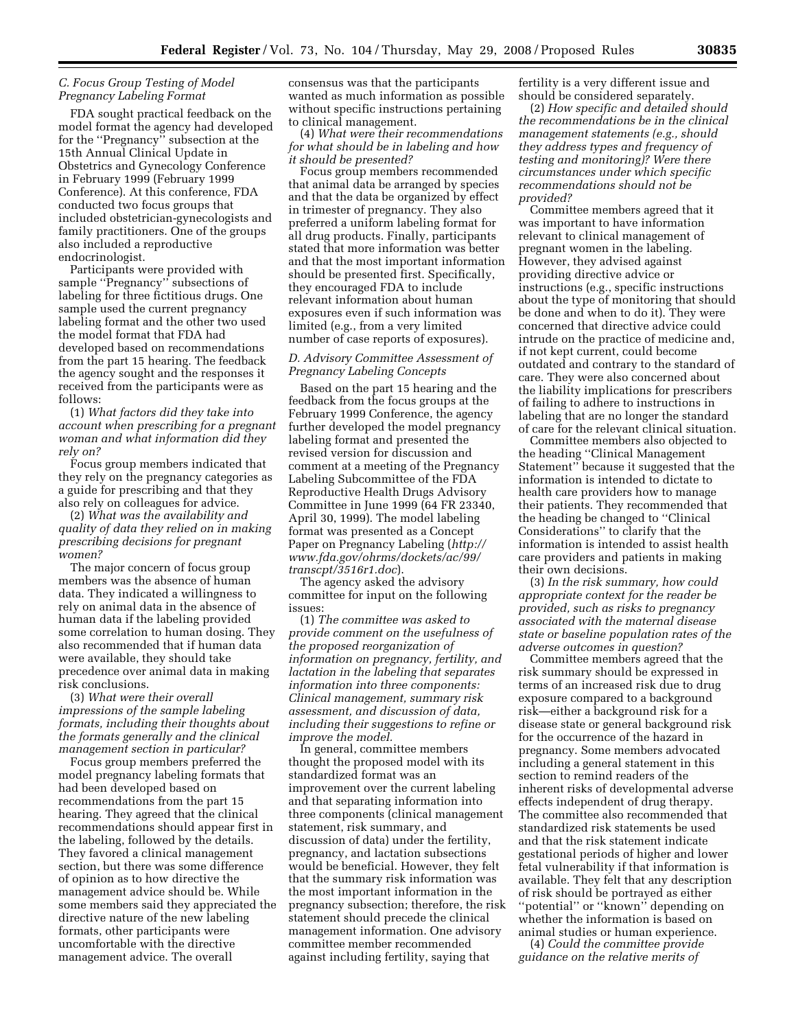### C. Focus Group Testing of Model Pregnancy Labeling Format

FDA sought practical feedback on the model format the agency had developed for the ''Pregnancy'' subsection at the 15th Annual Clinical Update in Obstetrics and Gynecology Conference in February 1999 (February 1999 Conference). At this conference, FDA conducted two focus groups that included obstetrician-gynecologists and family practitioners. One of the groups also included a reproductive endocrinologist.

Participants were provided with sample ''Pregnancy'' subsections of labeling for three fictitious drugs. One sample used the current pregnancy labeling format and the other two used the model format that FDA had developed based on recommendations from the part 15 hearing. The feedback the agency sought and the responses it received from the participants were as follows:

(1) *What factors did they take into account when prescribing for a pregnant woman and what information did they rely on?*

Focus group members indicated that they rely on the pregnancy categories as a guide for prescribing and that they also rely on colleagues for advice.

(2) *What was the availability and quality of data they relied on in making prescribing decisions for pregnant women?*

The major concern of focus group members was the absence of human data. They indicated a willingness to rely on animal data in the absence of human data if the labeling provided some correlation to human dosing. They also recommended that if human data were available, they should take precedence over animal data in making risk conclusions.

(3) *What were their overall impressions of the sample labeling formats, including their thoughts about the formats generally and the clinical management section in particular?*

Focus group members preferred the model pregnancy labeling formats that had been developed based on recommendations from the part 15 hearing. They agreed that the clinical recommendations should appear first in the labeling, followed by the details. They favored a clinical management section, but there was some difference of opinion as to how directive the management advice should be. While some members said they appreciated the directive nature of the new labeling formats, other participants were uncomfortable with the directive management advice. The overall consensus was that the participants wanted as much information as possible without specific instructions pertaining to clinical management.

(4) *What were their recommendations for what should be in labeling and how it should be presented?*

Focus group members recommended that animal data be arranged by species and that the data be organized by effect in trimester of pregnancy. They also preferred a uniform labeling format for all drug products. Finally, participants stated that more information was better and that the most important information should be presented first. Specifically, they encouraged FDA to include relevant information about human exposures even if such information was limited (e.g., from a very limited number of case reports of exposures).

### D. Advisory Committee Assessment of Pregnancy Labeling Concepts

Based on the part 15 hearing and the feedback from the focus groups at the February 1999 Conference, the agency further developed the model pregnancy labeling format and presented the revised version for discussion and comment at a meeting of the Pregnancy Labeling Subcommittee of the FDA Reproductive Health Drugs Advisory Committee in June 1999 (64 FR 23340, April 30, 1999). The model labeling format was presented as a Concept Paper on Pregnancy Labeling (*http://www.fda.gov/ohrms/dockets/ac/99/transcpt/3516r1.doc*).

The agency asked the advisory committee for input on the following issues:

(1) *The committee was asked to provide comment on the usefulness of the proposed reorganization of information on pregnancy, fertility, and lactation in the labeling that separates information into three components: Clinical management, summary risk assessment, and discussion of data, including their suggestions to refine or improve the model.*

In general, committee members thought the proposed model with its standardized format was an improvement over the current labeling and that separating information into three components (clinical management statement, risk summary, and discussion of data) under the fertility, pregnancy, and lactation subsections would be beneficial. However, they felt that the summary risk information was the most important information in the pregnancy subsection; therefore, the risk statement should precede the clinical management information. One advisory committee member recommended against including fertility, saying that fertility is a very different issue and should be considered separately.

(2) *How specific and detailed should the recommendations be in the clinical management statements (e.g., should they address types and frequency of testing and monitoring)? Were there circumstances under which specific recommendations should not be provided?*

Committee members agreed that it was important to have information relevant to clinical management of pregnant women in the labeling. However, they advised against providing directive advice or instructions (e.g., specific instructions about the type of monitoring that should be done and when to do it). They were concerned that directive advice could intrude on the practice of medicine and, if not kept current, could become outdated and contrary to the standard of care. They were also concerned about the liability implications for prescribers of failing to adhere to instructions in labeling that are no longer the standard of care for the relevant clinical situation.

Committee members also objected to the heading ''Clinical Management Statement'' because it suggested that the information is intended to dictate to health care providers how to manage their patients. They recommended that the heading be changed to ''Clinical Considerations'' to clarify that the information is intended to assist health care providers and patients in making their own decisions.

(3) *In the risk summary, how could appropriate context for the reader be provided, such as risks to pregnancy associated with the maternal disease state or baseline population rates of the adverse outcomes in question?*

Committee members agreed that the risk summary should be expressed in terms of an increased risk due to drug exposure compared to a background risk—either a background risk for a disease state or general background risk for the occurrence of the hazard in pregnancy. Some members advocated including a general statement in this section to remind readers of the inherent risks of developmental adverse effects independent of drug therapy. The committee also recommended that standardized risk statements be used and that the risk statement indicate gestational periods of higher and lower fetal vulnerability if that information is available. They felt that any description of risk should be portrayed as either ''potential'' or ''known'' depending on whether the information is based on animal studies or human experience.

(4) *Could the committee provide guidance on the relative merits of*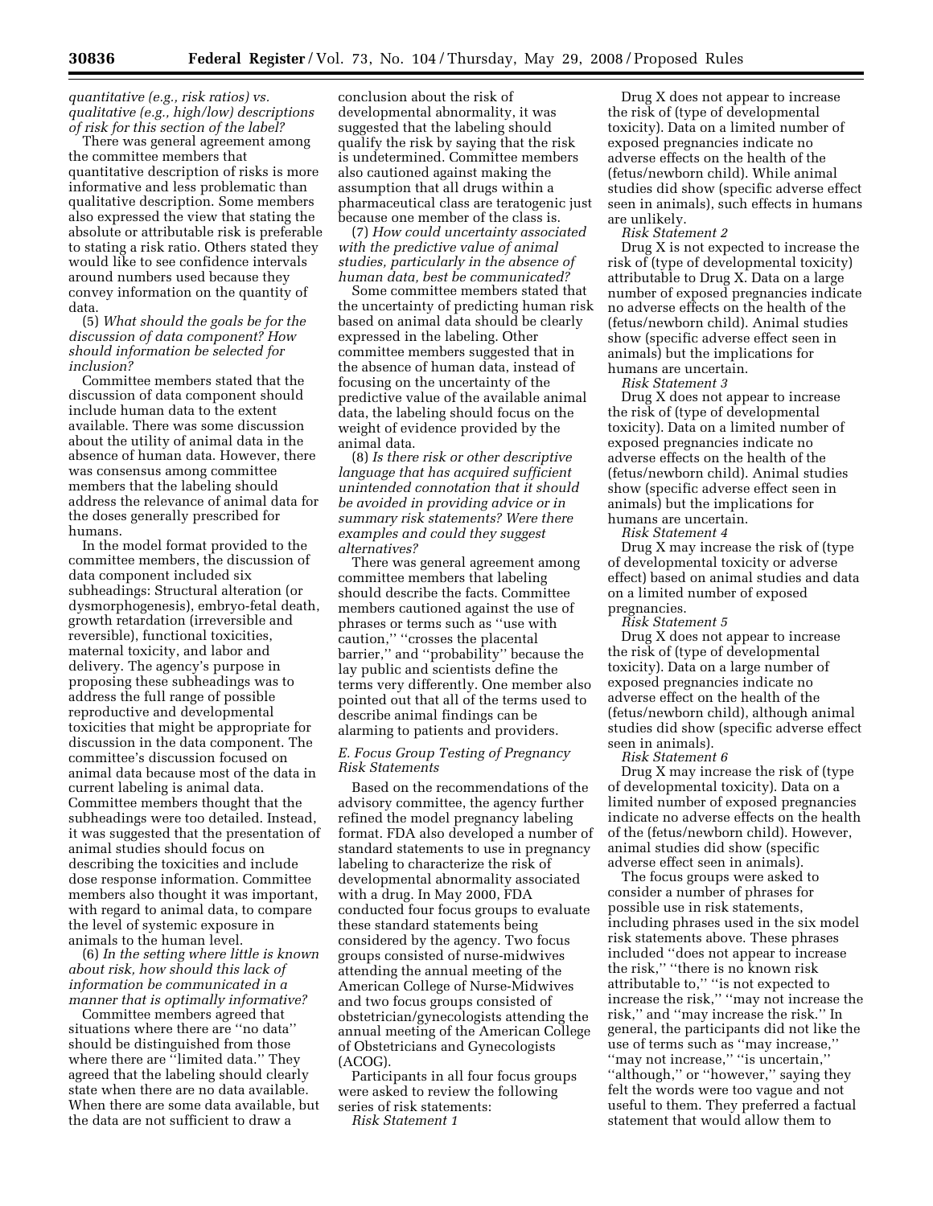*quantitative (e.g., risk ratios) vs. qualitative (e.g., high/low) descriptions of risk for this section of the label?*

There was general agreement among the committee members that quantitative description of risks is more informative and less problematic than qualitative description. Some members also expressed the view that stating the absolute or attributable risk is preferable to stating a risk ratio. Others stated they would like to see confidence intervals around numbers used because they convey information on the quantity of data.

(5) *What should the goals be for the discussion of data component? How should information be selected for inclusion?*

Committee members stated that the discussion of data component should include human data to the extent available. There was some discussion about the utility of animal data in the absence of human data. However, there was consensus among committee members that the labeling should address the relevance of animal data for the doses generally prescribed for humans.

In the model format provided to the committee members, the discussion of data component included six subheadings: Structural alteration (or dysmorphogenesis), embryo-fetal death, growth retardation (irreversible and reversible), functional toxicities, maternal toxicity, and labor and delivery. The agency's purpose in proposing these subheadings was to address the full range of possible reproductive and developmental toxicities that might be appropriate for discussion in the data component. The committee's discussion focused on animal data because most of the data in current labeling is animal data. Committee members thought that the subheadings were too detailed. Instead, it was suggested that the presentation of animal studies should focus on describing the toxicities and include dose response information. Committee members also thought it was important, with regard to animal data, to compare the level of systemic exposure in animals to the human level.

(6) *In the setting where little is known about risk, how should this lack of information be communicated in a manner that is optimally informative?*

Committee members agreed that situations where there are ''no data'' should be distinguished from those where there are ''limited data.'' They agreed that the labeling should clearly state when there are no data available. When there are some data available, but the data are not sufficient to draw a conclusion about the risk of developmental abnormality, it was suggested that the labeling should qualify the risk by saying that the risk is undetermined. Committee members also cautioned against making the assumption that all drugs within a pharmaceutical class are teratogenic just because one member of the class is.

(7) *How could uncertainty associated with the predictive value of animal studies, particularly in the absence of human data, best be communicated?*

Some committee members stated that the uncertainty of predicting human risk based on animal data should be clearly expressed in the labeling. Other committee members suggested that in the absence of human data, instead of focusing on the uncertainty of the predictive value of the available animal data, the labeling should focus on the weight of evidence provided by the animal data.

(8) *Is there risk or other descriptive language that has acquired sufficient unintended connotation that it should be avoided in providing advice or in summary risk statements? Were there examples and could they suggest alternatives?*

There was general agreement among committee members that labeling should describe the facts. Committee members cautioned against the use of phrases or terms such as ''use with caution,'' ''crosses the placental barrier,'' and ''probability'' because the lay public and scientists define the terms very differently. One member also pointed out that all of the terms used to describe animal findings can be alarming to patients and providers.

### *E. Focus Group Testing of Pregnancy Risk Statements*

Based on the recommendations of the advisory committee, the agency further refined the model pregnancy labeling format. FDA also developed a number of standard statements to use in pregnancy labeling to characterize the risk of developmental abnormality associated with a drug. In May 2000, FDA conducted four focus groups to evaluate these standard statements being considered by the agency. Two focus groups consisted of nurse-midwives attending the annual meeting of the American College of Nurse-Midwives and two focus groups consisted of obstetrician/gynecologists attending the annual meeting of the American College of Obstetricians and Gynecologists (ACOG).

Participants in all four focus groups were asked to review the following series of risk statements:

*Risk Statement 1*

Drug X does not appear to increase the risk of (type of developmental toxicity). Data on a limited number of exposed pregnancies indicate no adverse effects on the health of the (fetus/newborn child). While animal studies did show (specific adverse effect seen in animals), such effects in humans are unlikely.

*Risk Statement 2*

Drug X is not expected to increase the risk of (type of developmental toxicity) attributable to Drug X. Data on a large number of exposed pregnancies indicate no adverse effects on the health of the (fetus/newborn child). Animal studies show (specific adverse effect seen in animals) but the implications for humans are uncertain.

*Risk Statement 3*

Drug X does not appear to increase the risk of (type of developmental toxicity). Data on a limited number of exposed pregnancies indicate no adverse effects on the health of the (fetus/newborn child). Animal studies show (specific adverse effect seen in animals) but the implications for humans are uncertain.

*Risk Statement 4*

Drug X may increase the risk of (type of developmental toxicity or adverse effect) based on animal studies and data on a limited number of exposed pregnancies.

*Risk Statement 5*

Drug X does not appear to increase the risk of (type of developmental toxicity). Data on a large number of exposed pregnancies indicate no adverse effect on the health of the (fetus/newborn child), although animal studies did show (specific adverse effect seen in animals).

*Risk Statement 6*

Drug X may increase the risk of (type of developmental toxicity). Data on a limited number of exposed pregnancies indicate no adverse effects on the health of the (fetus/newborn child). However, animal studies did show (specific adverse effect seen in animals).

The focus groups were asked to consider a number of phrases for possible use in risk statements, including phrases used in the six model risk statements above. These phrases included ''does not appear to increase the risk,'' ''there is no known risk attributable to,'' ''is not expected to increase the risk,'' ''may not increase the risk,'' and ''may increase the risk.'' In general, the participants did not like the use of terms such as ''may increase,'' ''may not increase,'' ''is uncertain,'' ''although,'' or ''however,'' saying they felt the words were too vague and not useful to them. They preferred a factual statement that would allow them to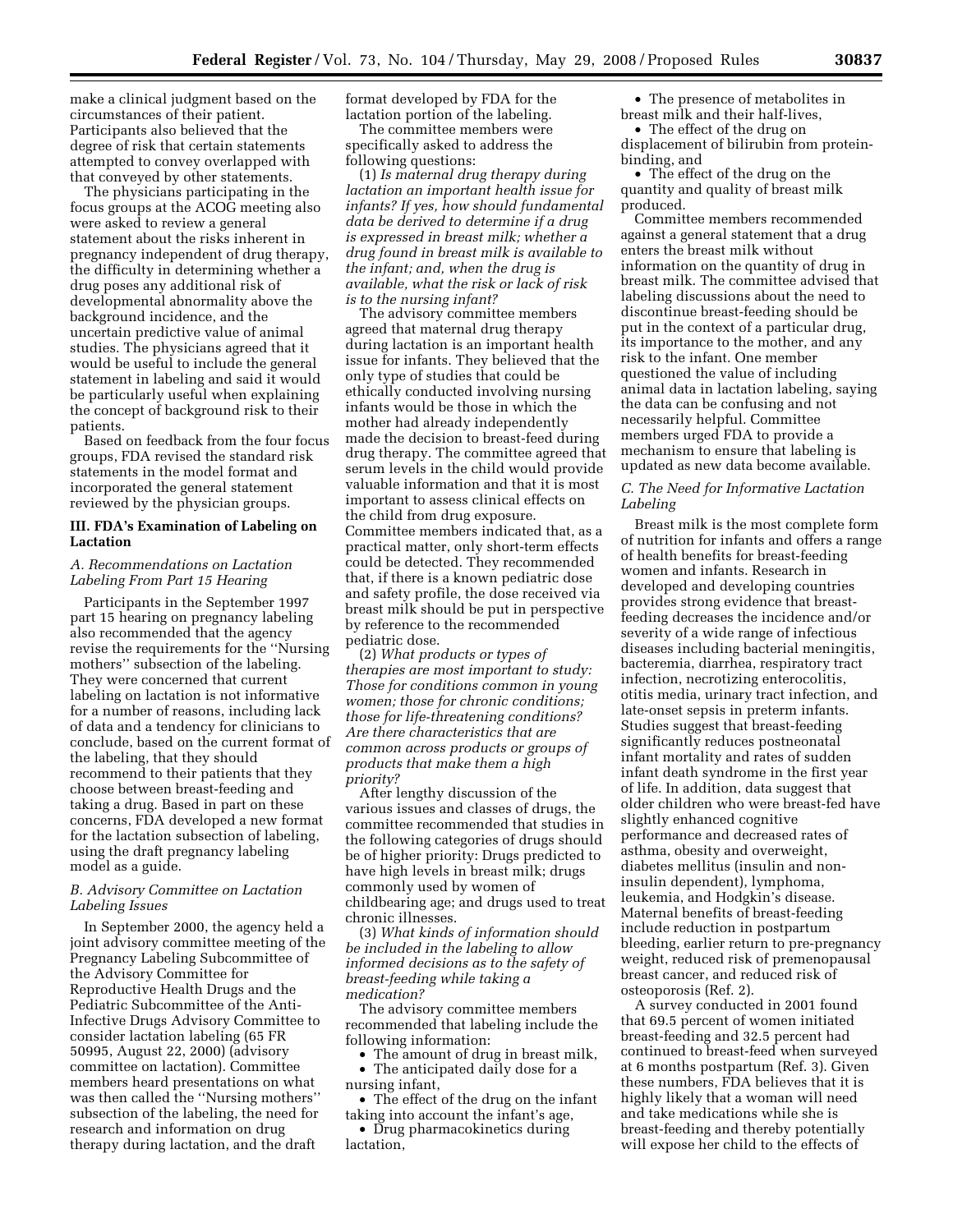make a clinical judgment based on the circumstances of their patient. Participants also believed that the degree of risk that certain statements attempted to convey overlapped with that conveyed by other statements.

The physicians participating in the focus groups at the ACOG meeting also were asked to review a general statement about the risks inherent in pregnancy independent of drug therapy, the difficulty in determining whether a drug poses any additional risk of developmental abnormality above the background incidence, and the uncertain predictive value of animal studies. The physicians agreed that it would be useful to include the general statement in labeling and said it would be particularly useful when explaining the concept of background risk to their patients.

Based on feedback from the four focus groups, FDA revised the standard risk statements in the model format and incorporated the general statement reviewed by the physician groups.

## III. FDA's Examination of Labeling on Lactation

### *A. Recommendations on Lactation Labeling From Part 15 Hearing*

Participants in the September 1997 part 15 hearing on pregnancy labeling also recommended that the agency revise the requirements for the ''Nursing mothers'' subsection of the labeling. They were concerned that current labeling on lactation is not informative for a number of reasons, including lack of data and a tendency for clinicians to conclude, based on the current format of the labeling, that they should recommend to their patients that they choose between breast-feeding and taking a drug. Based in part on these concerns, FDA developed a new format for the lactation subsection of labeling, using the draft pregnancy labeling model as a guide.

### *B. Advisory Committee on Lactation Labeling Issues*

In September 2000, the agency held a joint advisory committee meeting of the Pregnancy Labeling Subcommittee of the Advisory Committee for Reproductive Health Drugs and the Pediatric Subcommittee of the Anti-Infective Drugs Advisory Committee to consider lactation labeling (65 FR 50995, August 22, 2000) (advisory committee on lactation). Committee members heard presentations on what was then called the ''Nursing mothers'' subsection of the labeling, the need for research and information on drug therapy during lactation, and the draft format developed by FDA for the lactation portion of the labeling.

The committee members were specifically asked to address the following questions:

(1) *Is maternal drug therapy during lactation an important health issue for infants? If yes, how should fundamental data be derived to determine if a drug is expressed in breast milk; whether a drug found in breast milk is available to the infant; and, when the drug is available, what the risk or lack of risk is to the nursing infant?*

The advisory committee members agreed that maternal drug therapy during lactation is an important health issue for infants. They believed that the only type of studies that could be ethically conducted involving nursing infants would be those in which the mother had already independently made the decision to breast-feed during drug therapy. The committee agreed that serum levels in the child would provide valuable information and that it is most important to assess clinical effects on the child from drug exposure. Committee members indicated that, as a practical matter, only short-term effects could be detected. They recommended that, if there is a known pediatric dose and safety profile, the dose received via breast milk should be put in perspective by reference to the recommended pediatric dose.

(2) *What products or types of therapies are most important to study: Those for conditions common in young women; those for chronic conditions; those for life-threatening conditions? Are there characteristics that are common across products or groups of products that make them a high priority?*

After lengthy discussion of the various issues and classes of drugs, the committee recommended that studies in the following categories of drugs should be of higher priority: Drugs predicted to have high levels in breast milk; drugs commonly used by women of childbearing age; and drugs used to treat chronic illnesses.

(3) *What kinds of information should be included in the labeling to allow informed decisions as to the safety of breast-feeding while taking a medication?*

The advisory committee members recommended that labeling include the following information:

- The amount of drug in breast milk,
- The anticipated daily dose for a nursing infant,
- The effect of the drug on the infant taking into account the infant's age,
- Drug pharmacokinetics during lactation,
- The presence of metabolites in breast milk and their half-lives,
- The effect of the drug on displacement of bilirubin from protein-binding, and
- The effect of the drug on the quantity and quality of breast milk produced.

Committee members recommended against a general statement that a drug enters the breast milk without information on the quantity of drug in breast milk. The committee advised that labeling discussions about the need to discontinue breast-feeding should be put in the context of a particular drug, its importance to the mother, and any risk to the infant. One member questioned the value of including animal data in lactation labeling, saying the data can be confusing and not necessarily helpful. Committee members urged FDA to provide a mechanism to ensure that labeling is updated as new data become available.

### *C. The Need for Informative Lactation Labeling*

Breast milk is the most complete form of nutrition for infants and offers a range of health benefits for breast-feeding women and infants. Research in developed and developing countries provides strong evidence that breast-feeding decreases the incidence and/or severity of a wide range of infectious diseases including bacterial meningitis, bacteremia, diarrhea, respiratory tract infection, necrotizing enterocolitis, otitis media, urinary tract infection, and late-onset sepsis in preterm infants. Studies suggest that breast-feeding significantly reduces postneonatal infant mortality and rates of sudden infant death syndrome in the first year of life. In addition, data suggest that older children who were breast-fed have slightly enhanced cognitive performance and decreased rates of asthma, obesity and overweight, diabetes mellitus (insulin and non-insulin dependent), lymphoma, leukemia, and Hodgkin's disease. Maternal benefits of breast-feeding include reduction in postpartum bleeding, earlier return to pre-pregnancy weight, reduced risk of premenopausal breast cancer, and reduced risk of osteoporosis (Ref. 2).

A survey conducted in 2001 found that 69.5 percent of women initiated breast-feeding and 32.5 percent had continued to breast-feed when surveyed at 6 months postpartum (Ref. 3). Given these numbers, FDA believes that it is highly likely that a woman will need and take medications while she is breast-feeding and thereby potentially will expose her child to the effects of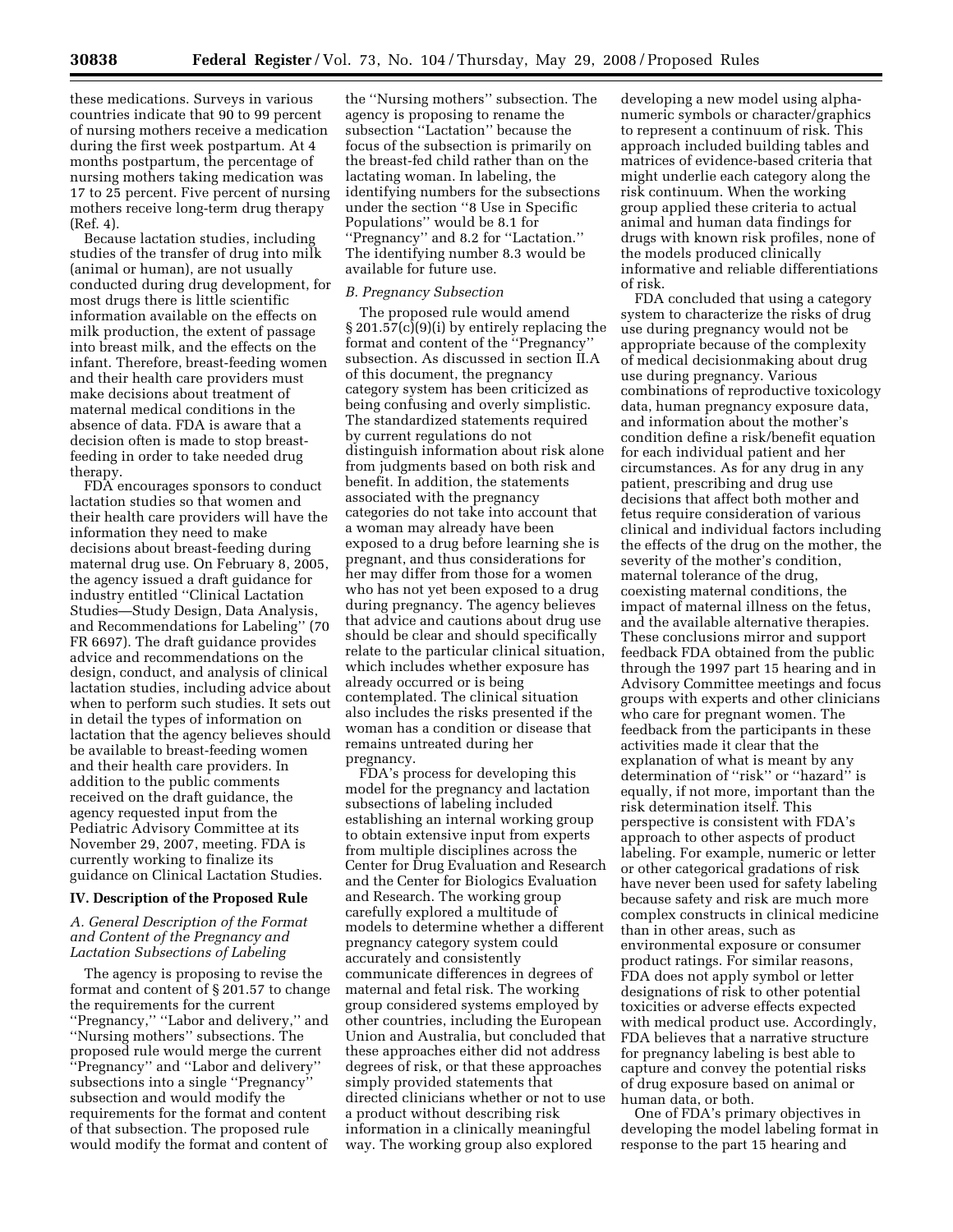these medications. Surveys in various countries indicate that 90 to 99 percent of nursing mothers receive a medication during the first week postpartum. At 4 months postpartum, the percentage of nursing mothers taking medication was 17 to 25 percent. Five percent of nursing mothers receive long-term drug therapy (Ref. 4).

Because lactation studies, including studies of the transfer of drug into milk (animal or human), are not usually conducted during drug development, for most drugs there is little scientific information available on the effects on milk production, the extent of passage into breast milk, and the effects on the infant. Therefore, breast-feeding women and their health care providers must make decisions about treatment of maternal medical conditions in the absence of data. FDA is aware that a decision often is made to stop breast-feeding in order to take needed drug therapy.

FDA encourages sponsors to conduct lactation studies so that women and their health care providers will have the information they need to make decisions about breast-feeding during maternal drug use. On February 8, 2005, the agency issued a draft guidance for industry entitled ''Clinical Lactation Studies—Study Design, Data Analysis, and Recommendations for Labeling'' (70 FR 6697). The draft guidance provides advice and recommendations on the design, conduct, and analysis of clinical lactation studies, including advice about when to perform such studies. It sets out in detail the types of information on lactation that the agency believes should be available to breast-feeding women and their health care providers. In addition to the public comments received on the draft guidance, the agency requested input from the Pediatric Advisory Committee at its November 29, 2007, meeting. FDA is currently working to finalize its guidance on Clinical Lactation Studies.

## IV. Description of the Proposed Rule

### *A. General Description of the Format and Content of the Pregnancy and Lactation Subsections of Labeling*

The agency is proposing to revise the format and content of § 201.57 to change the requirements for the current ''Pregnancy,'' ''Labor and delivery,'' and ''Nursing mothers'' subsections. The proposed rule would merge the current ''Pregnancy'' and ''Labor and delivery'' subsections into a single ''Pregnancy'' subsection and would modify the requirements for the format and content of that subsection. The proposed rule would modify the format and content of the ''Nursing mothers'' subsection. The agency is proposing to rename the subsection ''Lactation'' because the focus of the subsection is primarily on the breast-fed child rather than on the lactating woman. In labeling, the identifying numbers for the subsections under the section ''8 Use in Specific Populations'' would be 8.1 for ''Pregnancy'' and 8.2 for ''Lactation.'' The identifying number 8.3 would be available for future use.

### *B. Pregnancy Subsection*

The proposed rule would amend § 201.57(c)(9)(i) by entirely replacing the format and content of the ''Pregnancy'' subsection. As discussed in section II.A of this document, the pregnancy category system has been criticized as being confusing and overly simplistic. The standardized statements required by current regulations do not distinguish information about risk alone from judgments based on both risk and benefit. In addition, the statements associated with the pregnancy categories do not take into account that a woman may already have been exposed to a drug before learning she is pregnant, and thus considerations for her may differ from those for a women who has not yet been exposed to a drug during pregnancy. The agency believes that advice and cautions about drug use should be clear and should specifically relate to the particular clinical situation, which includes whether exposure has already occurred or is being contemplated. The clinical situation also includes the risks presented if the woman has a condition or disease that remains untreated during her pregnancy.

FDA's process for developing this model for the pregnancy and lactation subsections of labeling included establishing an internal working group to obtain extensive input from experts from multiple disciplines across the Center for Drug Evaluation and Research and the Center for Biologics Evaluation and Research. The working group carefully explored a multitude of models to determine whether a different pregnancy category system could accurately and consistently communicate differences in degrees of maternal and fetal risk. The working group considered systems employed by other countries, including the European Union and Australia, but concluded that these approaches either did not address degrees of risk, or that these approaches simply provided statements that directed clinicians whether or not to use a product without describing risk information in a clinically meaningful way. The working group also explored developing a new model using alpha-numeric symbols or character/graphics to represent a continuum of risk. This approach included building tables and matrices of evidence-based criteria that might underlie each category along the risk continuum. When the working group applied these criteria to actual animal and human data findings for drugs with known risk profiles, none of the models produced clinically informative and reliable differentiations of risk.

FDA concluded that using a category system to characterize the risks of drug use during pregnancy would not be appropriate because of the complexity of medical decisionmaking about drug use during pregnancy. Various combinations of reproductive toxicology data, human pregnancy exposure data, and information about the mother's condition define a risk/benefit equation for each individual patient and her circumstances. As for any drug in any patient, prescribing and drug use decisions that affect both mother and fetus require consideration of various clinical and individual factors including the effects of the drug on the mother, the severity of the mother's condition, maternal tolerance of the drug, coexisting maternal conditions, the impact of maternal illness on the fetus, and the available alternative therapies. These conclusions mirror and support feedback FDA obtained from the public through the 1997 part 15 hearing and in Advisory Committee meetings and focus groups with experts and other clinicians who care for pregnant women. The feedback from the participants in these activities made it clear that the explanation of what is meant by any determination of ''risk'' or ''hazard'' is equally, if not more, important than the risk determination itself. This perspective is consistent with FDA's approach to other aspects of product labeling. For example, numeric or letter or other categorical gradations of risk have never been used for safety labeling because safety and risk are much more complex constructs in clinical medicine than in other areas, such as environmental exposure or consumer product ratings. For similar reasons, FDA does not apply symbol or letter designations of risk to other potential toxicities or adverse effects expected with medical product use. Accordingly, FDA believes that a narrative structure for pregnancy labeling is best able to capture and convey the potential risks of drug exposure based on animal or human data, or both.

One of FDA's primary objectives in developing the model labeling format in response to the part 15 hearing and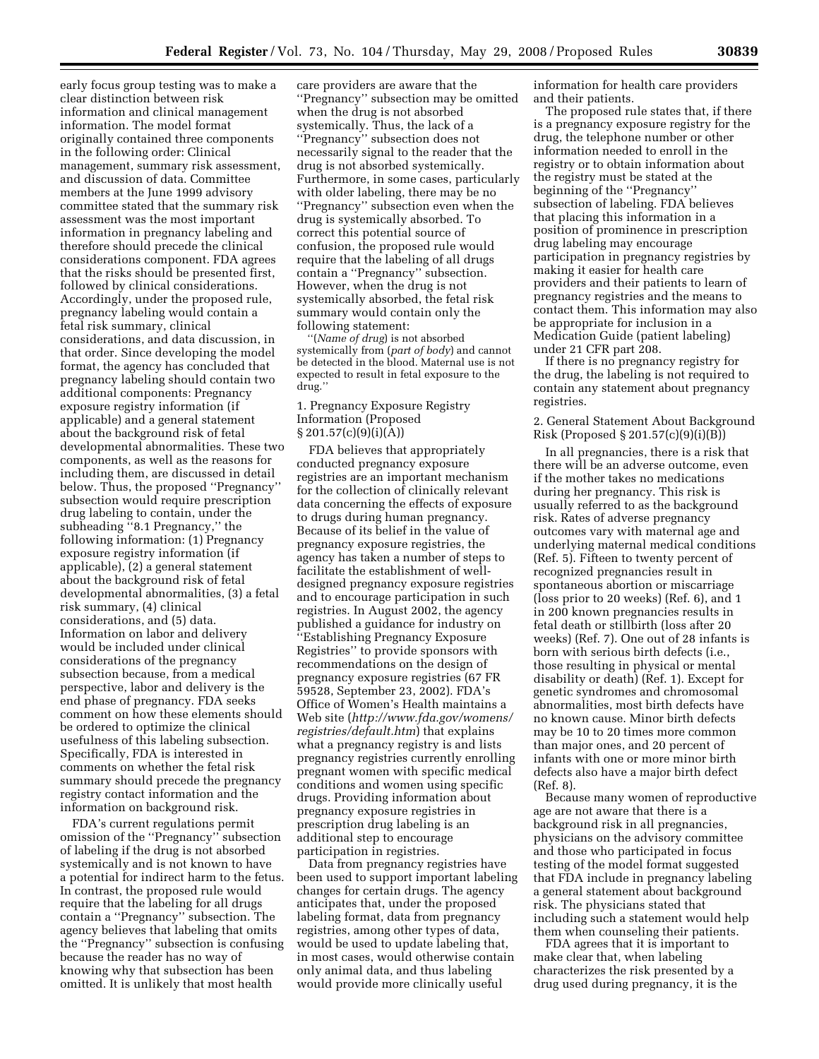early focus group testing was to make a clear distinction between risk information and clinical management information. The model format originally contained three components in the following order: Clinical management, summary risk assessment, and discussion of data. Committee members at the June 1999 advisory committee stated that the summary risk assessment was the most important information in pregnancy labeling and therefore should precede the clinical considerations component. FDA agrees that the risks should be presented first, followed by clinical considerations. Accordingly, under the proposed rule, pregnancy labeling would contain a fetal risk summary, clinical considerations, and data discussion, in that order. Since developing the model format, the agency has concluded that pregnancy labeling should contain two additional components: Pregnancy exposure registry information (if applicable) and a general statement about the background risk of fetal developmental abnormalities. These two components, as well as the reasons for including them, are discussed in detail below. Thus, the proposed ''Pregnancy'' subsection would require prescription drug labeling to contain, under the subheading ''8.1 Pregnancy,'' the following information: (1) Pregnancy exposure registry information (if applicable), (2) a general statement about the background risk of fetal developmental abnormalities, (3) a fetal risk summary, (4) clinical considerations, and (5) data. Information on labor and delivery would be included under clinical considerations of the pregnancy subsection because, from a medical perspective, labor and delivery is the end phase of pregnancy. FDA seeks comment on how these elements should be ordered to optimize the clinical usefulness of this labeling subsection. Specifically, FDA is interested in comments on whether the fetal risk summary should precede the pregnancy registry contact information and the information on background risk.

FDA's current regulations permit omission of the ''Pregnancy'' subsection of labeling if the drug is not absorbed systemically and is not known to have a potential for indirect harm to the fetus. In contrast, the proposed rule would require that the labeling for all drugs contain a ''Pregnancy'' subsection. The agency believes that labeling that omits the ''Pregnancy'' subsection is confusing because the reader has no way of knowing why that subsection has been omitted. It is unlikely that most health care providers are aware that the ''Pregnancy'' subsection may be omitted when the drug is not absorbed systemically. Thus, the lack of a ''Pregnancy'' subsection does not necessarily signal to the reader that the drug is not absorbed systemically. Furthermore, in some cases, particularly with older labeling, there may be no ''Pregnancy'' subsection even when the drug is systemically absorbed. To correct this potential source of confusion, the proposed rule would require that the labeling of all drugs contain a ''Pregnancy'' subsection. However, when the drug is not systemically absorbed, the fetal risk summary would contain only the following statement:

''(*Name of drug*) is not absorbed systemically from (*part of body*) and cannot be detected in the blood. Maternal use is not expected to result in fetal exposure to the drug.''

1. Pregnancy Exposure Registry Information (Proposed § 201.57(c)(9)(i)(A))

FDA believes that appropriately conducted pregnancy exposure registries are an important mechanism for the collection of clinically relevant data concerning the effects of exposure to drugs during human pregnancy. Because of its belief in the value of pregnancy exposure registries, the agency has taken a number of steps to facilitate the establishment of well-designed pregnancy exposure registries and to encourage participation in such registries. In August 2002, the agency published a guidance for industry on ''Establishing Pregnancy Exposure Registries'' to provide sponsors with recommendations on the design of pregnancy exposure registries (67 FR 59528, September 23, 2002). FDA's Office of Women's Health maintains a Web site (*http://www.fda.gov/womens/registries/default.htm*) that explains what a pregnancy registry is and lists pregnancy registries currently enrolling pregnant women with specific medical conditions and women using specific drugs. Providing information about pregnancy exposure registries in prescription drug labeling is an additional step to encourage participation in registries.

Data from pregnancy registries have been used to support important labeling changes for certain drugs. The agency anticipates that, under the proposed labeling format, data from pregnancy registries, among other types of data, would be used to update labeling that, in most cases, would otherwise contain only animal data, and thus labeling would provide more clinically useful information for health care providers and their patients.

The proposed rule states that, if there is a pregnancy exposure registry for the drug, the telephone number or other information needed to enroll in the registry or to obtain information about the registry must be stated at the beginning of the ''Pregnancy'' subsection of labeling. FDA believes that placing this information in a position of prominence in prescription drug labeling may encourage participation in pregnancy registries by making it easier for health care providers and their patients to learn of pregnancy registries and the means to contact them. This information may also be appropriate for inclusion in a Medication Guide (patient labeling) under 21 CFR part 208.

If there is no pregnancy registry for the drug, the labeling is not required to contain any statement about pregnancy registries.

2. General Statement About Background Risk (Proposed § 201.57(c)(9)(i)(B))

In all pregnancies, there is a risk that there will be an adverse outcome, even if the mother takes no medications during her pregnancy. This risk is usually referred to as the background risk. Rates of adverse pregnancy outcomes vary with maternal age and underlying maternal medical conditions (Ref. 5). Fifteen to twenty percent of recognized pregnancies result in spontaneous abortion or miscarriage (loss prior to 20 weeks) (Ref. 6), and 1 in 200 known pregnancies results in fetal death or stillbirth (loss after 20 weeks) (Ref. 7). One out of 28 infants is born with serious birth defects (i.e., those resulting in physical or mental disability or death) (Ref. 1). Except for genetic syndromes and chromosomal abnormalities, most birth defects have no known cause. Minor birth defects may be 10 to 20 times more common than major ones, and 20 percent of infants with one or more minor birth defects also have a major birth defect (Ref. 8).

Because many women of reproductive age are not aware that there is a background risk in all pregnancies, physicians on the advisory committee and those who participated in focus testing of the model format suggested that FDA include in pregnancy labeling a general statement about background risk. The physicians stated that including such a statement would help them when counseling their patients.

FDA agrees that it is important to make clear that, when labeling characterizes the risk presented by a drug used during pregnancy, it is the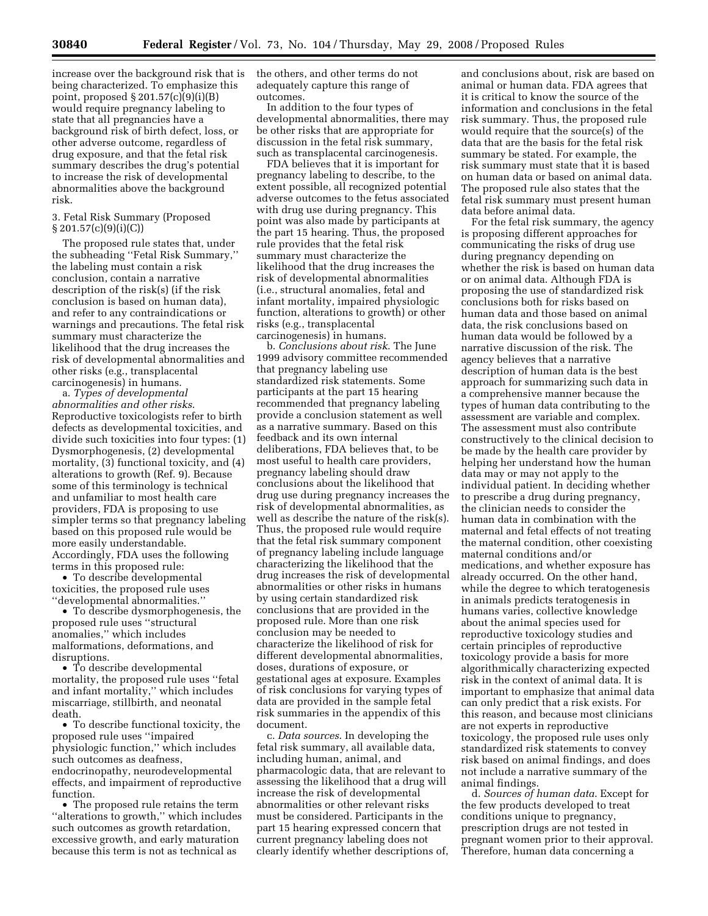increase over the background risk that is being characterized. To emphasize this point, proposed § 201.57(c)(9)(i)(B) would require pregnancy labeling to state that all pregnancies have a background risk of birth defect, loss, or other adverse outcome, regardless of drug exposure, and that the fetal risk summary describes the drug's potential to increase the risk of developmental abnormalities above the background risk.

3. Fetal Risk Summary (Proposed § 201.57(c)(9)(i)(C))

The proposed rule states that, under the subheading "Fetal Risk Summary," the labeling must contain a risk conclusion, contain a narrative description of the risk(s) (if the risk conclusion is based on human data), and refer to any contraindications or warnings and precautions. The fetal risk summary must characterize the likelihood that the drug increases the risk of developmental abnormalities and other risks (e.g., transplacental carcinogenesis) in humans.

a. *Types of developmental abnormalities and other risks*. Reproductive toxicologists refer to birth defects as developmental toxicities, and divide such toxicities into four types: (1) Dysmorphogenesis, (2) developmental mortality, (3) functional toxicity, and (4) alterations to growth (Ref. 9). Because some of this terminology is technical and unfamiliar to most health care providers, FDA is proposing to use simpler terms so that pregnancy labeling based on this proposed rule would be more easily understandable. Accordingly, FDA uses the following terms in this proposed rule:

- To describe developmental toxicities, the proposed rule uses "developmental abnormalities."
- To describe dysmorphogenesis, the proposed rule uses "structural anomalies," which includes malformations, deformations, and disruptions.
- To describe developmental mortality, the proposed rule uses "fetal and infant mortality," which includes miscarriage, stillbirth, and neonatal death.
- To describe functional toxicity, the proposed rule uses "impaired physiologic function," which includes such outcomes as deafness, endocrinopathy, neurodevelopmental effects, and impairment of reproductive function.
- The proposed rule retains the term "alterations to growth," which includes such outcomes as growth retardation, excessive growth, and early maturation because this term is not as technical as the others, and other terms do not adequately capture this range of outcomes.

In addition to the four types of developmental abnormalities, there may be other risks that are appropriate for discussion in the fetal risk summary, such as transplacental carcinogenesis.

FDA believes that it is important for pregnancy labeling to describe, to the extent possible, all recognized potential adverse outcomes to the fetus associated with drug use during pregnancy. This point was also made by participants at the part 15 hearing. Thus, the proposed rule provides that the fetal risk summary must characterize the likelihood that the drug increases the risk of developmental abnormalities (i.e., structural anomalies, fetal and infant mortality, impaired physiologic function, alterations to growth) or other risks (e.g., transplacental carcinogenesis) in humans.

b. *Conclusions about risk*. The June 1999 advisory committee recommended that pregnancy labeling use standardized risk statements. Some participants at the part 15 hearing recommended that pregnancy labeling provide a conclusion statement as well as a narrative summary. Based on this feedback and its own internal deliberations, FDA believes that, to be most useful to health care providers, pregnancy labeling should draw conclusions about the likelihood that drug use during pregnancy increases the risk of developmental abnormalities, as well as describe the nature of the risk(s). Thus, the proposed rule would require that the fetal risk summary component of pregnancy labeling include language characterizing the likelihood that the drug increases the risk of developmental abnormalities or other risks in humans by using certain standardized risk conclusions that are provided in the proposed rule. More than one risk conclusion may be needed to characterize the likelihood of risk for different developmental abnormalities, doses, durations of exposure, or gestational ages at exposure. Examples of risk conclusions for varying types of data are provided in the sample fetal risk summaries in the appendix of this document.

c. *Data sources*. In developing the fetal risk summary, all available data, including human, animal, and pharmacologic data, that are relevant to assessing the likelihood that a drug will increase the risk of developmental abnormalities or other relevant risks must be considered. Participants in the part 15 hearing expressed concern that current pregnancy labeling does not clearly identify whether descriptions of, and conclusions about, risk are based on animal or human data. FDA agrees that it is critical to know the source of the information and conclusions in the fetal risk summary. Thus, the proposed rule would require that the source(s) of the data that are the basis for the fetal risk summary be stated. For example, the risk summary must state that it is based on human data or based on animal data. The proposed rule also states that the fetal risk summary must present human data before animal data.

For the fetal risk summary, the agency is proposing different approaches for communicating the risks of drug use during pregnancy depending on whether the risk is based on human data or on animal data. Although FDA is proposing the use of standardized risk conclusions both for risks based on human data and those based on animal data, the risk conclusions based on human data would be followed by a narrative discussion of the risk. The agency believes that a narrative description of human data is the best approach for summarizing such data in a comprehensive manner because the types of human data contributing to the assessment are variable and complex. The assessment must also contribute constructively to the clinical decision to be made by the health care provider by helping her understand how the human data may or may not apply to the individual patient. In deciding whether to prescribe a drug during pregnancy, the clinician needs to consider the human data in combination with the maternal and fetal effects of not treating the maternal condition, other coexisting maternal conditions and/or medications, and whether exposure has already occurred. On the other hand, while the degree to which teratogenesis in animals predicts teratogenesis in humans varies, collective knowledge about the animal species used for reproductive toxicology studies and certain principles of reproductive toxicology provide a basis for more algorithmically characterizing expected risk in the context of animal data. It is important to emphasize that animal data can only predict that a risk exists. For this reason, and because most clinicians are not experts in reproductive toxicology, the proposed rule uses only standardized risk statements to convey risk based on animal findings, and does not include a narrative summary of the animal findings.

d. *Sources of human data*. Except for the few products developed to treat conditions unique to pregnancy, prescription drugs are not tested in pregnant women prior to their approval. Therefore, human data concerning a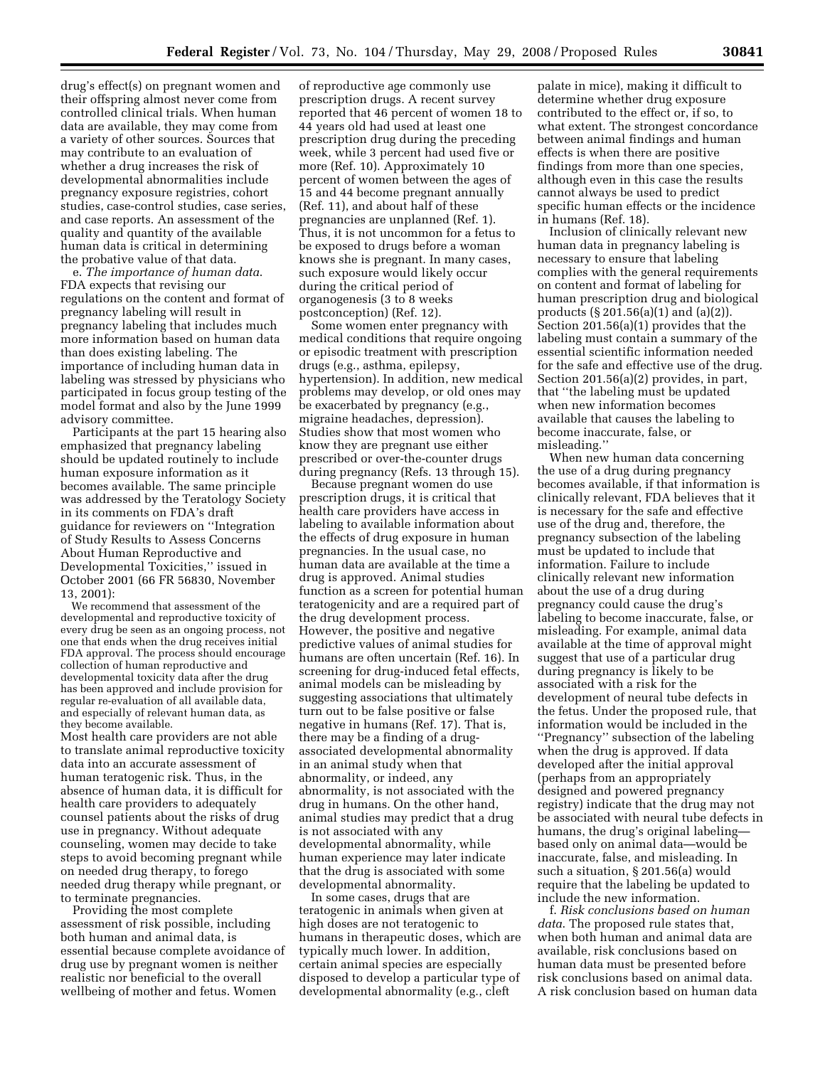drug's effect(s) on pregnant women and their offspring almost never come from controlled clinical trials. When human data are available, they may come from a variety of other sources. Sources that may contribute to an evaluation of whether a drug increases the risk of developmental abnormalities include pregnancy exposure registries, cohort studies, case-control studies, case series, and case reports. An assessment of the quality and quantity of the available human data is critical in determining the probative value of that data.

e. *The importance of human data*. FDA expects that revising our regulations on the content and format of pregnancy labeling will result in pregnancy labeling that includes much more information based on human data than does existing labeling. The importance of including human data in labeling was stressed by physicians who participated in focus group testing of the model format and also by the June 1999 advisory committee.

Participants at the part 15 hearing also emphasized that pregnancy labeling should be updated routinely to include human exposure information as it becomes available. The same principle was addressed by the Teratology Society in its comments on FDA's draft guidance for reviewers on "Integration of Study Results to Assess Concerns About Human Reproductive and Developmental Toxicities," issued in October 2001 (66 FR 56830, November 13, 2001):

> We recommend that assessment of the developmental and reproductive toxicity of every drug be seen as an ongoing process, not one that ends when the drug receives initial FDA approval. The process should encourage collection of human reproductive and developmental toxicity data after the drug has been approved and include provision for regular re-evaluation of all available data, and especially of relevant human data, as they become available.

Most health care providers are not able to translate animal reproductive toxicity data into an accurate assessment of human teratogenic risk. Thus, in the absence of human data, it is difficult for health care providers to adequately counsel patients about the risks of drug use in pregnancy. Without adequate counseling, women may decide to take steps to avoid becoming pregnant while on needed drug therapy, to forego needed drug therapy while pregnant, or to terminate pregnancies.

Providing the most complete assessment of risk possible, including both human and animal data, is essential because complete avoidance of drug use by pregnant women is neither realistic nor beneficial to the overall wellbeing of mother and fetus. Women of reproductive age commonly use prescription drugs. A recent survey reported that 46 percent of women 18 to 44 years old had used at least one prescription drug during the preceding week, while 3 percent had used five or more (Ref. 10). Approximately 10 percent of women between the ages of 15 and 44 become pregnant annually (Ref. 11), and about half of these pregnancies are unplanned (Ref. 1). Thus, it is not uncommon for a fetus to be exposed to drugs before a woman knows she is pregnant. In many cases, such exposure would likely occur during the critical period of organogenesis (3 to 8 weeks postconception) (Ref. 12).

Some women enter pregnancy with medical conditions that require ongoing or episodic treatment with prescription drugs (e.g., asthma, epilepsy, hypertension). In addition, new medical problems may develop, or old ones may be exacerbated by pregnancy (e.g., migraine headaches, depression). Studies show that most women who know they are pregnant use either prescribed or over-the-counter drugs during pregnancy (Refs. 13 through 15).

Because pregnant women do use prescription drugs, it is critical that health care providers have access in labeling to available information about the effects of drug exposure in human pregnancies. In the usual case, no human data are available at the time a drug is approved. Animal studies function as a screen for potential human teratogenicity and are a required part of the drug development process. However, the positive and negative predictive values of animal studies for humans are often uncertain (Ref. 16). In screening for drug-induced fetal effects, animal models can be misleading by suggesting associations that ultimately turn out to be false positive or false negative in humans (Ref. 17). That is, there may be a finding of a drug-associated developmental abnormality in an animal study when that abnormality, or indeed, any abnormality, is not associated with the drug in humans. On the other hand, animal studies may predict that a drug is not associated with any developmental abnormality, while human experience may later indicate that the drug is associated with some developmental abnormality.

In some cases, drugs that are teratogenic in animals when given at high doses are not teratogenic to humans in therapeutic doses, which are typically much lower. In addition, certain animal species are especially disposed to develop a particular type of developmental abnormality (e.g., cleft palate in mice), making it difficult to determine whether drug exposure contributed to the effect or, if so, to what extent. The strongest concordance between animal findings and human effects is when there are positive findings from more than one species, although even in this case the results cannot always be used to predict specific human effects or the incidence in humans (Ref. 18).

Inclusion of clinically relevant new human data in pregnancy labeling is necessary to ensure that labeling complies with the general requirements on content and format of labeling for human prescription drug and biological products (§ 201.56(a)(1) and (a)(2)). Section 201.56(a)(1) provides that the labeling must contain a summary of the essential scientific information needed for the safe and effective use of the drug. Section 201.56(a)(2) provides, in part, that "the labeling must be updated when new information becomes available that causes the labeling to become inaccurate, false, or misleading."

When new human data concerning the use of a drug during pregnancy becomes available, if that information is clinically relevant, FDA believes that it is necessary for the safe and effective use of the drug and, therefore, the pregnancy subsection of the labeling must be updated to include that information. Failure to include clinically relevant new information about the use of a drug during pregnancy could cause the drug's labeling to become inaccurate, false, or misleading. For example, animal data available at the time of approval might suggest that use of a particular drug during pregnancy is likely to be associated with a risk for the development of neural tube defects in the fetus. Under the proposed rule, that information would be included in the "Pregnancy" subsection of the labeling when the drug is approved. If data developed after the initial approval (perhaps from an appropriately designed and powered pregnancy registry) indicate that the drug may not be associated with neural tube defects in humans, the drug's original labeling—based only on animal data—would be inaccurate, false, and misleading. In such a situation, § 201.56(a) would require that the labeling be updated to include the new information.

f. *Risk conclusions based on human data*. The proposed rule states that, when both human and animal data are available, risk conclusions based on human data must be presented before risk conclusions based on animal data. A risk conclusion based on human data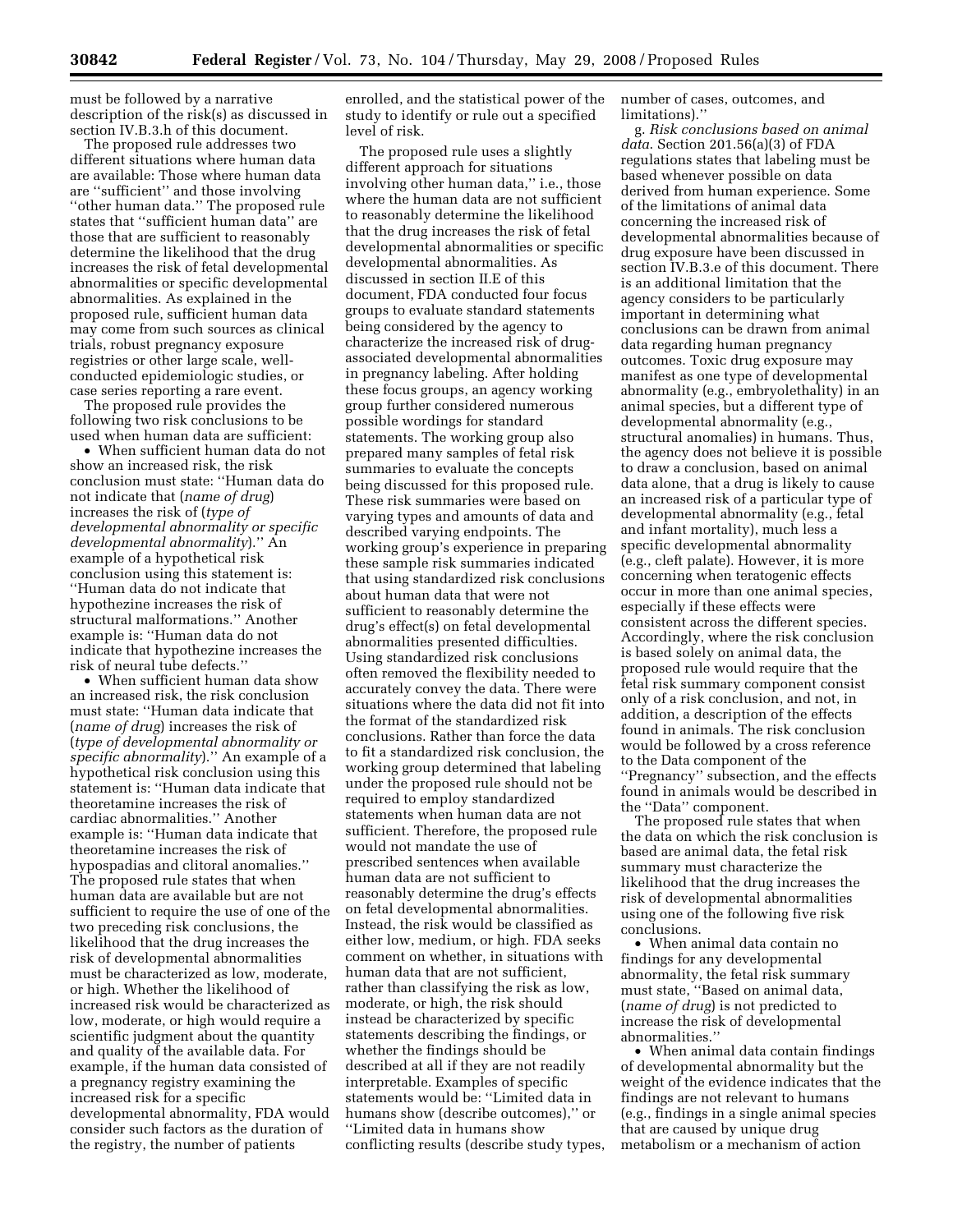must be followed by a narrative description of the risk(s) as discussed in section IV.B.3.h of this document.

The proposed rule addresses two different situations where human data are available: Those where human data are ''sufficient'' and those involving ''other human data.'' The proposed rule states that ''sufficient human data'' are those that are sufficient to reasonably determine the likelihood that the drug increases the risk of fetal developmental abnormalities or specific developmental abnormalities. As explained in the proposed rule, sufficient human data may come from such sources as clinical trials, robust pregnancy exposure registries or other large scale, well-conducted epidemiologic studies, or case series reporting a rare event.

The proposed rule provides the following two risk conclusions to be used when human data are sufficient:

- When sufficient human data do not show an increased risk, the risk conclusion must state: ''Human data do not indicate that (*name of drug*) increases the risk of (*type of developmental abnormality or specific developmental abnormality*).'' An example of a hypothetical risk conclusion using this statement is: ''Human data do not indicate that hypothezine increases the risk of structural malformations.'' Another example is: ''Human data do not indicate that hypothezine increases the risk of neural tube defects.''
- When sufficient human data show an increased risk, the risk conclusion must state: ''Human data indicate that (*name of drug*) increases the risk of (*type of developmental abnormality or specific abnormality*).'' An example of a hypothetical risk conclusion using this statement is: ''Human data indicate that theoretamine increases the risk of cardiac abnormalities.'' Another example is: ''Human data indicate that theoretamine increases the risk of hypospadias and clitoral anomalies.''

The proposed rule states that when human data are available but are not sufficient to require the use of one of the two preceding risk conclusions, the likelihood that the drug increases the risk of developmental abnormalities must be characterized as low, moderate, or high. Whether the likelihood of increased risk would be characterized as low, moderate, or high would require a scientific judgment about the quantity and quality of the available data. For example, if the human data consisted of a pregnancy registry examining the increased risk for a specific developmental abnormality, FDA would consider such factors as the duration of the registry, the number of patients enrolled, and the statistical power of the study to identify or rule out a specified level of risk.

The proposed rule uses a slightly different approach for situations involving other human data,'' i.e., those where the human data are not sufficient to reasonably determine the likelihood that the drug increases the risk of fetal developmental abnormalities or specific developmental abnormalities. As discussed in section II.E of this document, FDA conducted four focus groups to evaluate standard statements being considered by the agency to characterize the increased risk of drug-associated developmental abnormalities in pregnancy labeling. After holding these focus groups, an agency working group further considered numerous possible wordings for standard statements. The working group also prepared many samples of fetal risk summaries to evaluate the concepts being discussed for this proposed rule. These risk summaries were based on varying types and amounts of data and described varying endpoints. The working group's experience in preparing these sample risk summaries indicated that using standardized risk conclusions about human data that were not sufficient to reasonably determine the drug's effect(s) on fetal developmental abnormalities presented difficulties. Using standardized risk conclusions often removed the flexibility needed to accurately convey the data. There were situations where the data did not fit into the format of the standardized risk conclusions. Rather than force the data to fit a standardized risk conclusion, the working group determined that labeling under the proposed rule should not be required to employ standardized statements when human data are not sufficient. Therefore, the proposed rule would not mandate the use of prescribed sentences when available human data are not sufficient to reasonably determine the drug's effects on fetal developmental abnormalities. Instead, the risk would be classified as either low, medium, or high. FDA seeks comment on whether, in situations with human data that are not sufficient, rather than classifying the risk as low, moderate, or high, the risk should instead be characterized by specific statements describing the findings, or whether the findings should be described at all if they are not readily interpretable. Examples of specific statements would be: ''Limited data in humans show (describe outcomes),'' or ''Limited data in humans show conflicting results (describe study types, number of cases, outcomes, and limitations).''

g. *Risk conclusions based on animal data.* Section 201.56(a)(3) of FDA regulations states that labeling must be based whenever possible on data derived from human experience. Some of the limitations of animal data concerning the increased risk of developmental abnormalities because of drug exposure have been discussed in section IV.B.3.e of this document. There is an additional limitation that the agency considers to be particularly important in determining what conclusions can be drawn from animal data regarding human pregnancy outcomes. Toxic drug exposure may manifest as one type of developmental abnormality (e.g., embryolethality) in an animal species, but a different type of developmental abnormality (e.g., structural anomalies) in humans. Thus, the agency does not believe it is possible to draw a conclusion, based on animal data alone, that a drug is likely to cause an increased risk of a particular type of developmental abnormality (e.g., fetal and infant mortality), much less a specific developmental abnormality (e.g., cleft palate). However, it is more concerning when teratogenic effects occur in more than one animal species, especially if these effects were consistent across the different species. Accordingly, where the risk conclusion is based solely on animal data, the proposed rule would require that the fetal risk summary component consist only of a risk conclusion, and not, in addition, a description of the effects found in animals. The risk conclusion would be followed by a cross reference to the Data component of the ''Pregnancy'' subsection, and the effects found in animals would be described in the ''Data'' component.

The proposed rule states that when the data on which the risk conclusion is based are animal data, the fetal risk summary must characterize the likelihood that the drug increases the risk of developmental abnormalities using one of the following five risk conclusions.

- When animal data contain no findings for any developmental abnormality, the fetal risk summary must state, ''Based on animal data, (*name of drug*) is not predicted to increase the risk of developmental abnormalities.''
- When animal data contain findings of developmental abnormality but the weight of the evidence indicates that the findings are not relevant to humans (e.g., findings in a single animal species that are caused by unique drug metabolism or a mechanism of action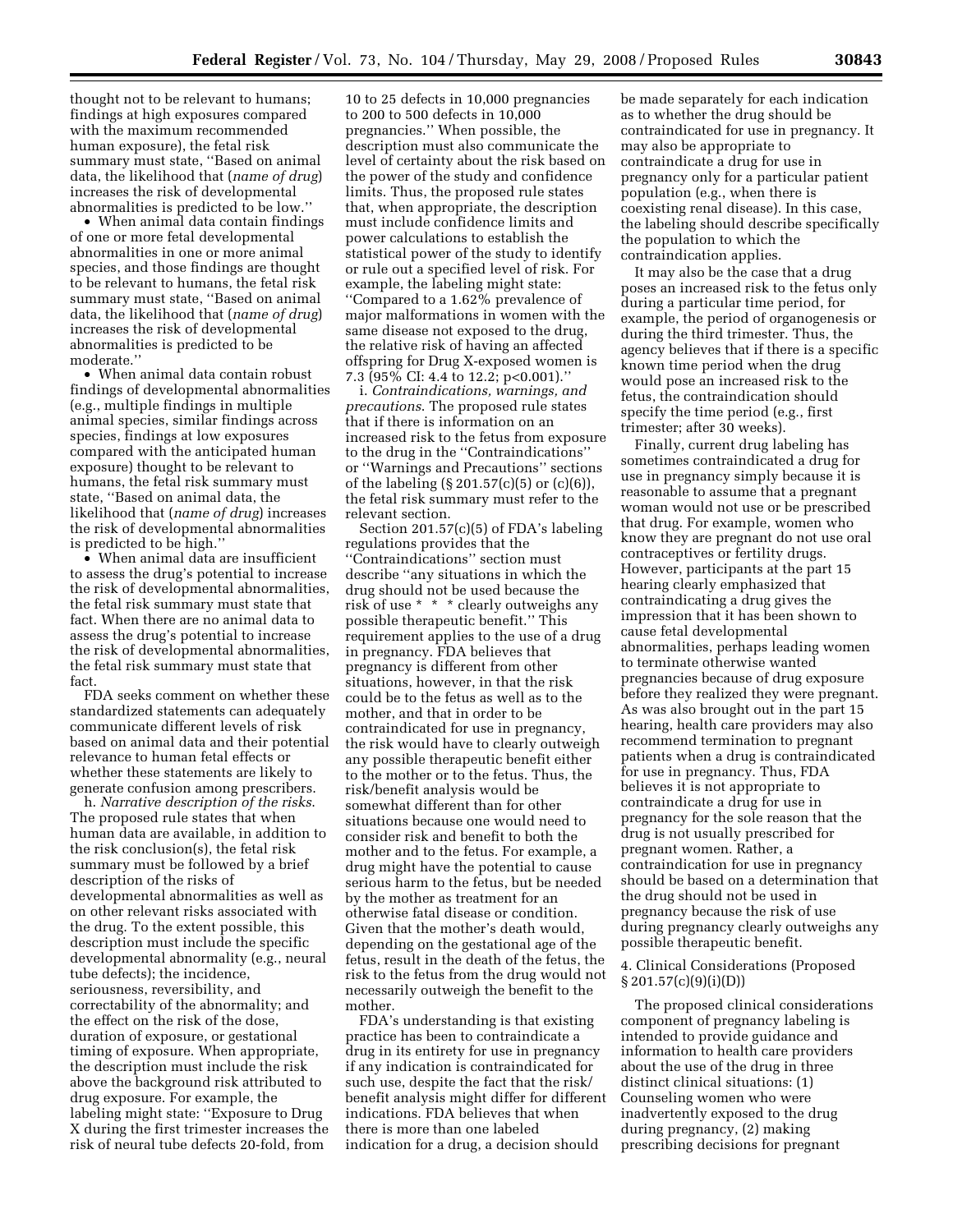thought not to be relevant to humans; findings at high exposures compared with the maximum recommended human exposure), the fetal risk summary must state, ''Based on animal data, the likelihood that (*name of drug*) increases the risk of developmental abnormalities is predicted to be low.''

- When animal data contain findings of one or more fetal developmental abnormalities in one or more animal species, and those findings are thought to be relevant to humans, the fetal risk summary must state, ''Based on animal data, the likelihood that (*name of drug*) increases the risk of developmental abnormalities is predicted to be moderate.''
- When animal data contain robust findings of developmental abnormalities (e.g., multiple findings in multiple animal species, similar findings across species, findings at low exposures compared with the anticipated human exposure) thought to be relevant to humans, the fetal risk summary must state, ''Based on animal data, the likelihood that (*name of drug*) increases the risk of developmental abnormalities is predicted to be high.''
- When animal data are insufficient to assess the drug's potential to increase the risk of developmental abnormalities, the fetal risk summary must state that fact. When there are no animal data to assess the drug's potential to increase the risk of developmental abnormalities, the fetal risk summary must state that fact.

FDA seeks comment on whether these standardized statements can adequately communicate different levels of risk based on animal data and their potential relevance to human fetal effects or whether these statements are likely to generate confusion among prescribers.

h. *Narrative description of the risks*. The proposed rule states that when human data are available, in addition to the risk conclusion(s), the fetal risk summary must be followed by a brief description of the risks of developmental abnormalities as well as on other relevant risks associated with the drug. To the extent possible, this description must include the specific developmental abnormality (e.g., neural tube defects); the incidence, seriousness, reversibility, and correctability of the abnormality; and the effect on the risk of the dose, duration of exposure, or gestational timing of exposure. When appropriate, the description must include the risk above the background risk attributed to drug exposure. For example, the labeling might state: ''Exposure to Drug X during the first trimester increases the risk of neural tube defects 20-fold, from 10 to 25 defects in 10,000 pregnancies to 200 to 500 defects in 10,000 pregnancies.'' When possible, the description must also communicate the level of certainty about the risk based on the power of the study and confidence limits. Thus, the proposed rule states that, when appropriate, the description must include confidence limits and power calculations to establish the statistical power of the study to identify or rule out a specified level of risk. For example, the labeling might state: ''Compared to a 1.62% prevalence of major malformations in women with the same disease not exposed to the drug, the relative risk of having an affected offspring for Drug X-exposed women is 7.3 (95% CI: 4.4 to 12.2; $p<0.001$).''

i. *Contraindications, warnings, and precautions*. The proposed rule states that if there is information on an increased risk to the fetus from exposure to the drug in the ''Contraindications'' or ''Warnings and Precautions'' sections of the labeling (§ 201.57(c)(5) or (c)(6)), the fetal risk summary must refer to the relevant section.

Section 201.57(c)(5) of FDA's labeling regulations provides that the ''Contraindications'' section must describe ''any situations in which the drug should not be used because the risk of use * * * clearly outweighs any possible therapeutic benefit.'' This requirement applies to the use of a drug in pregnancy. FDA believes that pregnancy is different from other situations, however, in that the risk could be to the fetus as well as to the mother, and that in order to be contraindicated for use in pregnancy, the risk would have to clearly outweigh any possible therapeutic benefit either to the mother or to the fetus. Thus, the risk/benefit analysis would be somewhat different than for other situations because one would need to consider risk and benefit to both the mother and to the fetus. For example, a drug might have the potential to cause serious harm to the fetus, but be needed by the mother as treatment for an otherwise fatal disease or condition. Given that the mother's death would, depending on the gestational age of the fetus, result in the death of the fetus, the risk to the fetus from the drug would not necessarily outweigh the benefit to the mother.

FDA's understanding is that existing practice has been to contraindicate a drug in its entirety for use in pregnancy if any indication is contraindicated for such use, despite the fact that the risk/benefit analysis might differ for different indications. FDA believes that when there is more than one labeled indication for a drug, a decision should be made separately for each indication as to whether the drug should be contraindicated for use in pregnancy. It may also be appropriate to contraindicate a drug for use in pregnancy only for a particular patient population (e.g., when there is coexisting renal disease). In this case, the labeling should describe specifically the population to which the contraindication applies.

It may also be the case that a drug poses an increased risk to the fetus only during a particular time period, for example, the period of organogenesis or during the third trimester. Thus, the agency believes that if there is a specific known time period when the drug would pose an increased risk to the fetus, the contraindication should specify the time period (e.g., first trimester; after 30 weeks).

Finally, current drug labeling has sometimes contraindicated a drug for use in pregnancy simply because it is reasonable to assume that a pregnant woman would not use or be prescribed that drug. For example, women who know they are pregnant do not use oral contraceptives or fertility drugs. However, participants at the part 15 hearing clearly emphasized that contraindicating a drug gives the impression that it has been shown to cause fetal developmental abnormalities, perhaps leading women to terminate otherwise wanted pregnancies because of drug exposure before they realized they were pregnant. As was also brought out in the part 15 hearing, health care providers may also recommend termination to pregnant patients when a drug is contraindicated for use in pregnancy. Thus, FDA believes it is not appropriate to contraindicate a drug for use in pregnancy for the sole reason that the drug is not usually prescribed for pregnant women. Rather, a contraindication for use in pregnancy should be based on a determination that the drug should not be used in pregnancy because the risk of use during pregnancy clearly outweighs any possible therapeutic benefit.

4. Clinical Considerations (Proposed § 201.57(c)(9)(i)(D))

The proposed clinical considerations component of pregnancy labeling is intended to provide guidance and information to health care providers about the use of the drug in three distinct clinical situations: (1) Counseling women who were inadvertently exposed to the drug during pregnancy, (2) making prescribing decisions for pregnant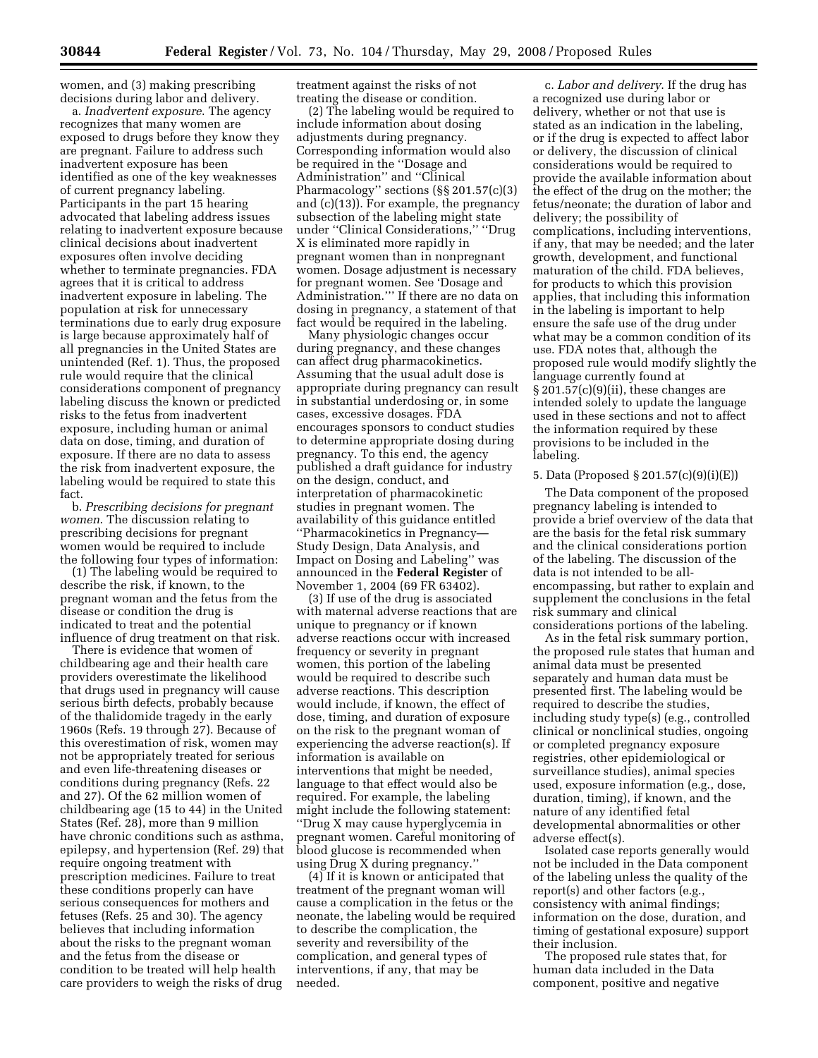women, and (3) making prescribing decisions during labor and delivery.

a. *Inadvertent exposure.* The agency recognizes that many women are exposed to drugs before they know they are pregnant. Failure to address such inadvertent exposure has been identified as one of the key weaknesses of current pregnancy labeling. Participants in the part 15 hearing advocated that labeling address issues relating to inadvertent exposure because clinical decisions about inadvertent exposures often involve deciding whether to terminate pregnancies. FDA agrees that it is critical to address inadvertent exposure in labeling. The population at risk for unnecessary terminations due to early drug exposure is large because approximately half of all pregnancies in the United States are unintended (Ref. 1). Thus, the proposed rule would require that the clinical considerations component of pregnancy labeling discuss the known or predicted risks to the fetus from inadvertent exposure, including human or animal data on dose, timing, and duration of exposure. If there are no data to assess the risk from inadvertent exposure, the labeling would be required to state this fact.

b. *Prescribing decisions for pregnant women.* The discussion relating to prescribing decisions for pregnant women would be required to include the following four types of information:

(1) The labeling would be required to describe the risk, if known, to the pregnant woman and the fetus from the disease or condition the drug is indicated to treat and the potential influence of drug treatment on that risk.

There is evidence that women of childbearing age and their health care providers overestimate the likelihood that drugs used in pregnancy will cause serious birth defects, probably because of the thalidomide tragedy in the early 1960s (Refs. 19 through 27). Because of this overestimation of risk, women may not be appropriately treated for serious and even life-threatening diseases or conditions during pregnancy (Refs. 22 and 27). Of the 62 million women of childbearing age (15 to 44) in the United States (Ref. 28), more than 9 million have chronic conditions such as asthma, epilepsy, and hypertension (Ref. 29) that require ongoing treatment with prescription medicines. Failure to treat these conditions properly can have serious consequences for mothers and fetuses (Refs. 25 and 30). The agency believes that including information about the risks to the pregnant woman and the fetus from the disease or condition to be treated will help health care providers to weigh the risks of drug treatment against the risks of not treating the disease or condition.

(2) The labeling would be required to include information about dosing adjustments during pregnancy. Corresponding information would also be required in the ''Dosage and Administration'' and ''Clinical Pharmacology'' sections (§§ 201.57(c)(3) and (c)(13)). For example, the pregnancy subsection of the labeling might state under ''Clinical Considerations,'' ''Drug X is eliminated more rapidly in pregnant women than in nonpregnant women. Dosage adjustment is necessary for pregnant women. See 'Dosage and Administration.''' If there are no data on dosing in pregnancy, a statement of that fact would be required in the labeling.

Many physiologic changes occur during pregnancy, and these changes can affect drug pharmacokinetics. Assuming that the usual adult dose is appropriate during pregnancy can result in substantial underdosing or, in some cases, excessive dosages. FDA encourages sponsors to conduct studies to determine appropriate dosing during pregnancy. To this end, the agency published a draft guidance for industry on the design, conduct, and interpretation of pharmacokinetic studies in pregnant women. The availability of this guidance entitled ''Pharmacokinetics in Pregnancy—Study Design, Data Analysis, and Impact on Dosing and Labeling'' was announced in the **Federal Register** of November 1, 2004 (69 FR 63402).

(3) If use of the drug is associated with maternal adverse reactions that are unique to pregnancy or if known adverse reactions occur with increased frequency or severity in pregnant women, this portion of the labeling would be required to describe such adverse reactions. This description would include, if known, the effect of dose, timing, and duration of exposure on the risk to the pregnant woman of experiencing the adverse reaction(s). If information is available on interventions that might be needed, language to that effect would also be required. For example, the labeling might include the following statement: ''Drug X may cause hyperglycemia in pregnant women. Careful monitoring of blood glucose is recommended when using Drug X during pregnancy.''

(4) If it is known or anticipated that treatment of the pregnant woman will cause a complication in the fetus or the neonate, the labeling would be required to describe the complication, the severity and reversibility of the complication, and general types of interventions, if any, that may be needed.

c. *Labor and delivery.* If the drug has a recognized use during labor or delivery, whether or not that use is stated as an indication in the labeling, or if the drug is expected to affect labor or delivery, the discussion of clinical considerations would be required to provide the available information about the effect of the drug on the mother; the fetus/neonate; the duration of labor and delivery; the possibility of complications, including interventions, if any, that may be needed; and the later growth, development, and functional maturation of the child. FDA believes, for products to which this provision applies, that including this information in the labeling is important to help ensure the safe use of the drug under what may be a common condition of its use. FDA notes that, although the proposed rule would modify slightly the language currently found at § 201.57(c)(9)(ii), these changes are intended solely to update the language used in these sections and not to affect the information required by these provisions to be included in the labeling.

### 5. Data (Proposed § 201.57(c)(9)(i)(E))

The Data component of the proposed pregnancy labeling is intended to provide a brief overview of the data that are the basis for the fetal risk summary and the clinical considerations portion of the labeling. The discussion of the data is not intended to be all-encompassing, but rather to explain and supplement the conclusions in the fetal risk summary and clinical considerations portions of the labeling.

As in the fetal risk summary portion, the proposed rule states that human and animal data must be presented separately and human data must be presented first. The labeling would be required to describe the studies, including study type(s) (e.g., controlled clinical or nonclinical studies, ongoing or completed pregnancy exposure registries, other epidemiological or surveillance studies), animal species used, exposure information (e.g., dose, duration, timing), if known, and the nature of any identified fetal developmental abnormalities or other adverse effect(s).

Isolated case reports generally would not be included in the Data component of the labeling unless the quality of the report(s) and other factors (e.g., consistency with animal findings; information on the dose, duration, and timing of gestational exposure) support their inclusion.

The proposed rule states that, for human data included in the Data component, positive and negative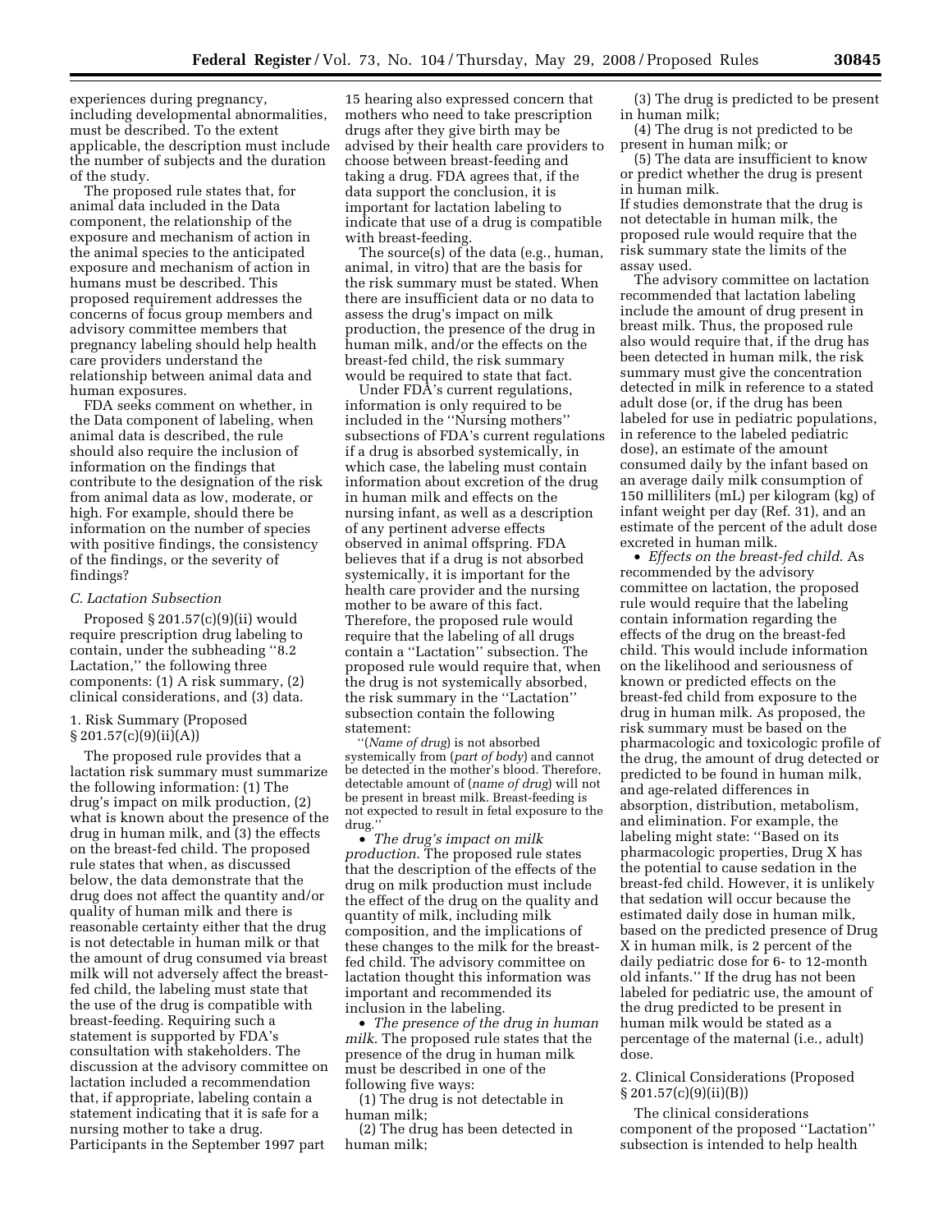experiences during pregnancy, including developmental abnormalities, must be described. To the extent applicable, the description must include the number of subjects and the duration of the study.

The proposed rule states that, for animal data included in the Data component, the relationship of the exposure and mechanism of action in the animal species to the anticipated exposure and mechanism of action in humans must be described. This proposed requirement addresses the concerns of focus group members and advisory committee members that pregnancy labeling should help health care providers understand the relationship between animal data and human exposures.

FDA seeks comment on whether, in the Data component of labeling, when animal data is described, the rule should also require the inclusion of information on the findings that contribute to the designation of the risk from animal data as low, moderate, or high. For example, should there be information on the number of species with positive findings, the consistency of the findings, or the severity of findings?

### *C. Lactation Subsection*

Proposed § 201.57(c)(9)(ii) would require prescription drug labeling to contain, under the subheading ''8.2 Lactation,'' the following three components: (1) A risk summary, (2) clinical considerations, and (3) data.

#### 1. Risk Summary (Proposed § 201.57(c)(9)(ii)(A))

The proposed rule provides that a lactation risk summary must summarize the following information: (1) The drug's impact on milk production, (2) what is known about the presence of the drug in human milk, and (3) the effects on the breast-fed child. The proposed rule states that when, as discussed below, the data demonstrate that the drug does not affect the quantity and/or quality of human milk and there is reasonable certainty either that the drug is not detectable in human milk or that the amount of drug consumed via breast milk will not adversely affect the breast-fed child, the labeling must state that the use of the drug is compatible with breast-feeding. Requiring such a statement is supported by FDA's consultation with stakeholders. The discussion at the advisory committee on lactation included a recommendation that, if appropriate, labeling contain a statement indicating that it is safe for a nursing mother to take a drug. Participants in the September 1997 part 15 hearing also expressed concern that mothers who need to take prescription drugs after they give birth may be advised by their health care providers to choose between breast-feeding and taking a drug. FDA agrees that, if the data support the conclusion, it is important for lactation labeling to indicate that use of a drug is compatible with breast-feeding.

The source(s) of the data (e.g., human, animal, in vitro) that are the basis for the risk summary must be stated. When there are insufficient data or no data to assess the drug's impact on milk production, the presence of the drug in human milk, and/or the effects on the breast-fed child, the risk summary would be required to state that fact.

Under FDA's current regulations, information is only required to be included in the ''Nursing mothers'' subsections of FDA's current regulations if a drug is absorbed systemically, in which case, the labeling must contain information about excretion of the drug in human milk and effects on the nursing infant, as well as a description of any pertinent adverse effects observed in animal offspring. FDA believes that if a drug is not absorbed systemically, it is important for the health care provider and the nursing mother to be aware of this fact. Therefore, the proposed rule would require that the labeling of all drugs contain a ''Lactation'' subsection. The proposed rule would require that, when the drug is not systemically absorbed, the risk summary in the ''Lactation'' subsection contain the following statement:

> ''(*Name of drug*) is not absorbed systemically from (*part of body*) and cannot be detected in the mother's blood. Therefore, detectable amount of (*name of drug*) will not be present in breast milk. Breast-feeding is not expected to result in fetal exposure to the drug.''

- *The drug's impact on milk production.* The proposed rule states that the description of the effects of the drug on milk production must include the effect of the drug on the quality and quantity of milk, including milk composition, and the implications of these changes to the milk for the breast-fed child. The advisory committee on lactation thought this information was important and recommended its inclusion in the labeling.
- *The presence of the drug in human milk.* The proposed rule states that the presence of the drug in human milk must be described in one of the following five ways:

(1) The drug is not detectable in human milk;
(2) The drug has been detected in human milk;
(3) The drug is predicted to be present in human milk;
(4) The drug is not predicted to be present in human milk; or
(5) The data are insufficient to know or predict whether the drug is present in human milk.

If studies demonstrate that the drug is not detectable in human milk, the proposed rule would require that the risk summary state the limits of the assay used.

The advisory committee on lactation recommended that lactation labeling include the amount of drug present in breast milk. Thus, the proposed rule also would require that, if the drug has been detected in human milk, the risk summary must give the concentration detected in milk in reference to a stated adult dose (or, if the drug has been labeled for use in pediatric populations, in reference to the labeled pediatric dose), an estimate of the amount consumed daily by the infant based on an average daily milk consumption of 150 milliliters (mL) per kilogram (kg) of infant weight per day (Ref. 31), and an estimate of the percent of the adult dose excreted in human milk.

- *Effects on the breast-fed child.* As recommended by the advisory committee on lactation, the proposed rule would require that the labeling contain information regarding the effects of the drug on the breast-fed child. This would include information on the likelihood and seriousness of known or predicted effects on the breast-fed child from exposure to the drug in human milk. As proposed, the risk summary must be based on the pharmacologic and toxicologic profile of the drug, the amount of drug detected or predicted to be found in human milk, and age-related differences in absorption, distribution, metabolism, and elimination. For example, the labeling might state: ''Based on its pharmacologic properties, Drug X has the potential to cause sedation in the breast-fed child. However, it is unlikely that sedation will occur because the estimated daily dose in human milk, based on the predicted presence of Drug X in human milk, is 2 percent of the daily pediatric dose for 6- to 12-month old infants.'' If the drug has not been labeled for pediatric use, the amount of the drug predicted to be present in human milk would be stated as a percentage of the maternal (i.e., adult) dose.

#### 2. Clinical Considerations (Proposed § 201.57(c)(9)(ii)(B))

The clinical considerations component of the proposed ''Lactation'' subsection is intended to help health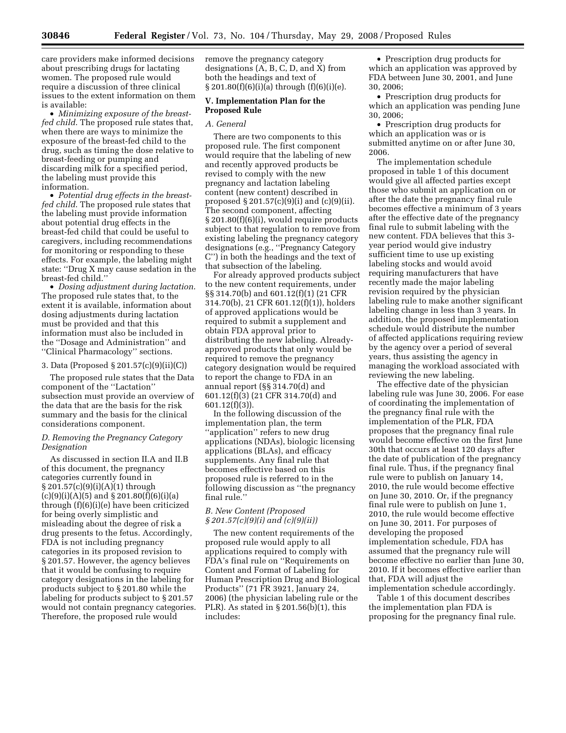care providers make informed decisions about prescribing drugs for lactating women. The proposed rule would require a discussion of three clinical issues to the extent information on them is available:

- *Minimizing exposure of the breast-fed child*. The proposed rule states that, when there are ways to minimize the exposure of the breast-fed child to the drug, such as timing the dose relative to breast-feeding or pumping and discarding milk for a specified period, the labeling must provide this information.
- *Potential drug effects in the breast-fed child*. The proposed rule states that the labeling must provide information about potential drug effects in the breast-fed child that could be useful to caregivers, including recommendations for monitoring or responding to these effects. For example, the labeling might state: ''Drug X may cause sedation in the breast-fed child.''
- *Dosing adjustment during lactation*. The proposed rule states that, to the extent it is available, information about dosing adjustments during lactation must be provided and that this information must also be included in the ''Dosage and Administration'' and ''Clinical Pharmacology'' sections.

3. Data (Proposed § 201.57(c)(9)(ii)(C))

The proposed rule states that the Data component of the ''Lactation'' subsection must provide an overview of the data that are the basis for the risk summary and the basis for the clinical considerations component.

*D. Removing the Pregnancy Category Designation*

As discussed in section II.A and II.B of this document, the pregnancy categories currently found in § 201.57(c)(9)(i)(A)(1) through (c)(9)(i)(A)(5) and § 201.80(f)(6)(i)(a) through (f)(6)(i)(e) have been criticized for being overly simplistic and misleading about the degree of risk a drug presents to the fetus. Accordingly, FDA is not including pregnancy categories in its proposed revision to § 201.57. However, the agency believes that it would be confusing to require category designations in the labeling for products subject to § 201.80 while the labeling for products subject to § 201.57 would not contain pregnancy categories. Therefore, the proposed rule would remove the pregnancy category designations (A, B, C, D, and X) from both the headings and text of § 201.80(f)(6)(i)(a) through (f)(6)(i)(e).

## V. Implementation Plan for the Proposed Rule

*A. General*

There are two components to this proposed rule. The first component would require that the labeling of new and recently approved products be revised to comply with the new pregnancy and lactation labeling content (new content) described in proposed § 201.57(c)(9)(i) and (c)(9)(ii). The second component, affecting § 201.80(f)(6)(i), would require products subject to that regulation to remove from existing labeling the pregnancy category designations (e.g., ''Pregnancy Category C'') in both the headings and the text of that subsection of the labeling.

For already approved products subject to the new content requirements, under §§ 314.70(b) and 601.12(f)(1) (21 CFR 314.70(b), 21 CFR 601.12(f)(1)), holders of approved applications would be required to submit a supplement and obtain FDA approval prior to distributing the new labeling. Already-approved products that only would be required to remove the pregnancy category designation would be required to report the change to FDA in an annual report (§§ 314.70(d) and 601.12(f)(3) (21 CFR 314.70(d) and 601.12(f)(3)).

In the following discussion of the implementation plan, the term ''application'' refers to new drug applications (NDAs), biologic licensing applications (BLAs), and efficacy supplements. Any final rule that becomes effective based on this proposed rule is referred to in the following discussion as ''the pregnancy final rule.''

*B. New Content (Proposed § 201.57(c)(9)(i) and (c)(9)(ii))*

The new content requirements of the proposed rule would apply to all applications required to comply with FDA's final rule on ''Requirements on Content and Format of Labeling for Human Prescription Drug and Biological Products'' (71 FR 3921, January 24, 2006) (the physician labeling rule or the PLR). As stated in § 201.56(b)(1), this includes:

- Prescription drug products for which an application was approved by FDA between June 30, 2001, and June 30, 2006;
- Prescription drug products for which an application was pending June 30, 2006;
- Prescription drug products for which an application was or is submitted anytime on or after June 30, 2006.

The implementation schedule proposed in table 1 of this document would give all affected parties except those who submit an application on or after the date the pregnancy final rule becomes effective a minimum of 3 years after the effective date of the pregnancy final rule to submit labeling with the new content. FDA believes that this 3-year period would give industry sufficient time to use up existing labeling stocks and would avoid requiring manufacturers that have recently made the major labeling revision required by the physician labeling rule to make another significant labeling change in less than 3 years. In addition, the proposed implementation schedule would distribute the number of affected applications requiring review by the agency over a period of several years, thus assisting the agency in managing the workload associated with reviewing the new labeling.

The effective date of the physician labeling rule was June 30, 2006. For ease of coordinating the implementation of the pregnancy final rule with the implementation of the PLR, FDA proposes that the pregnancy final rule would become effective on the first June 30th that occurs at least 120 days after the date of publication of the pregnancy final rule. Thus, if the pregnancy final rule were to publish on January 14, 2010, the rule would become effective on June 30, 2010. Or, if the pregnancy final rule were to publish on June 1, 2010, the rule would become effective on June 30, 2011. For purposes of developing the proposed implementation schedule, FDA has assumed that the pregnancy rule will become effective no earlier than June 30, 2010. If it becomes effective earlier than that, FDA will adjust the implementation schedule accordingly.

Table 1 of this document describes the implementation plan FDA is proposing for the pregnancy final rule.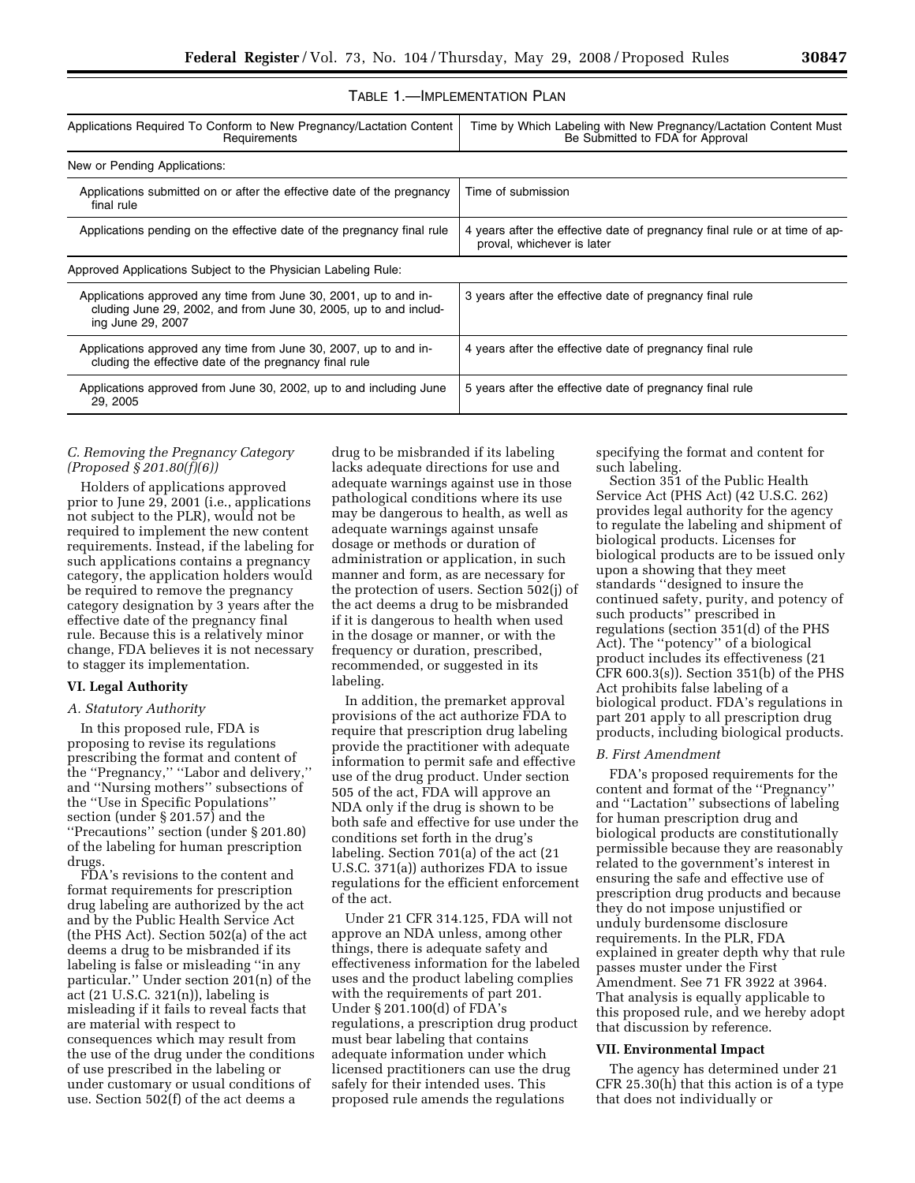TABLE 1.—IMPLEMENTATION PLAN

| Applications Required To Conform to New Pregnancy/Lactation Content Requirements | Time by Which Labeling with New Pregnancy/Lactation Content Must Be Submitted to FDA for Approval |
|---|---|
| New or Pending Applications: | |
| Applications submitted on or after the effective date of the pregnancy final rule | Time of submission |
| Applications pending on the effective date of the pregnancy final rule | 4 years after the effective date of pregnancy final rule or at time of approval, whichever is later |
| Approved Applications Subject to the Physician Labeling Rule: | |
| Applications approved any time from June 30, 2001, up to and including June 29, 2002, and from June 30, 2005, up to and including June 29, 2007 | 3 years after the effective date of pregnancy final rule |
| Applications approved any time from June 30, 2007, up to and including the effective date of the pregnancy final rule | 4 years after the effective date of pregnancy final rule |
| Applications approved from June 30, 2002, up to and including June 29, 2005 | 5 years after the effective date of pregnancy final rule |

*C. Removing the Pregnancy Category (Proposed § 201.80(f)(6))*

Holders of applications approved prior to June 29, 2001 (i.e., applications not subject to the PLR), would not be required to implement the new content requirements. Instead, if the labeling for such applications contains a pregnancy category, the application holders would be required to remove the pregnancy category designation by 3 years after the effective date of the pregnancy final rule. Because this is a relatively minor change, FDA believes it is not necessary to stagger its implementation.

**VI. Legal Authority**

*A. Statutory Authority*

In this proposed rule, FDA is proposing to revise its regulations prescribing the format and content of the ''Pregnancy,'' ''Labor and delivery,'' and ''Nursing mothers'' subsections of the ''Use in Specific Populations'' section (under § 201.57) and the ''Precautions'' section (under § 201.80) of the labeling for human prescription drugs.

FDA's revisions to the content and format requirements for prescription drug labeling are authorized by the act and by the Public Health Service Act (the PHS Act). Section 502(a) of the act deems a drug to be misbranded if its labeling is false or misleading ''in any particular.'' Under section 201(n) of the act (21 U.S.C. 321(n)), labeling is misleading if it fails to reveal facts that are material with respect to consequences which may result from the use of the drug under the conditions of use prescribed in the labeling or under customary or usual conditions of use. Section 502(f) of the act deems a drug to be misbranded if its labeling lacks adequate directions for use and adequate warnings against use in those pathological conditions where its use may be dangerous to health, as well as adequate warnings against unsafe dosage or methods or duration of administration or application, in such manner and form, as are necessary for the protection of users. Section 502(j) of the act deems a drug to be misbranded if it is dangerous to health when used in the dosage or manner, or with the frequency or duration, prescribed, recommended, or suggested in its labeling.

In addition, the premarket approval provisions of the act authorize FDA to require that prescription drug labeling provide the practitioner with adequate information to permit safe and effective use of the drug product. Under section 505 of the act, FDA will approve an NDA only if the drug is shown to be both safe and effective for use under the conditions set forth in the drug's labeling. Section 701(a) of the act (21 U.S.C. 371(a)) authorizes FDA to issue regulations for the efficient enforcement of the act.

Under 21 CFR 314.125, FDA will not approve an NDA unless, among other things, there is adequate safety and effectiveness information for the labeled uses and the product labeling complies with the requirements of part 201. Under § 201.100(d) of FDA's regulations, a prescription drug product must bear labeling that contains adequate information under which licensed practitioners can use the drug safely for their intended uses. This proposed rule amends the regulations specifying the format and content for such labeling.

Section 351 of the Public Health Service Act (PHS Act) (42 U.S.C. 262) provides legal authority for the agency to regulate the labeling and shipment of biological products. Licenses for biological products are to be issued only upon a showing that they meet standards ''designed to insure the continued safety, purity, and potency of such products'' prescribed in regulations (section 351(d) of the PHS Act). The ''potency'' of a biological product includes its effectiveness (21 CFR 600.3(s)). Section 351(b) of the PHS Act prohibits false labeling of a biological product. FDA's regulations in part 201 apply to all prescription drug products, including biological products.

*B. First Amendment*

FDA's proposed requirements for the content and format of the ''Pregnancy'' and ''Lactation'' subsections of labeling for human prescription drug and biological products are constitutionally permissible because they are reasonably related to the government's interest in ensuring the safe and effective use of prescription drug products and because they do not impose unjustified or unduly burdensome disclosure requirements. In the PLR, FDA explained in greater depth why that rule passes muster under the First Amendment. See 71 FR 3922 at 3964. That analysis is equally applicable to this proposed rule, and we hereby adopt that discussion by reference.

**VII. Environmental Impact**

The agency has determined under 21 CFR 25.30(h) that this action is of a type that does not individually or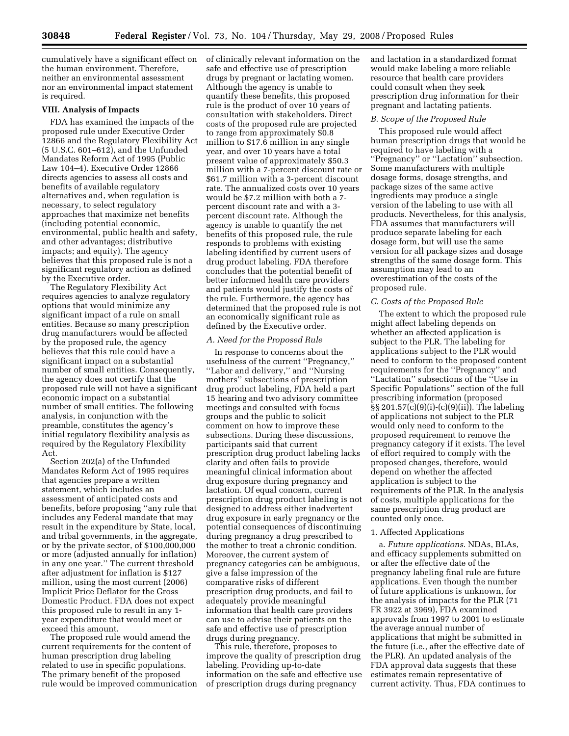cumulatively have a significant effect on the human environment. Therefore, neither an environmental assessment nor an environmental impact statement is required.

### VIII. Analysis of Impacts

FDA has examined the impacts of the proposed rule under Executive Order 12866 and the Regulatory Flexibility Act (5 U.S.C. 601–612), and the Unfunded Mandates Reform Act of 1995 (Public Law 104–4). Executive Order 12866 directs agencies to assess all costs and benefits of available regulatory alternatives and, when regulation is necessary, to select regulatory approaches that maximize net benefits (including potential economic, environmental, public health and safety, and other advantages; distributive impacts; and equity). The agency believes that this proposed rule is not a significant regulatory action as defined by the Executive order.

The Regulatory Flexibility Act requires agencies to analyze regulatory options that would minimize any significant impact of a rule on small entities. Because so many prescription drug manufacturers would be affected by the proposed rule, the agency believes that this rule could have a significant impact on a substantial number of small entities. Consequently, the agency does not certify that the proposed rule will not have a significant economic impact on a substantial number of small entities. The following analysis, in conjunction with the preamble, constitutes the agency's initial regulatory flexibility analysis as required by the Regulatory Flexibility Act.

Section 202(a) of the Unfunded Mandates Reform Act of 1995 requires that agencies prepare a written statement, which includes an assessment of anticipated costs and benefits, before proposing "any rule that includes any Federal mandate that may result in the expenditure by State, local, and tribal governments, in the aggregate, or by the private sector, of $100,000,000 or more (adjusted annually for inflation) in any one year." The current threshold after adjustment for inflation is $127 million, using the most current (2006) Implicit Price Deflator for the Gross Domestic Product. FDA does not expect this proposed rule to result in any 1-year expenditure that would meet or exceed this amount.

The proposed rule would amend the current requirements for the content of human prescription drug labeling related to use in specific populations. The primary benefit of the proposed rule would be improved communication of clinically relevant information on the safe and effective use of prescription drugs by pregnant or lactating women. Although the agency is unable to quantify these benefits, this proposed rule is the product of over 10 years of consultation with stakeholders. Direct costs of the proposed rule are projected to range from approximately $0.8 million to $17.6 million in any single year, and over 10 years have a total present value of approximately $50.3 million with a 7-percent discount rate or $61.7 million with a 3-percent discount rate. The annualized costs over 10 years would be $7.2 million with both a 7-percent discount rate and with a 3-percent discount rate. Although the agency is unable to quantify the net benefits of this proposed rule, the rule responds to problems with existing labeling identified by current users of drug product labeling. FDA therefore concludes that the potential benefit of better informed health care providers and patients would justify the costs of the rule. Furthermore, the agency has determined that the proposed rule is not an economically significant rule as defined by the Executive order.

#### *A. Need for the Proposed Rule*

In response to concerns about the usefulness of the current "Pregnancy," "Labor and delivery," and "Nursing mothers" subsections of prescription drug product labeling, FDA held a part 15 hearing and two advisory committee meetings and consulted with focus groups and the public to solicit comment on how to improve these subsections. During these discussions, participants said that current prescription drug product labeling lacks clarity and often fails to provide meaningful clinical information about drug exposure during pregnancy and lactation. Of equal concern, current prescription drug product labeling is not designed to address either inadvertent drug exposure in early pregnancy or the potential consequences of discontinuing during pregnancy a drug prescribed to the mother to treat a chronic condition. Moreover, the current system of pregnancy categories can be ambiguous, give a false impression of the comparative risks of different prescription drug products, and fail to adequately provide meaningful information that health care providers can use to advise their patients on the safe and effective use of prescription drugs during pregnancy.

This rule, therefore, proposes to improve the quality of prescription drug labeling. Providing up-to-date information on the safe and effective use of prescription drugs during pregnancy and lactation in a standardized format would make labeling a more reliable resource that health care providers could consult when they seek prescription drug information for their pregnant and lactating patients.

#### *B. Scope of the Proposed Rule*

This proposed rule would affect human prescription drugs that would be required to have labeling with a "Pregnancy" or "Lactation" subsection. Some manufacturers with multiple dosage forms, dosage strengths, and package sizes of the same active ingredients may produce a single version of the labeling to use with all products. Nevertheless, for this analysis, FDA assumes that manufacturers will produce separate labeling for each dosage form, but will use the same version for all package sizes and dosage strengths of the same dosage form. This assumption may lead to an overestimation of the costs of the proposed rule.

#### *C. Costs of the Proposed Rule*

The extent to which the proposed rule might affect labeling depends on whether an affected application is subject to the PLR. The labeling for applications subject to the PLR would need to conform to the proposed content requirements for the "Pregnancy" and "Lactation" subsections of the "Use in Specific Populations" section of the full prescribing information (proposed §§ 201.57(c)(9)(i)-(c)(9)(ii)). The labeling of applications not subject to the PLR would only need to conform to the proposed requirement to remove the pregnancy category if it exists. The level of effort required to comply with the proposed changes, therefore, would depend on whether the affected application is subject to the requirements of the PLR. In the analysis of costs, multiple applications for the same prescription drug product are counted only once.

1. Affected Applications

a. *Future applications.* NDAs, BLAs, and efficacy supplements submitted on or after the effective date of the pregnancy labeling final rule are future applications. Even though the number of future applications is unknown, for the analysis of impacts for the PLR (71 FR 3922 at 3969), FDA examined approvals from 1997 to 2001 to estimate the average annual number of applications that might be submitted in the future (i.e., after the effective date of the PLR). An updated analysis of the FDA approval data suggests that these estimates remain representative of current activity. Thus, FDA continues to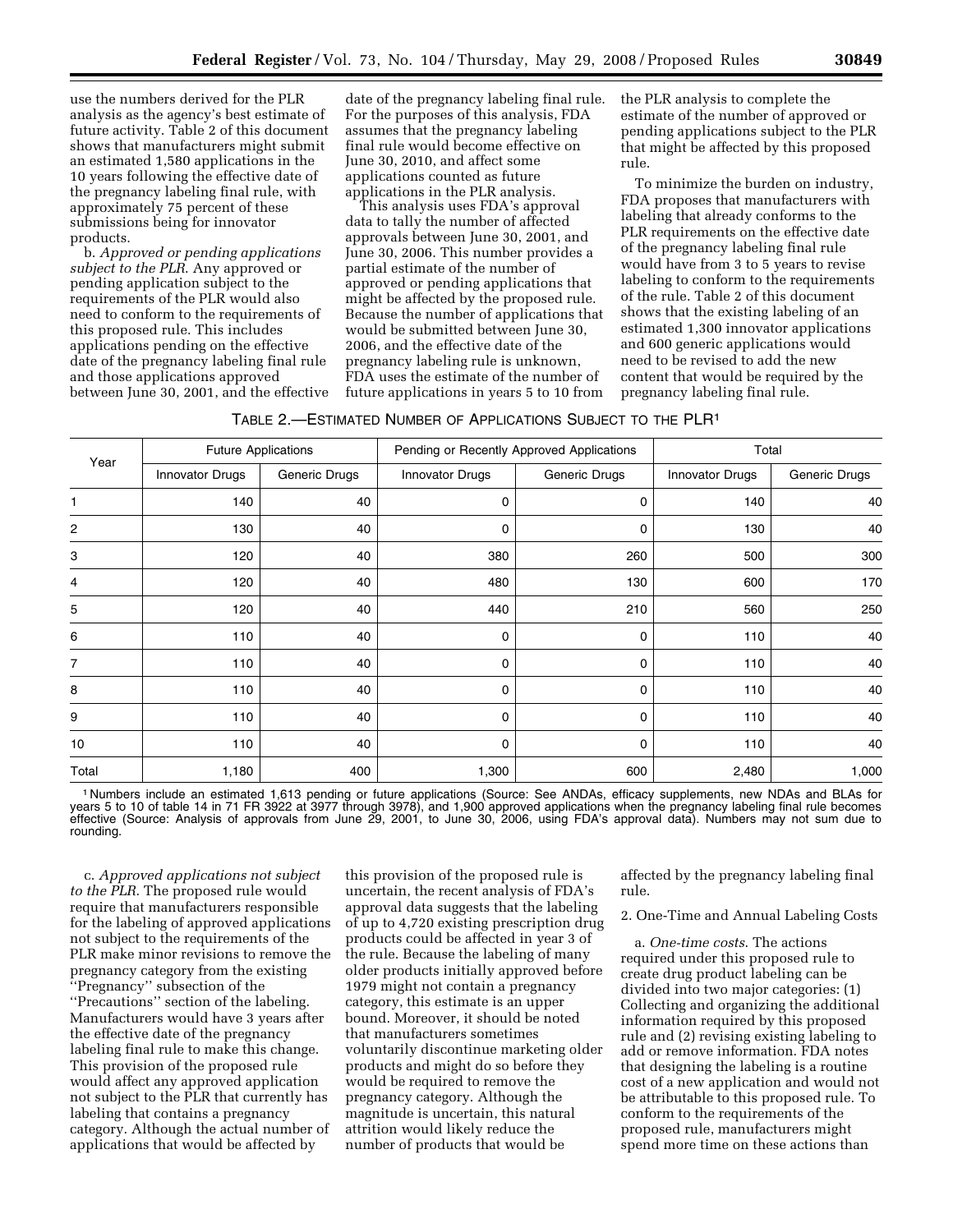use the numbers derived for the PLR analysis as the agency's best estimate of future activity. Table 2 of this document shows that manufacturers might submit an estimated 1,580 applications in the 10 years following the effective date of the pregnancy labeling final rule, with approximately 75 percent of these submissions being for innovator products.

b. *Approved or pending applications subject to the PLR.* Any approved or pending application subject to the requirements of the PLR would also need to conform to the requirements of this proposed rule. This includes applications pending on the effective date of the pregnancy labeling final rule and those applications approved between June 30, 2001, and the effective date of the pregnancy labeling final rule. For the purposes of this analysis, FDA assumes that the pregnancy labeling final rule would become effective on June 30, 2010, and affect some applications counted as future applications in the PLR analysis.

This analysis uses FDA's approval data to tally the number of affected approvals between June 30, 2001, and June 30, 2006. This number provides a partial estimate of the number of approved or pending applications that might be affected by the proposed rule. Because the number of applications that would be submitted between June 30, 2006, and the effective date of the pregnancy labeling rule is unknown, FDA uses the estimate of the number of future applications in years 5 to 10 from the PLR analysis to complete the estimate of the number of approved or pending applications subject to the PLR that might be affected by this proposed rule.

To minimize the burden on industry, FDA proposes that manufacturers with labeling that already conforms to the PLR requirements on the effective date of the pregnancy labeling final rule would have from 3 to 5 years to revise labeling to conform to the requirements of the rule. Table 2 of this document shows that the existing labeling of an estimated 1,300 innovator applications and 600 generic applications would need to be revised to add the new content that would be required by the pregnancy labeling final rule.

TABLE 2.—ESTIMATED NUMBER OF APPLICATIONS SUBJECT TO THE PLR[1]

| Year | Future Applications | | Pending or Recently Approved Applications | | Total | |
|---|---|---|---|---|---|---|
| | Innovator Drugs | Generic Drugs | Innovator Drugs | Generic Drugs | Innovator Drugs | Generic Drugs |
| 1 | 140 | 40 | 0 | 0 | 140 | 40 |
| 2 | 130 | 40 | 0 | 0 | 130 | 40 |
| 3 | 120 | 40 | 380 | 260 | 500 | 300 |
| 4 | 120 | 40 | 480 | 130 | 600 | 170 |
| 5 | 120 | 40 | 440 | 210 | 560 | 250 |
| 6 | 110 | 40 | 0 | 0 | 110 | 40 |
| 7 | 110 | 40 | 0 | 0 | 110 | 40 |
| 8 | 110 | 40 | 0 | 0 | 110 | 40 |
| 9 | 110 | 40 | 0 | 0 | 110 | 40 |
| 10 | 110 | 40 | 0 | 0 | 110 | 40 |
| Total | 1,180 | 400 | 1,300 | 600 | 2,480 | 1,000 |

[1] Numbers include an estimated 1,613 pending or future applications (Source: See ANDAs, efficacy supplements, new NDAs and BLAs for years 5 to 10 of table 14 in 71 FR 3922 at 3977 through 3978), and 1,900 approved applications when the pregnancy labeling final rule becomes effective (Source: Analysis of approvals from June 29, 2001, to June 30, 2006, using FDA's approval data). Numbers may not sum due to rounding.

c. *Approved applications not subject to the PLR.* The proposed rule would require that manufacturers responsible for the labeling of approved applications not subject to the requirements of the PLR make minor revisions to remove the pregnancy category from the existing "Pregnancy" subsection of the "Precautions" section of the labeling. Manufacturers would have 3 years after the effective date of the pregnancy labeling final rule to make this change. This provision of the proposed rule would affect any approved application not subject to the PLR that currently has labeling that contains a pregnancy category. Although the actual number of applications that would be affected by this provision of the proposed rule is uncertain, the recent analysis of FDA's approval data suggests that the labeling of up to 4,720 existing prescription drug products could be affected in year 3 of the rule. Because the labeling of many older products initially approved before 1979 might not contain a pregnancy category, this estimate is an upper bound. Moreover, it should be noted that manufacturers sometimes voluntarily discontinue marketing older products and might do so before they would be required to remove the pregnancy category. Although the magnitude is uncertain, this natural attrition would likely reduce the number of products that would be affected by the pregnancy labeling final rule.

2. One-Time and Annual Labeling Costs

a. *One-time costs.* The actions required under this proposed rule to create drug product labeling can be divided into two major categories: (1) Collecting and organizing the additional information required by this proposed rule and (2) revising existing labeling to add or remove information. FDA notes that designing the labeling is a routine cost of a new application and would not be attributable to this proposed rule. To conform to the requirements of the proposed rule, manufacturers might spend more time on these actions than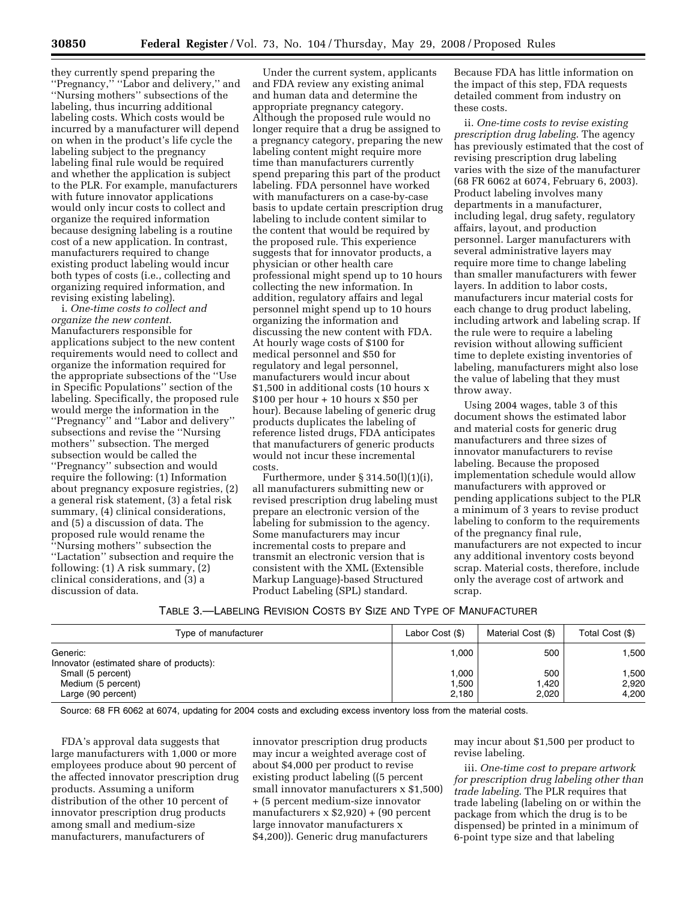they currently spend preparing the "Pregnancy," "Labor and delivery," and "Nursing mothers" subsections of the labeling, thus incurring additional labeling costs. Which costs would be incurred by a manufacturer will depend on when in the product's life cycle the labeling subject to the pregnancy labeling final rule would be required and whether the application is subject to the PLR. For example, manufacturers with future innovator applications would only incur costs to collect and organize the required information because designing labeling is a routine cost of a new application. In contrast, manufacturers required to change existing product labeling would incur both types of costs (i.e., collecting and organizing required information, and revising existing labeling).

i. *One-time costs to collect and organize the new content.* Manufacturers responsible for applications subject to the new content requirements would need to collect and organize the information required for the appropriate subsections of the "Use in Specific Populations" section of the labeling. Specifically, the proposed rule would merge the information in the "Pregnancy" and "Labor and delivery" subsections and revise the "Nursing mothers" subsection. The merged subsection would be called the "Pregnancy" subsection and would require the following: (1) Information about pregnancy exposure registries, (2) a general risk statement, (3) a fetal risk summary, (4) clinical considerations, and (5) a discussion of data. The proposed rule would rename the "Nursing mothers" subsection the "Lactation" subsection and require the following: (1) A risk summary, (2) clinical considerations, and (3) a discussion of data.

Under the current system, applicants and FDA review any existing animal and human data and determine the appropriate pregnancy category. Although the proposed rule would no longer require that a drug be assigned to a pregnancy category, preparing the new labeling content might require more time than manufacturers currently spend preparing this part of the product labeling. FDA personnel have worked with manufacturers on a case-by-case basis to update certain prescription drug labeling to include content similar to the content that would be required by the proposed rule. This experience suggests that for innovator products, a physician or other health care professional might spend up to 10 hours collecting the new information. In addition, regulatory affairs and legal personnel might spend up to 10 hours organizing the information and discussing the new content with FDA. At hourly wage costs of $100 for medical personnel and $50 for regulatory and legal personnel, manufacturers would incur about $1,500 in additional costs (10 hours x $100 per hour + 10 hours x $50 per hour). Because labeling of generic drug products duplicates the labeling of reference listed drugs, FDA anticipates that manufacturers of generic products would not incur these incremental costs.

Furthermore, under § 314.50(l)(1)(i), all manufacturers submitting new or revised prescription drug labeling must prepare an electronic version of the labeling for submission to the agency. Some manufacturers may incur incremental costs to prepare and transmit an electronic version that is consistent with the XML (Extensible Markup Language)-based Structured Product Labeling (SPL) standard. Because FDA has little information on the impact of this step, FDA requests detailed comment from industry on these costs.

ii. *One-time costs to revise existing prescription drug labeling.* The agency has previously estimated that the cost of revising prescription drug labeling varies with the size of the manufacturer (68 FR 6062 at 6074, February 6, 2003). Product labeling involves many departments in a manufacturer, including legal, drug safety, regulatory affairs, layout, and production personnel. Larger manufacturers with several administrative layers may require more time to change labeling than smaller manufacturers with fewer layers. In addition to labor costs, manufacturers incur material costs for each change to drug product labeling, including artwork and labeling scrap. If the rule were to require a labeling revision without allowing sufficient time to deplete existing inventories of labeling, manufacturers might also lose the value of labeling that they must throw away.

Using 2004 wages, table 3 of this document shows the estimated labor and material costs for generic drug manufacturers and three sizes of innovator manufacturers to revise labeling. Because the proposed implementation schedule would allow manufacturers with approved or pending applications subject to the PLR a minimum of 3 years to revise product labeling to conform to the requirements of the pregnancy final rule, manufacturers are not expected to incur any additional inventory costs beyond scrap. Material costs, therefore, include only the average cost of artwork and scrap.

TABLE 3.—LABELING REVISION COSTS BY SIZE AND TYPE OF MANUFACTURER

| Type of manufacturer | Labor Cost ($) | Material Cost ($) | Total Cost ($) |
|---|---|---|---|
| Generic: | 1,000 | 500 | 1,500 |
| Innovator (estimated share of products): | | | |
| Small (5 percent) | 1,000 | 500 | 1,500 |
| Medium (5 percent) | 1,500 | 1,420 | 2,920 |
| Large (90 percent) | 2,180 | 2,020 | 4,200 |

Source: 68 FR 6062 at 6074, updating for 2004 costs and excluding excess inventory loss from the material costs.

FDA's approval data suggests that large manufacturers with 1,000 or more employees produce about 90 percent of the affected innovator prescription drug products. Assuming a uniform distribution of the other 10 percent of innovator prescription drug products among small and medium-size manufacturers, manufacturers of innovator prescription drug products may incur a weighted average cost of about $4,000 per product to revise existing product labeling ((5 percent small innovator manufacturers x $1,500) + (5 percent medium-size innovator manufacturers x $2,920) + (90 percent large innovator manufacturers x $4,200)). Generic drug manufacturers may incur about $1,500 per product to revise labeling.

iii. *One-time cost to prepare artwork for prescription drug labeling other than trade labeling.* The PLR requires that trade labeling (labeling on or within the package from which the drug is to be dispensed) be printed in a minimum of 6-point type size and that labeling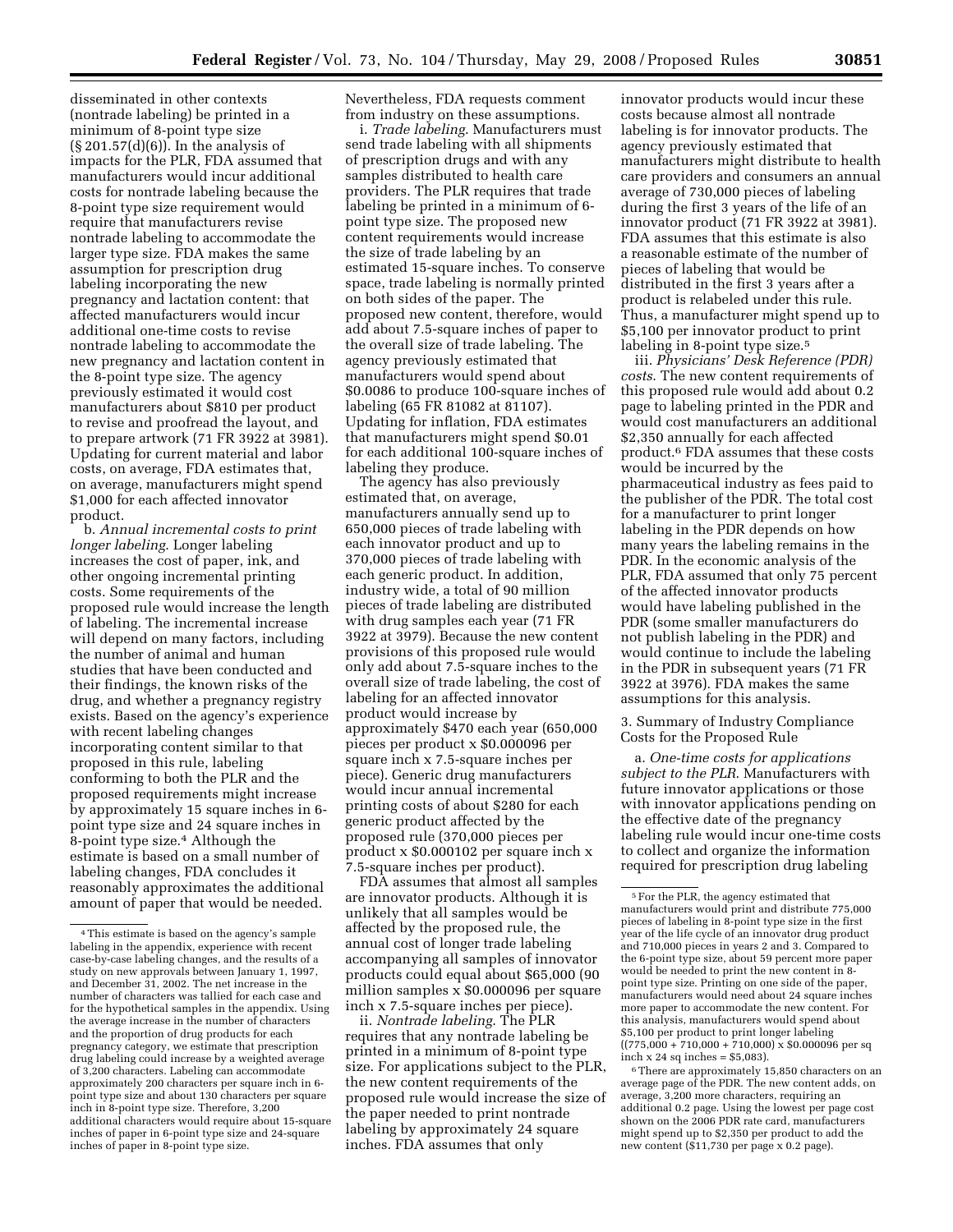disseminated in other contexts (nontrade labeling) be printed in a minimum of 8-point type size (§ 201.57(d)(6)). In the analysis of impacts for the PLR, FDA assumed that manufacturers would incur additional costs for nontrade labeling because the 8-point type size requirement would require that manufacturers revise nontrade labeling to accommodate the larger type size. FDA makes the same assumption for prescription drug labeling incorporating the new pregnancy and lactation content: that affected manufacturers would incur additional one-time costs to revise nontrade labeling to accommodate the new pregnancy and lactation content in the 8-point type size. The agency previously estimated it would cost manufacturers about $810 per product to revise and proofread the layout, and to prepare artwork (71 FR 3922 at 3981). Updating for current material and labor costs, on average, FDA estimates that, on average, manufacturers might spend $1,000 for each affected innovator product.

b. *Annual incremental costs to print longer labeling*. Longer labeling increases the cost of paper, ink, and other ongoing incremental printing costs. Some requirements of the proposed rule would increase the length of labeling. The incremental increase will depend on many factors, including the number of animal and human studies that have been conducted and their findings, the known risks of the drug, and whether a pregnancy registry exists. Based on the agency's experience with recent labeling changes incorporating content similar to that proposed in this rule, labeling conforming to both the PLR and the proposed requirements might increase by approximately 15 square inches in 6-point type size and 24 square inches in 8-point type size.[4] Although the estimate is based on a small number of labeling changes, FDA concludes it reasonably approximates the additional amount of paper that would be needed. Nevertheless, FDA requests comment from industry on these assumptions.

i. *Trade labeling*. Manufacturers must send trade labeling with all shipments of prescription drugs and with any samples distributed to health care providers. The PLR requires that trade labeling be printed in a minimum of 6-point type size. The proposed new content requirements would increase the size of trade labeling by an estimated 15-square inches. To conserve space, trade labeling is normally printed on both sides of the paper. The proposed new content, therefore, would add about 7.5-square inches of paper to the overall size of trade labeling. The agency previously estimated that manufacturers would spend about $0.0086 to produce 100-square inches of labeling (65 FR 81082 at 81107). Updating for inflation, FDA estimates that manufacturers might spend $0.01 for each additional 100-square inches of labeling they produce.

The agency has also previously estimated that, on average, manufacturers annually send up to 650,000 pieces of trade labeling with each innovator product and up to 370,000 pieces of trade labeling with each generic product. In addition, industry wide, a total of 90 million pieces of trade labeling are distributed with drug samples each year (71 FR 3922 at 3979). Because the new content provisions of this proposed rule would only add about 7.5-square inches to the overall size of trade labeling, the cost of labeling for an affected innovator product would increase by approximately $470 each year (650,000 pieces per product x $0.000096 per square inch x 7.5-square inches per piece). Generic drug manufacturers would incur annual incremental printing costs of about $280 for each generic product affected by the proposed rule (370,000 pieces per product x $0.000102 per square inch x 7.5-square inches per product).

FDA assumes that almost all samples are innovator products. Although it is unlikely that all samples would be affected by the proposed rule, the annual cost of longer trade labeling accompanying all samples of innovator products could equal about $65,000 (90 million samples x $0.000096 per square inch x 7.5-square inches per piece).

ii. *Nontrade labeling*. The PLR requires that any nontrade labeling be printed in a minimum of 8-point type size. For applications subject to the PLR, the new content requirements of the proposed rule would increase the size of the paper needed to print nontrade labeling by approximately 24 square inches. FDA assumes that only innovator products would incur these costs because almost all nontrade labeling is for innovator products. The agency previously estimated that manufacturers might distribute to health care providers and consumers an annual average of 730,000 pieces of labeling during the first 3 years of the life of an innovator product (71 FR 3922 at 3981). FDA assumes that this estimate is also a reasonable estimate of the number of pieces of labeling that would be distributed in the first 3 years after a product is relabeled under this rule. Thus, a manufacturer might spend up to $5,100 per innovator product to print labeling in 8-point type size.[5]

iii. *Physicians' Desk Reference (PDR) costs*. The new content requirements of this proposed rule would add about 0.2 page to labeling printed in the PDR and would cost manufacturers an additional $2,350 annually for each affected product.[6] FDA assumes that these costs would be incurred by the pharmaceutical industry as fees paid to the publisher of the PDR. The total cost for a manufacturer to print longer labeling in the PDR depends on how many years the labeling remains in the PDR. In the economic analysis of the PLR, FDA assumed that only 75 percent of the affected innovator products would have labeling published in the PDR (some smaller manufacturers do not publish labeling in the PDR) and would continue to include the labeling in the PDR in subsequent years (71 FR 3922 at 3976). FDA makes the same assumptions for this analysis.

3. Summary of Industry Compliance Costs for the Proposed Rule

a. *One-time costs for applications subject to the PLR*. Manufacturers with future innovator applications or those with innovator applications pending on the effective date of the pregnancy labeling rule would incur one-time costs to collect and organize the information required for prescription drug labeling

---

[4] This estimate is based on the agency's sample labeling in the appendix, experience with recent case-by-case labeling changes, and the results of a study on new approvals between January 1, 1997, and December 31, 2002. The net increase in the number of characters was tallied for each case and for the hypothetical samples in the appendix. Using the average increase in the number of characters and the proportion of drug products for each pregnancy category, we estimate that prescription drug labeling could increase by a weighted average of 3,200 characters. Labeling can accommodate approximately 200 characters per square inch in 6-point type size and about 130 characters per square inch in 8-point type size. Therefore, 3,200 additional characters would require about 15-square inches of paper in 6-point type size and 24-square inches of paper in 8-point type size.

[5] For the PLR, the agency estimated that manufacturers would print and distribute 775,000 pieces of labeling in 8-point type size in the first year of the life cycle of an innovator drug product and 710,000 pieces in years 2 and 3. Compared to the 6-point type size, about 59 percent more paper would be needed to print the new content in 8-point type size. Printing on one side of the paper, manufacturers would need about 24 square inches more paper to accommodate the new content. For this analysis, manufacturers would spend about $5,100 per product to print longer labeling ((775,000 + 710,000 + 710,000) x $0.000096 per sq inch x 24 sq inches = $5,083).

[6] There are approximately 15,850 characters on an average page of the PDR. The new content adds, on average, 3,200 more characters, requiring an additional 0.2 page. Using the lowest per page cost shown on the 2006 PDR rate card, manufacturers might spend up to $2,350 per product to add the new content ($11,730 per page x 0.2 page).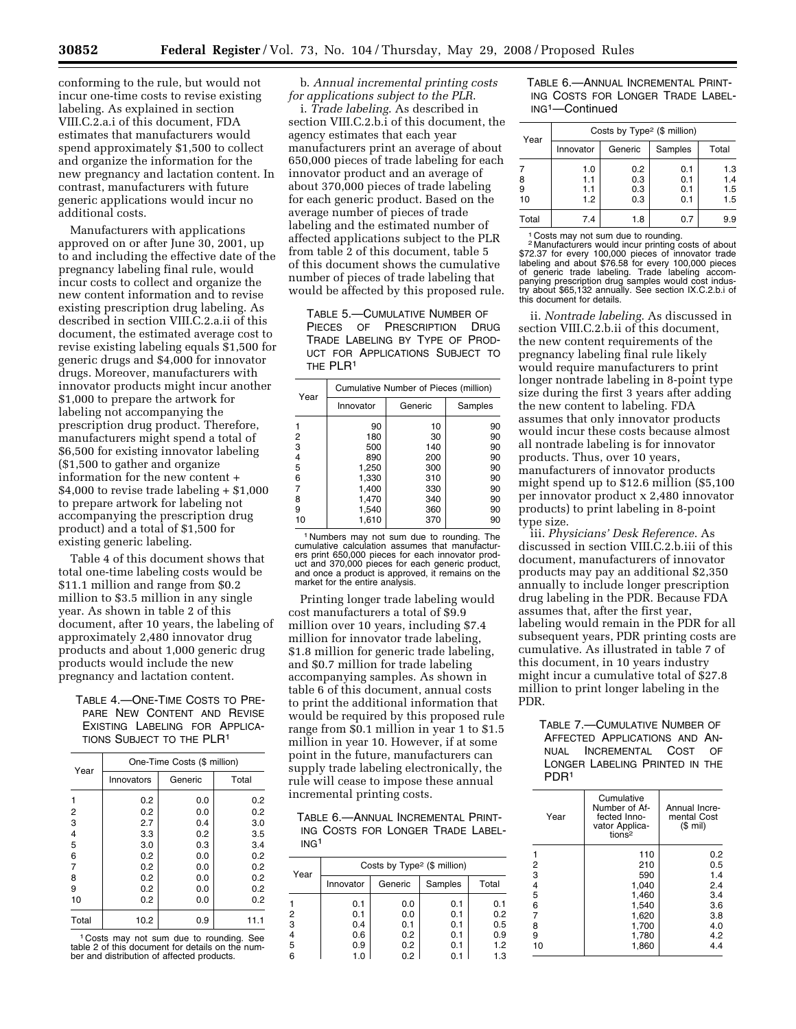conforming to the rule, but would not incur one-time costs to revise existing labeling. As explained in section VIII.C.2.a.i of this document, FDA estimates that manufacturers would spend approximately $1,500 to collect and organize the information for the new pregnancy and lactation content. In contrast, manufacturers with future generic applications would incur no additional costs.

Manufacturers with applications approved on or after June 30, 2001, up to and including the effective date of the pregnancy labeling final rule, would incur costs to collect and organize the new content information and to revise existing prescription drug labeling. As described in section VIII.C.2.a.ii of this document, the estimated average cost to revise existing labeling equals $1,500 for generic drugs and $4,000 for innovator drugs. Moreover, manufacturers with innovator products might incur another $1,000 to prepare the artwork for labeling not accompanying the prescription drug product. Therefore, manufacturers might spend a total of $6,500 for existing innovator labeling ($1,500 to gather and organize information for the new content + $4,000 to revise trade labeling + $1,000 to prepare artwork for labeling not accompanying the prescription drug product) and a total of $1,500 for existing generic labeling.

Table 4 of this document shows that total one-time labeling costs would be $11.1 million and range from $0.2 million to $3.5 million in any single year. As shown in table 2 of this document, after 10 years, the labeling of approximately 2,480 innovator drug products and about 1,000 generic drug products would include the new pregnancy and lactation content.

TABLE 4.—ONE-TIME COSTS TO PREPARE NEW CONTENT AND REVISE EXISTING LABELING FOR APPLICATIONS SUBJECT TO THE PLR[1]

| Year | One-Time Costs ($ million) | | |
|---|---|---|---|
| | Innovators | Generic | Total |
| 1 | 0.2 | 0.0 | 0.2 |
| 2 | 0.2 | 0.0 | 0.2 |
| 3 | 2.7 | 0.4 | 3.0 |
| 4 | 3.3 | 0.2 | 3.5 |
| 5 | 3.0 | 0.3 | 3.4 |
| 6 | 0.2 | 0.0 | 0.2 |
| 7 | 0.2 | 0.0 | 0.2 |
| 8 | 0.2 | 0.0 | 0.2 |
| 9 | 0.2 | 0.0 | 0.2 |
| 10 | 0.2 | 0.0 | 0.2 |
| Total | 10.2 | 0.9 | 11.1 |

[1] Costs may not sum due to rounding. See table 2 of this document for details on the number and distribution of affected products.

b. *Annual incremental printing costs for applications subject to the PLR.*

i. *Trade labeling.* As described in section VIII.C.2.b.i of this document, the agency estimates that each year manufacturers print an average of about 650,000 pieces of trade labeling for each innovator product and an average of about 370,000 pieces of trade labeling for each generic product. Based on the average number of pieces of trade labeling and the estimated number of affected applications subject to the PLR from table 2 of this document, table 5 of this document shows the cumulative number of pieces of trade labeling that would be affected by this proposed rule.

TABLE 5.—CUMULATIVE NUMBER OF PIECES OF PRESCRIPTION DRUG TRADE LABELING BY TYPE OF PRODUCT FOR APPLICATIONS SUBJECT TO THE PLR[1]

| Year | Cumulative Number of Pieces (million) | | |
|---|---|---|---|
| | Innovator | Generic | Samples |
| 1 | 90 | 10 | 90 |
| 2 | 180 | 30 | 90 |
| 3 | 500 | 140 | 90 |
| 4 | 890 | 200 | 90 |
| 5 | 1,250 | 300 | 90 |
| 6 | 1,330 | 310 | 90 |
| 7 | 1,400 | 330 | 90 |
| 8 | 1,470 | 340 | 90 |
| 9 | 1,540 | 360 | 90 |
| 10 | 1,610 | 370 | 90 |

[1] Numbers may not sum due to rounding. The cumulative calculation assumes that manufacturers print 650,000 pieces for each innovator product and 370,000 pieces for each generic product, and once a product is approved, it remains on the market for the entire analysis.

Printing longer trade labeling would cost manufacturers a total of $9.9 million over 10 years, including $7.4 million for innovator trade labeling, $1.8 million for generic trade labeling, and $0.7 million for trade labeling accompanying samples. As shown in table 6 of this document, annual costs to print the additional information that would be required by this proposed rule range from $0.1 million in year 1 to $1.5 million in year 10. However, if at some point in the future, manufacturers can supply trade labeling electronically, the rule will cease to impose these annual incremental printing costs.

TABLE 6.—ANNUAL INCREMENTAL PRINTING COSTS FOR LONGER TRADE LABELING[1]

| Year | Costs by Type[2] ($ million) | | | |
|---|---|---|---|---|
| | Innovator | Generic | Samples | Total |
| 1 | 0.1 | 0.0 | 0.1 | 0.1 |
| 2 | 0.1 | 0.0 | 0.1 | 0.2 |
| 3 | 0.4 | 0.1 | 0.1 | 0.5 |
| 4 | 0.6 | 0.2 | 0.1 | 0.9 |
| 5 | 0.9 | 0.2 | 0.1 | 1.2 |
| 6 | 1.0 | 0.2 | 0.1 | 1.3 |
| 7 | 1.0 | 0.2 | 0.1 | 1.3 |
| 8 | 1.1 | 0.3 | 0.1 | 1.4 |
| 9 | 1.1 | 0.3 | 0.1 | 1.5 |
| 10 | 1.2 | 0.3 | 0.1 | 1.5 |
| Total | 7.4 | 1.8 | 0.7 | 9.9 |

[1] Costs may not sum due to rounding.
[2] Manufacturers would incur printing costs of about $72.37 for every 100,000 pieces of innovator trade labeling and about $76.58 for every 100,000 pieces of generic trade labeling. Trade labeling accompanying prescription drug samples would cost industry about $65,132 annually. See section IX.C.2.b.i of this document for details.

ii. *Nontrade labeling.* As discussed in section VIII.C.2.b.ii of this document, the new content requirements of the pregnancy labeling final rule likely would require manufacturers to print longer nontrade labeling in 8-point type size during the first 3 years after adding the new content to labeling. FDA assumes that only innovator products would incur these costs because almost all nontrade labeling is for innovator products. Thus, over 10 years, manufacturers of innovator products might spend up to $12.6 million ($5,100 per innovator product x 2,480 innovator products) to print labeling in 8-point type size.

iii. *Physicians' Desk Reference.* As discussed in section VIII.C.2.b.iii of this document, manufacturers of innovator products may pay an additional $2,350 annually to include longer prescription drug labeling in the PDR. Because FDA assumes that, after the first year, labeling would remain in the PDR for all subsequent years, PDR printing costs are cumulative. As illustrated in table 7 of this document, in 10 years industry might incur a cumulative total of $27.8 million to print longer labeling in the PDR.

TABLE 7.—CUMULATIVE NUMBER OF AFFECTED APPLICATIONS AND ANNUAL INCREMENTAL COST OF LONGER LABELING PRINTED IN THE PDR[1]

| Year | Cumulative Number of Affected Innovator Applications[2] | Annual Incremental Cost ($ mil) |
|---|---|---|
| 1 | 110 | 0.2 |
| 2 | 210 | 0.5 |
| 3 | 590 | 1.4 |
| 4 | 1,040 | 2.4 |
| 5 | 1,460 | 3.4 |
| 6 | 1,540 | 3.6 |
| 7 | 1,620 | 3.8 |
| 8 | 1,700 | 4.0 |
| 9 | 1,780 | 4.2 |
| 10 | 1,860 | 4.4 |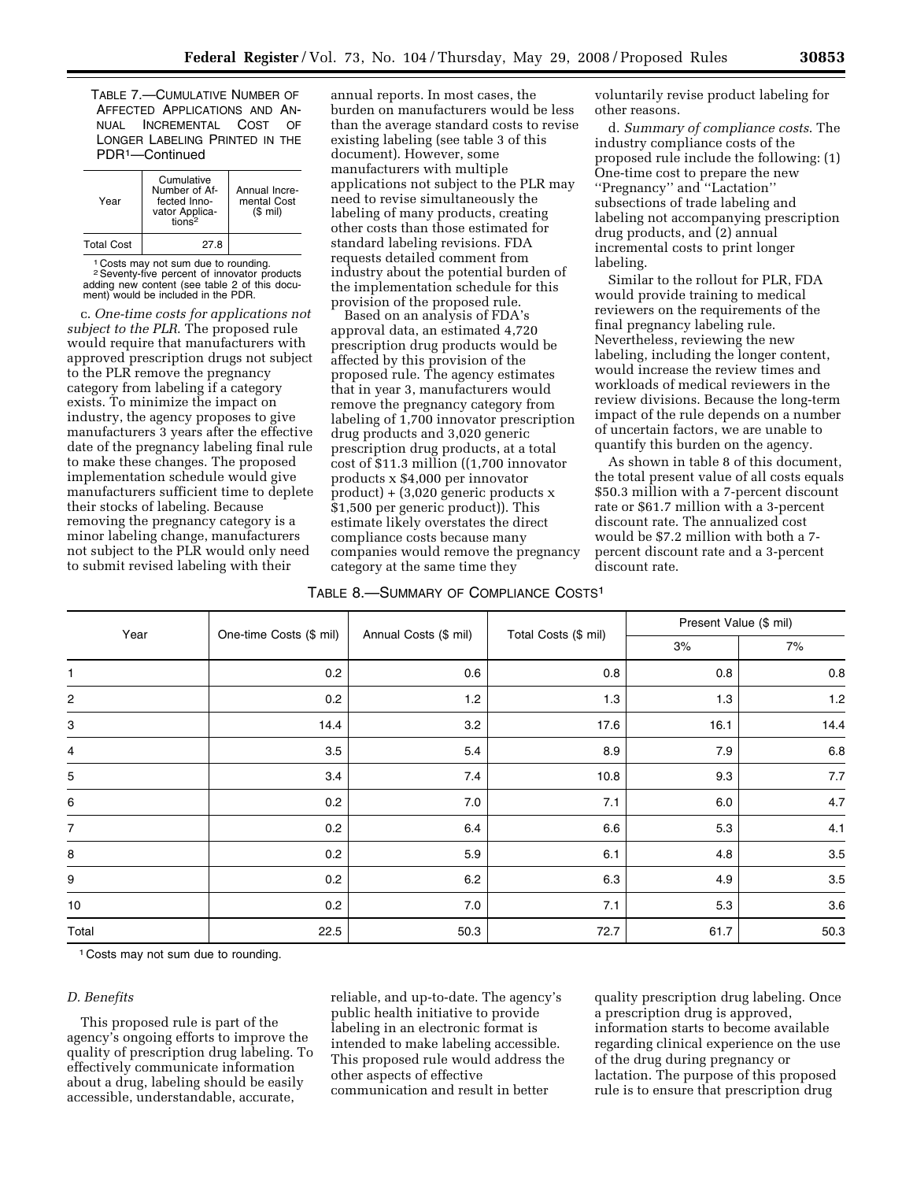TABLE 7.—CUMULATIVE NUMBER OF AFFECTED APPLICATIONS AND ANNUAL INCREMENTAL COST OF LONGER LABELING PRINTED IN THE PDR[1]—Continued

| Year | Cumulative Number of Affected Innovator Applications[2] | Annual Incremental Cost ($ mil) |
|---|---|---|
| Total Cost | 27.8 | |

[1] Costs may not sum due to rounding.
[2] Seventy-five percent of innovator products adding new content (see table 2 of this document) would be included in the PDR.

c. *One-time costs for applications not subject to the PLR*. The proposed rule would require that manufacturers with approved prescription drugs not subject to the PLR remove the pregnancy category from labeling if a category exists. To minimize the impact on industry, the agency proposes to give manufacturers 3 years after the effective date of the pregnancy labeling final rule to make these changes. The proposed implementation schedule would give manufacturers sufficient time to deplete their stocks of labeling. Because removing the pregnancy category is a minor labeling change, manufacturers not subject to the PLR would only need to submit revised labeling with their annual reports. In most cases, the burden on manufacturers would be less than the average standard costs to revise existing labeling (see table 3 of this document). However, some manufacturers with multiple applications not subject to the PLR may need to revise simultaneously the labeling of many products, creating other costs than those estimated for standard labeling revisions. FDA requests detailed comment from industry about the potential burden of the implementation schedule for this provision of the proposed rule.

Based on an analysis of FDA's approval data, an estimated 4,720 prescription drug products would be affected by this provision of the proposed rule. The agency estimates that in year 3, manufacturers would remove the pregnancy category from labeling of 1,700 innovator prescription drug products and 3,020 generic prescription drug products, at a total cost of $11.3 million ((1,700 innovator products x $4,000 per innovator product) + (3,020 generic products x $1,500 per generic product)). This estimate likely overstates the direct compliance costs because many companies would remove the pregnancy category at the same time they voluntarily revise product labeling for other reasons.

d. *Summary of compliance costs*. The industry compliance costs of the proposed rule include the following: (1) One-time cost to prepare the new ''Pregnancy'' and ''Lactation'' subsections of trade labeling and labeling not accompanying prescription drug products, and (2) annual incremental costs to print longer labeling.

Similar to the rollout for PLR, FDA would provide training to medical reviewers on the requirements of the final pregnancy labeling rule. Nevertheless, reviewing the new labeling, including the longer content, would increase the review times and workloads of medical reviewers in the review divisions. Because the long-term impact of the rule depends on a number of uncertain factors, we are unable to quantify this burden on the agency.

As shown in table 8 of this document, the total present value of all costs equals $50.3 million with a 7-percent discount rate or $61.7 million with a 3-percent discount rate. The annualized cost would be $7.2 million with both a 7-percent discount rate and a 3-percent discount rate.

TABLE 8.—SUMMARY OF COMPLIANCE COSTS[1]

| Year | One-time Costs ($ mil) | Annual Costs ($ mil) | Total Costs ($ mil) | Present Value ($ mil) | |
|---|---|---|---|---|---|
| | | | | 3% | 7% |
| 1 | 0.2 | 0.6 | 0.8 | 0.8 | 0.8 |
| 2 | 0.2 | 1.2 | 1.3 | 1.3 | 1.2 |
| 3 | 14.4 | 3.2 | 17.6 | 16.1 | 14.4 |
| 4 | 3.5 | 5.4 | 8.9 | 7.9 | 6.8 |
| 5 | 3.4 | 7.4 | 10.8 | 9.3 | 7.7 |
| 6 | 0.2 | 7.0 | 7.1 | 6.0 | 4.7 |
| 7 | 0.2 | 6.4 | 6.6 | 5.3 | 4.1 |
| 8 | 0.2 | 5.9 | 6.1 | 4.8 | 3.5 |
| 9 | 0.2 | 6.2 | 6.3 | 4.9 | 3.5 |
| 10 | 0.2 | 7.0 | 7.1 | 5.3 | 3.6 |
| Total | 22.5 | 50.3 | 72.7 | 61.7 | 50.3 |

[1] Costs may not sum due to rounding.

### D. Benefits

This proposed rule is part of the agency's ongoing efforts to improve the quality of prescription drug labeling. To effectively communicate information about a drug, labeling should be easily accessible, understandable, accurate, reliable, and up-to-date. The agency's public health initiative to provide labeling in an electronic format is intended to make labeling accessible. This proposed rule would address the other aspects of effective communication and result in better quality prescription drug labeling. Once a prescription drug is approved, information starts to become available regarding clinical experience on the use of the drug during pregnancy or lactation. The purpose of this proposed rule is to ensure that prescription drug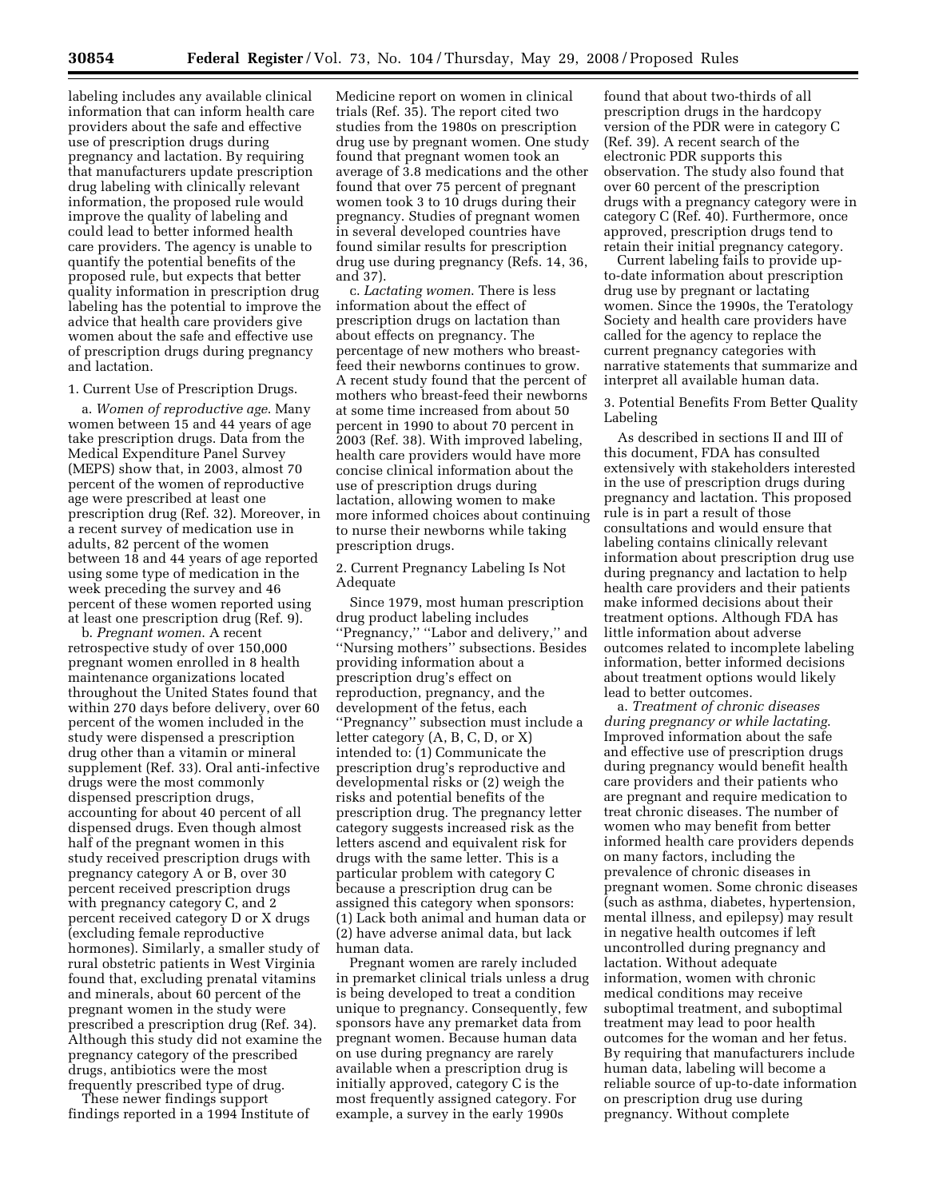labeling includes any available clinical information that can inform health care providers about the safe and effective use of prescription drugs during pregnancy and lactation. By requiring that manufacturers update prescription drug labeling with clinically relevant information, the proposed rule would improve the quality of labeling and could lead to better informed health care providers. The agency is unable to quantify the potential benefits of the proposed rule, but expects that better quality information in prescription drug labeling has the potential to improve the advice that health care providers give women about the safe and effective use of prescription drugs during pregnancy and lactation.

1. Current Use of Prescription Drugs.

a. *Women of reproductive age*. Many women between 15 and 44 years of age take prescription drugs. Data from the Medical Expenditure Panel Survey (MEPS) show that, in 2003, almost 70 percent of the women of reproductive age were prescribed at least one prescription drug (Ref. 32). Moreover, in a recent survey of medication use in adults, 82 percent of the women between 18 and 44 years of age reported using some type of medication in the week preceding the survey and 46 percent of these women reported using at least one prescription drug (Ref. 9).

b. *Pregnant women*. A recent retrospective study of over 150,000 pregnant women enrolled in 8 health maintenance organizations located throughout the United States found that within 270 days before delivery, over 60 percent of the women included in the study were dispensed a prescription drug other than a vitamin or mineral supplement (Ref. 33). Oral anti-infective drugs were the most commonly dispensed prescription drugs, accounting for about 40 percent of all dispensed drugs. Even though almost half of the pregnant women in this study received prescription drugs with pregnancy category A or B, over 30 percent received prescription drugs with pregnancy category C, and 2 percent received category D or X drugs (excluding female reproductive hormones). Similarly, a smaller study of rural obstetric patients in West Virginia found that, excluding prenatal vitamins and minerals, about 60 percent of the pregnant women in the study were prescribed a prescription drug (Ref. 34). Although this study did not examine the pregnancy category of the prescribed drugs, antibiotics were the most frequently prescribed type of drug.

These newer findings support findings reported in a 1994 Institute of Medicine report on women in clinical trials (Ref. 35). The report cited two studies from the 1980s on prescription drug use by pregnant women. One study found that pregnant women took an average of 3.8 medications and the other found that over 75 percent of pregnant women took 3 to 10 drugs during their pregnancy. Studies of pregnant women in several developed countries have found similar results for prescription drug use during pregnancy (Refs. 14, 36, and 37).

c. *Lactating women*. There is less information about the effect of prescription drugs on lactation than about effects on pregnancy. The percentage of new mothers who breast-feed their newborns continues to grow. A recent study found that the percent of mothers who breast-feed their newborns at some time increased from about 50 percent in 1990 to about 70 percent in 2003 (Ref. 38). With improved labeling, health care providers would have more concise clinical information about the use of prescription drugs during lactation, allowing women to make more informed choices about continuing to nurse their newborns while taking prescription drugs.

2. Current Pregnancy Labeling Is Not Adequate

Since 1979, most human prescription drug product labeling includes ''Pregnancy,'' ''Labor and delivery,'' and ''Nursing mothers'' subsections. Besides providing information about a prescription drug's effect on reproduction, pregnancy, and the development of the fetus, each ''Pregnancy'' subsection must include a letter category (A, B, C, D, or X) intended to: (1) Communicate the prescription drug's reproductive and developmental risks or (2) weigh the risks and potential benefits of the prescription drug. The pregnancy letter category suggests increased risk as the letters ascend and equivalent risk for drugs with the same letter. This is a particular problem with category C because a prescription drug can be assigned this category when sponsors: (1) Lack both animal and human data or (2) have adverse animal data, but lack human data.

Pregnant women are rarely included in premarket clinical trials unless a drug is being developed to treat a condition unique to pregnancy. Consequently, few sponsors have any premarket data from pregnant women. Because human data on use during pregnancy are rarely available when a prescription drug is initially approved, category C is the most frequently assigned category. For example, a survey in the early 1990s found that about two-thirds of all prescription drugs in the hardcopy version of the PDR were in category C (Ref. 39). A recent search of the electronic PDR supports this observation. The study also found that over 60 percent of the prescription drugs with a pregnancy category were in category C (Ref. 40). Furthermore, once approved, prescription drugs tend to retain their initial pregnancy category.

Current labeling fails to provide up-to-date information about prescription drug use by pregnant or lactating women. Since the 1990s, the Teratology Society and health care providers have called for the agency to replace the current pregnancy categories with narrative statements that summarize and interpret all available human data.

3. Potential Benefits From Better Quality Labeling

As described in sections II and III of this document, FDA has consulted extensively with stakeholders interested in the use of prescription drugs during pregnancy and lactation. This proposed rule is in part a result of those consultations and would ensure that labeling contains clinically relevant information about prescription drug use during pregnancy and lactation to help health care providers and their patients make informed decisions about their treatment options. Although FDA has little information about adverse outcomes related to incomplete labeling information, better informed decisions about treatment options would likely lead to better outcomes.

a. *Treatment of chronic diseases during pregnancy or while lactating*. Improved information about the safe and effective use of prescription drugs during pregnancy would benefit health care providers and their patients who are pregnant and require medication to treat chronic diseases. The number of women who may benefit from better informed health care providers depends on many factors, including the prevalence of chronic diseases in pregnant women. Some chronic diseases (such as asthma, diabetes, hypertension, mental illness, and epilepsy) may result in negative health outcomes if left uncontrolled during pregnancy and lactation. Without adequate information, women with chronic medical conditions may receive suboptimal treatment, and suboptimal treatment may lead to poor health outcomes for the woman and her fetus. By requiring that manufacturers include human data, labeling will become a reliable source of up-to-date information on prescription drug use during pregnancy. Without complete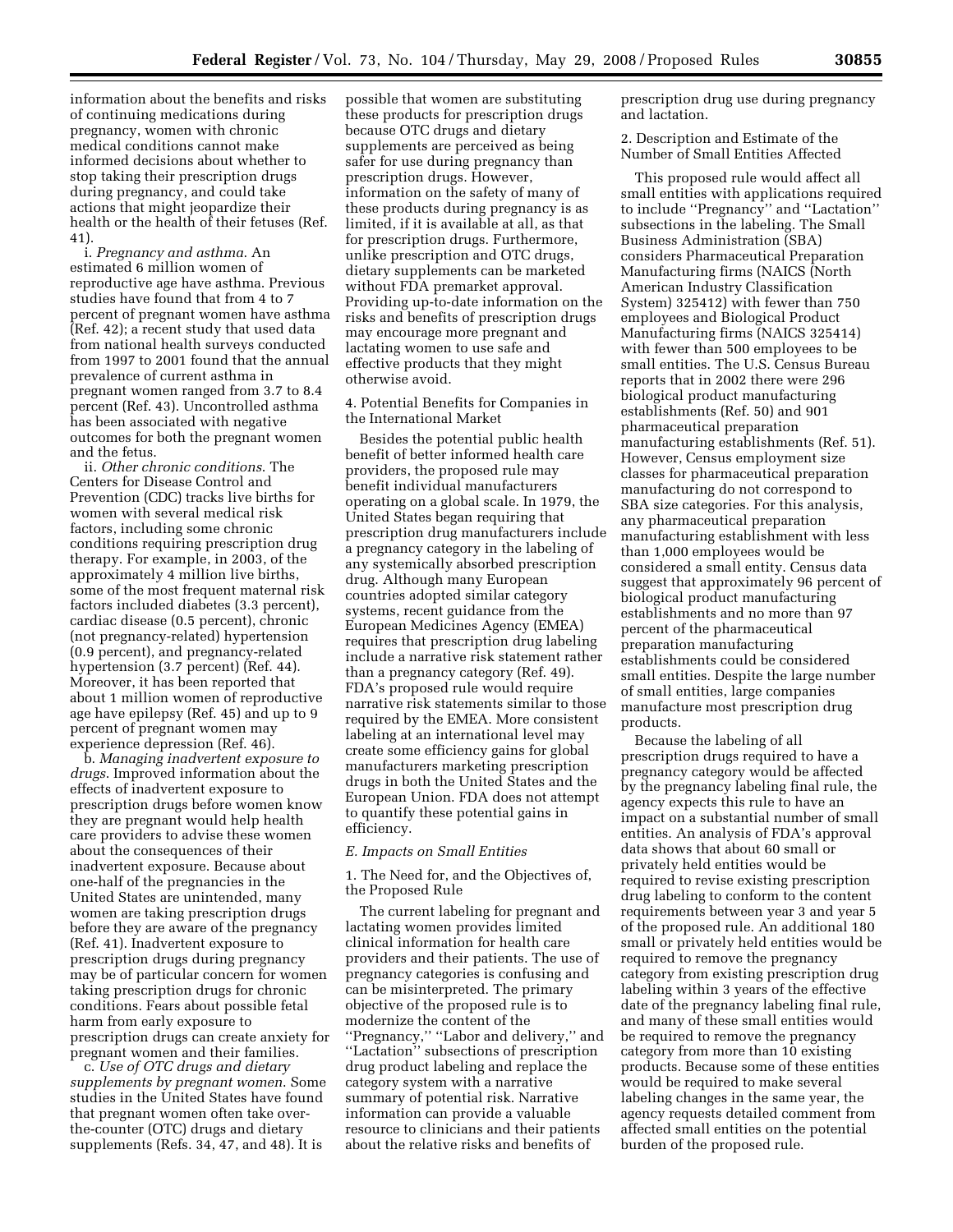information about the benefits and risks of continuing medications during pregnancy, women with chronic medical conditions cannot make informed decisions about whether to stop taking their prescription drugs during pregnancy, and could take actions that might jeopardize their health or the health of their fetuses (Ref. 41).

i. *Pregnancy and asthma*. An estimated 6 million women of reproductive age have asthma. Previous studies have found that from 4 to 7 percent of pregnant women have asthma (Ref. 42); a recent study that used data from national health surveys conducted from 1997 to 2001 found that the annual prevalence of current asthma in pregnant women ranged from 3.7 to 8.4 percent (Ref. 43). Uncontrolled asthma has been associated with negative outcomes for both the pregnant women and the fetus.

ii. *Other chronic conditions*. The Centers for Disease Control and Prevention (CDC) tracks live births for women with several medical risk factors, including some chronic conditions requiring prescription drug therapy. For example, in 2003, of the approximately 4 million live births, some of the most frequent maternal risk factors included diabetes (3.3 percent), cardiac disease (0.5 percent), chronic (not pregnancy-related) hypertension (0.9 percent), and pregnancy-related hypertension (3.7 percent) (Ref. 44). Moreover, it has been reported that about 1 million women of reproductive age have epilepsy (Ref. 45) and up to 9 percent of pregnant women may experience depression (Ref. 46).

b. *Managing inadvertent exposure to drugs*. Improved information about the effects of inadvertent exposure to prescription drugs before women know they are pregnant would help health care providers to advise these women about the consequences of their inadvertent exposure. Because about one-half of the pregnancies in the United States are unintended, many women are taking prescription drugs before they are aware of the pregnancy (Ref. 41). Inadvertent exposure to prescription drugs during pregnancy may be of particular concern for women taking prescription drugs for chronic conditions. Fears about possible fetal harm from early exposure to prescription drugs can create anxiety for pregnant women and their families.

c. *Use of OTC drugs and dietary supplements by pregnant women*. Some studies in the United States have found that pregnant women often take over-the-counter (OTC) drugs and dietary supplements (Refs. 34, 47, and 48). It is possible that women are substituting these products for prescription drugs because OTC drugs and dietary supplements are perceived as being safer for use during pregnancy than prescription drugs. However, information on the safety of many of these products during pregnancy is as limited, if it is available at all, as that for prescription drugs. Furthermore, unlike prescription and OTC drugs, dietary supplements can be marketed without FDA premarket approval. Providing up-to-date information on the risks and benefits of prescription drugs may encourage more pregnant and lactating women to use safe and effective products that they might otherwise avoid.

4. Potential Benefits for Companies in the International Market

Besides the potential public health benefit of better informed health care providers, the proposed rule may benefit individual manufacturers operating on a global scale. In 1979, the United States began requiring that prescription drug manufacturers include a pregnancy category in the labeling of any systemically absorbed prescription drug. Although many European countries adopted similar category systems, recent guidance from the European Medicines Agency (EMEA) requires that prescription drug labeling include a narrative risk statement rather than a pregnancy category (Ref. 49). FDA's proposed rule would require narrative risk statements similar to those required by the EMEA. More consistent labeling at an international level may create some efficiency gains for global manufacturers marketing prescription drugs in both the United States and the European Union. FDA does not attempt to quantify these potential gains in efficiency.

### *E. Impacts on Small Entities*

1. The Need for, and the Objectives of, the Proposed Rule

The current labeling for pregnant and lactating women provides limited clinical information for health care providers and their patients. The use of pregnancy categories is confusing and can be misinterpreted. The primary objective of the proposed rule is to modernize the content of the "Pregnancy," "Labor and delivery," and "Lactation" subsections of prescription drug product labeling and replace the category system with a narrative summary of potential risk. Narrative information can provide a valuable resource to clinicians and their patients about the relative risks and benefits of prescription drug use during pregnancy and lactation.

2. Description and Estimate of the Number of Small Entities Affected

This proposed rule would affect all small entities with applications required to include "Pregnancy" and "Lactation" subsections in the labeling. The Small Business Administration (SBA) considers Pharmaceutical Preparation Manufacturing firms (NAICS (North American Industry Classification System) 325412) with fewer than 750 employees and Biological Product Manufacturing firms (NAICS 325414) with fewer than 500 employees to be small entities. The U.S. Census Bureau reports that in 2002 there were 296 biological product manufacturing establishments (Ref. 50) and 901 pharmaceutical preparation manufacturing establishments (Ref. 51). However, Census employment size classes for pharmaceutical preparation manufacturing do not correspond to SBA size categories. For this analysis, any pharmaceutical preparation manufacturing establishment with less than 1,000 employees would be considered a small entity. Census data suggest that approximately 96 percent of biological product manufacturing establishments and no more than 97 percent of the pharmaceutical preparation manufacturing establishments could be considered small entities. Despite the large number of small entities, large companies manufacture most prescription drug products.

Because the labeling of all prescription drugs required to have a pregnancy category would be affected by the pregnancy labeling final rule, the agency expects this rule to have an impact on a substantial number of small entities. An analysis of FDA's approval data shows that about 60 small or privately held entities would be required to revise existing prescription drug labeling to conform to the content requirements between year 3 and year 5 of the proposed rule. An additional 180 small or privately held entities would be required to remove the pregnancy category from existing prescription drug labeling within 3 years of the effective date of the pregnancy labeling final rule, and many of these small entities would be required to remove the pregnancy category from more than 10 existing products. Because some of these entities would be required to make several labeling changes in the same year, the agency requests detailed comment from affected small entities on the potential burden of the proposed rule.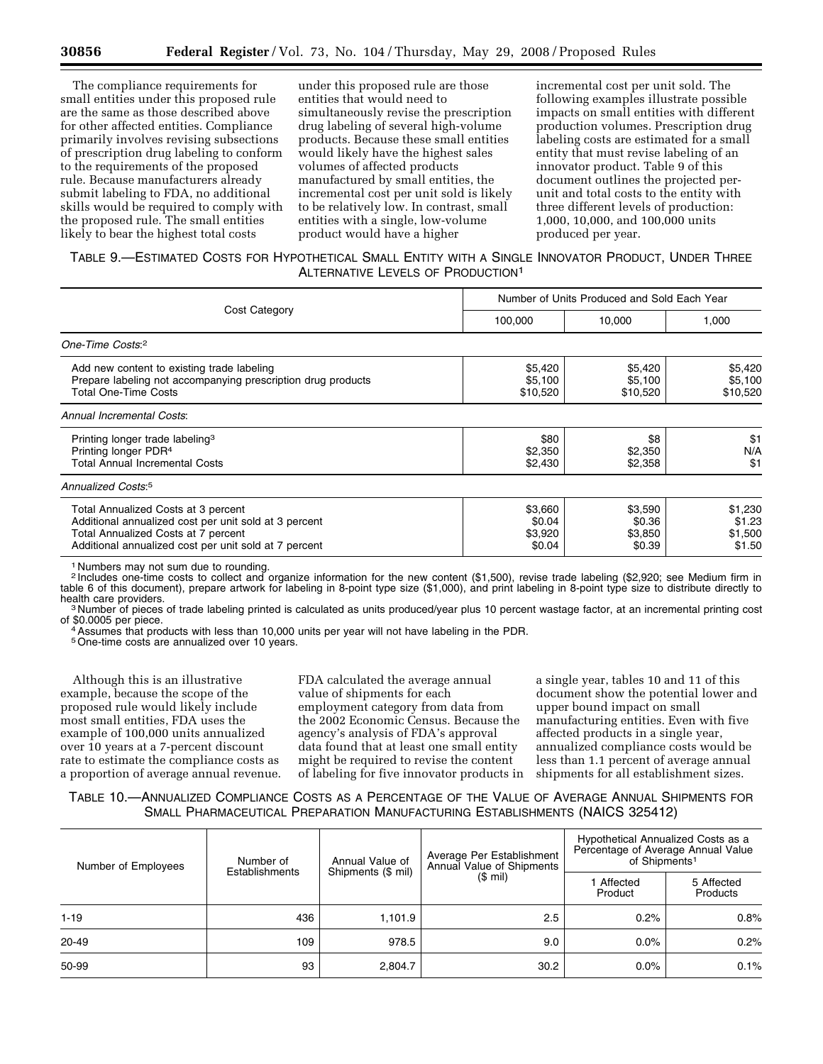The compliance requirements for small entities under this proposed rule are the same as those described above for other affected entities. Compliance primarily involves revising subsections of prescription drug labeling to conform to the requirements of the proposed rule. Because manufacturers already submit labeling to FDA, no additional skills would be required to comply with the proposed rule. The small entities likely to bear the highest total costs under this proposed rule are those entities that would need to simultaneously revise the prescription drug labeling of several high-volume products. Because these small entities would likely have the highest sales volumes of affected products manufactured by small entities, the incremental cost per unit sold is likely to be relatively low. In contrast, small entities with a single, low-volume product would have a higher incremental cost per unit sold. The following examples illustrate possible impacts on small entities with different production volumes. Prescription drug labeling costs are estimated for a small entity that must revise labeling of an innovator product. Table 9 of this document outlines the projected per-unit and total costs to the entity with three different levels of production: 1,000, 10,000, and 100,000 units produced per year.

TABLE 9.—ESTIMATED COSTS FOR HYPOTHETICAL SMALL ENTITY WITH A SINGLE INNOVATOR PRODUCT, UNDER THREE ALTERNATIVE LEVELS OF PRODUCTION[1]

| Cost Category | Number of Units Produced and Sold Each Year | | |
|---|---|---|---|
| | 100,000 | 10,000 | 1,000 |
| *One-Time Costs:*[2] | | | |
| Add new content to existing trade labeling | $5,420 | $5,420 | $5,420 |
| Prepare labeling not accompanying prescription drug products | $5,100 | $5,100 | $5,100 |
| Total One-Time Costs | $10,520 | $10,520 | $10,520 |
| *Annual Incremental Costs:* | | | |
| Printing longer trade labeling[3] | $80 | $8 | $1 |
| Printing longer PDR[4] | $2,350 | $2,350 | N/A |
| Total Annual Incremental Costs | $2,430 | $2,358 | $1 |
| *Annualized Costs:*[5] | | | |
| Total Annualized Costs at 3 percent | $3,660 | $3,590 | $1,230 |
| Additional annualized cost per unit sold at 3 percent | $0.04 | $0.36 | $1.23 |
| Total Annualized Costs at 7 percent | $3,920 | $3,850 | $1,500 |
| Additional annualized cost per unit sold at 7 percent | $0.04 | $0.39 | $1.50 |

[1] Numbers may not sum due to rounding.
[2] Includes one-time costs to collect and organize information for the new content ($1,500), revise trade labeling ($2,920; see Medium firm in table 6 of this document), prepare artwork for labeling in 8-point type size ($1,000), and print labeling in 8-point type size to distribute directly to health care providers.
[3] Number of pieces of trade labeling printed is calculated as units produced/year plus 10 percent wastage factor, at an incremental printing cost of $0.0005 per piece.
[4] Assumes that products with less than 10,000 units per year will not have labeling in the PDR.
[5] One-time costs are annualized over 10 years.

Although this is an illustrative example, because the scope of the proposed rule would likely include most small entities, FDA uses the example of 100,000 units annualized over 10 years at a 7-percent discount rate to estimate the compliance costs as a proportion of average annual revenue. FDA calculated the average annual value of shipments for each employment category from data from the 2002 Economic Census. Because the agency's analysis of FDA's approval data found that at least one small entity might be required to revise the content of labeling for five innovator products in a single year, tables 10 and 11 of this document show the potential lower and upper bound impact on small manufacturing entities. Even with five affected products in a single year, annualized compliance costs would be less than 1.1 percent of average annual shipments for all establishment sizes.

TABLE 10.—ANNUALIZED COMPLIANCE COSTS AS A PERCENTAGE OF THE VALUE OF AVERAGE ANNUAL SHIPMENTS FOR SMALL PHARMACEUTICAL PREPARATION MANUFACTURING ESTABLISHMENTS (NAICS 325412)

| Number of Employees | Number of Establishments | Annual Value of Shipments ($ mil) | Average Per Establishment Annual Value of Shipments ($ mil) | Hypothetical Annualized Costs as a Percentage of Average Annual Value of Shipments[1] | |
|---|---|---|---|---|---|
| | | | | 1 Affected Product | 5 Affected Products |
| 1-19 | 436 | 1,101.9 | 2.5 | 0.2% | 0.8% |
| 20-49 | 109 | 978.5 | 9.0 | 0.0% | 0.2% |
| 50-99 | 93 | 2,804.7 | 30.2 | 0.0% | 0.1% |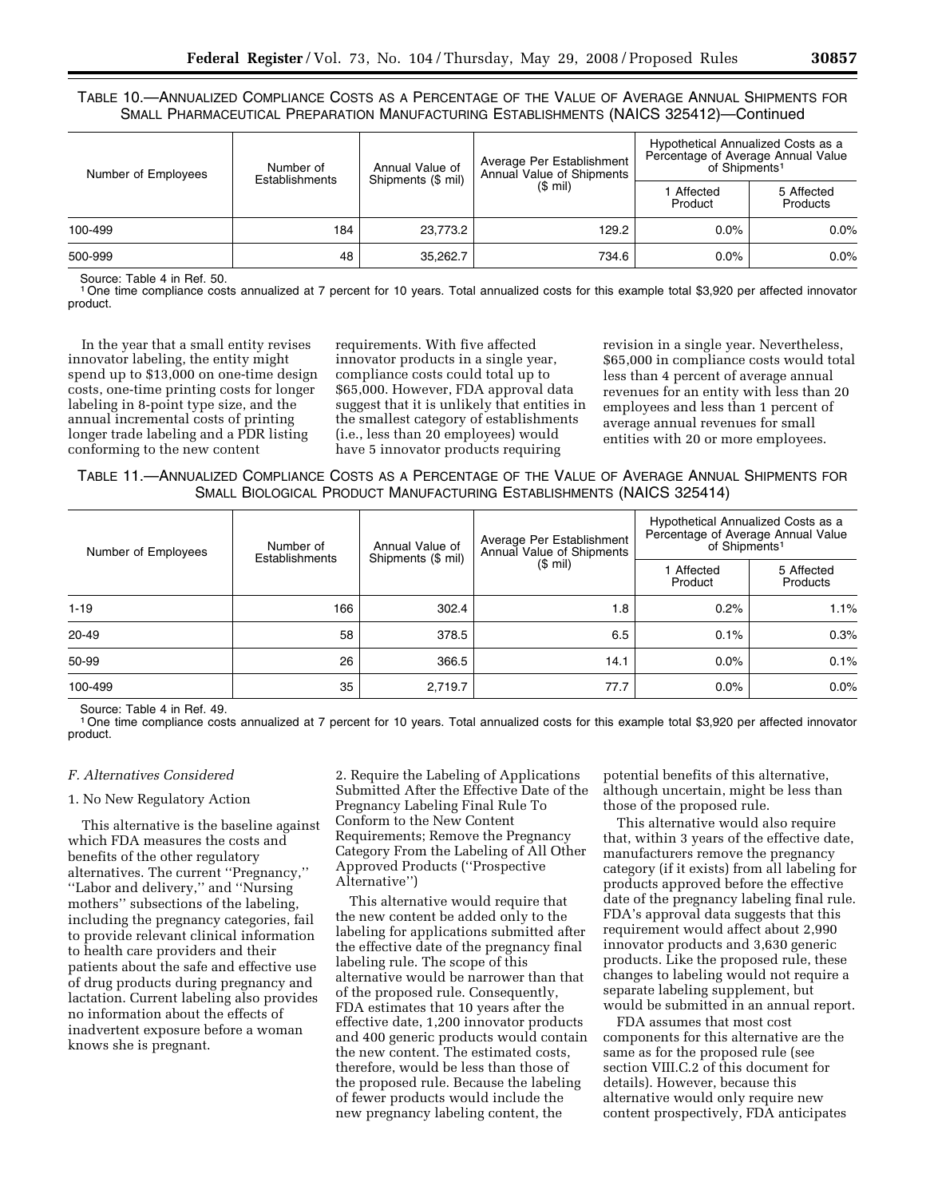TABLE 10.—ANNUALIZED COMPLIANCE COSTS AS A PERCENTAGE OF THE VALUE OF AVERAGE ANNUAL SHIPMENTS FOR SMALL PHARMACEUTICAL PREPARATION MANUFACTURING ESTABLISHMENTS (NAICS 325412)—Continued

| Number of Employees | Number of Establishments | Annual Value of Shipments ($ mil) | Average Per Establishment Annual Value of Shipments ($ mil) | Hypothetical Annualized Costs as a Percentage of Average Annual Value of Shipments[1] | |
|---|---|---|---|---|---|
| | | | | 1 Affected Product | 5 Affected Products |
| 100-499 | 184 | 23,773.2 | 129.2 | 0.0% | 0.0% |
| 500-999 | 48 | 35,262.7 | 734.6 | 0.0% | 0.0% |

Source: Table 4 in Ref. 50.
[1] One time compliance costs annualized at 7 percent for 10 years. Total annualized costs for this example total $3,920 per affected innovator product.

In the year that a small entity revises innovator labeling, the entity might spend up to $13,000 on one-time design costs, one-time printing costs for longer labeling in 8-point type size, and the annual incremental costs of printing longer trade labeling and a PDR listing conforming to the new content requirements. With five affected innovator products in a single year, compliance costs could total up to $65,000. However, FDA approval data suggest that it is unlikely that entities in the smallest category of establishments (i.e., less than 20 employees) would have 5 innovator products requiring revision in a single year. Nevertheless, $65,000 in compliance costs would total less than 4 percent of average annual revenues for an entity with less than 20 employees and less than 1 percent of average annual revenues for small entities with 20 or more employees.

TABLE 11.—ANNUALIZED COMPLIANCE COSTS AS A PERCENTAGE OF THE VALUE OF AVERAGE ANNUAL SHIPMENTS FOR SMALL BIOLOGICAL PRODUCT MANUFACTURING ESTABLISHMENTS (NAICS 325414)

| Number of Employees | Number of Establishments | Annual Value of Shipments ($ mil) | Average Per Establishment Annual Value of Shipments ($ mil) | Hypothetical Annualized Costs as a Percentage of Average Annual Value of Shipments[1] | |
|---|---|---|---|---|---|
| | | | | 1 Affected Product | 5 Affected Products |
| 1-19 | 166 | 302.4 | 1.8 | 0.2% | 1.1% |
| 20-49 | 58 | 378.5 | 6.5 | 0.1% | 0.3% |
| 50-99 | 26 | 366.5 | 14.1 | 0.0% | 0.1% |
| 100-499 | 35 | 2,719.7 | 77.7 | 0.0% | 0.0% |

Source: Table 4 in Ref. 49.
[1] One time compliance costs annualized at 7 percent for 10 years. Total annualized costs for this example total $3,920 per affected innovator product.

### *F. Alternatives Considered*

#### 1. No New Regulatory Action

This alternative is the baseline against which FDA measures the costs and benefits of the other regulatory alternatives. The current "Pregnancy," "Labor and delivery," and "Nursing mothers" subsections of the labeling, including the pregnancy categories, fail to provide relevant clinical information to health care providers and their patients about the safe and effective use of drug products during pregnancy and lactation. Current labeling also provides no information about the effects of inadvertent exposure before a woman knows she is pregnant.

#### 2. Require the Labeling of Applications Submitted After the Effective Date of the Pregnancy Labeling Final Rule To Conform to the New Content Requirements; Remove the Pregnancy Category From the Labeling of All Other Approved Products ("Prospective Alternative")

This alternative would require that the new content be added only to the labeling for applications submitted after the effective date of the pregnancy final labeling rule. The scope of this alternative would be narrower than that of the proposed rule. Consequently, FDA estimates that 10 years after the effective date, 1,200 innovator products and 400 generic products would contain the new content. The estimated costs, therefore, would be less than those of the proposed rule. Because the labeling of fewer products would include the new pregnancy labeling content, the potential benefits of this alternative, although uncertain, might be less than those of the proposed rule.

This alternative would also require that, within 3 years of the effective date, manufacturers remove the pregnancy category (if it exists) from all labeling for products approved before the effective date of the pregnancy labeling final rule. FDA's approval data suggests that this requirement would affect about 2,990 innovator products and 3,630 generic products. Like the proposed rule, these changes to labeling would not require a separate labeling supplement, but would be submitted in an annual report.

FDA assumes that most cost components for this alternative are the same as for the proposed rule (see section VIII.C.2 of this document for details). However, because this alternative would only require new content prospectively, FDA anticipates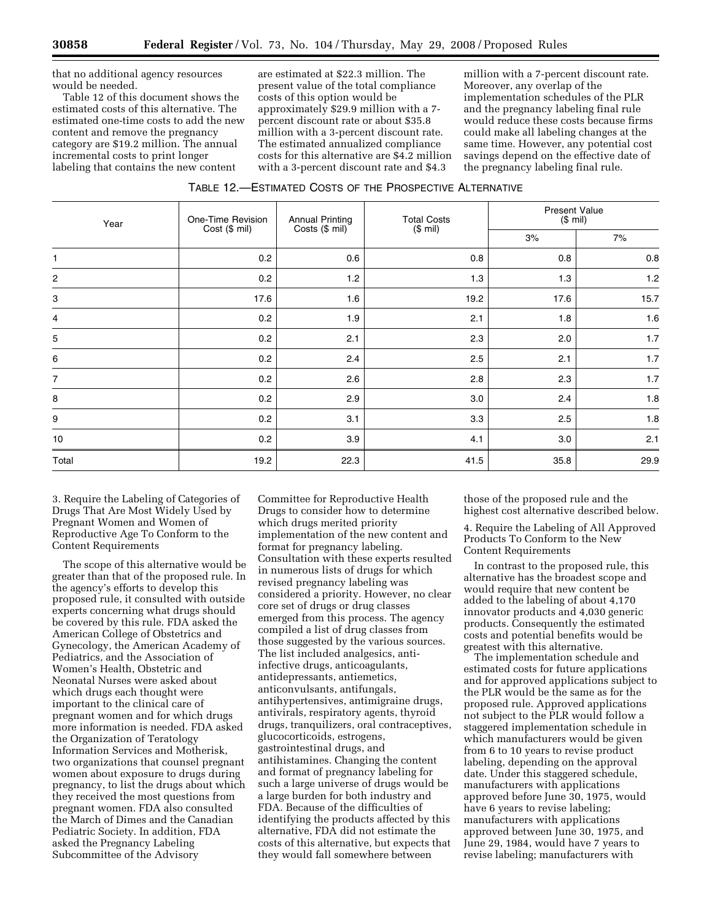that no additional agency resources would be needed.

Table 12 of this document shows the estimated costs of this alternative. The estimated one-time costs to add the new content and remove the pregnancy category are $19.2 million. The annual incremental costs to print longer labeling that contains the new content are estimated at $22.3 million. The present value of the total compliance costs of this option would be approximately $29.9 million with a 7-percent discount rate or about $35.8 million with a 3-percent discount rate. The estimated annualized compliance costs for this alternative are $4.2 million with a 3-percent discount rate and $4.3 million with a 7-percent discount rate. Moreover, any overlap of the implementation schedules of the PLR and the pregnancy labeling final rule would reduce these costs because firms could make all labeling changes at the same time. However, any potential cost savings depend on the effective date of the pregnancy labeling final rule.

TABLE 12.—ESTIMATED COSTS OF THE PROSPECTIVE ALTERNATIVE

| Year | One-Time Revision Cost ($ mil) | Annual Printing Costs ($ mil) | Total Costs ($ mil) | Present Value ($ mil) | |
|---|---|---|---|---|---|
| | | | | 3% | 7% |
| 1 | 0.2 | 0.6 | 0.8 | 0.8 | 0.8 |
| 2 | 0.2 | 1.2 | 1.3 | 1.3 | 1.2 |
| 3 | 17.6 | 1.6 | 19.2 | 17.6 | 15.7 |
| 4 | 0.2 | 1.9 | 2.1 | 1.8 | 1.6 |
| 5 | 0.2 | 2.1 | 2.3 | 2.0 | 1.7 |
| 6 | 0.2 | 2.4 | 2.5 | 2.1 | 1.7 |
| 7 | 0.2 | 2.6 | 2.8 | 2.3 | 1.7 |
| 8 | 0.2 | 2.9 | 3.0 | 2.4 | 1.8 |
| 9 | 0.2 | 3.1 | 3.3 | 2.5 | 1.8 |
| 10 | 0.2 | 3.9 | 4.1 | 3.0 | 2.1 |
| Total | 19.2 | 22.3 | 41.5 | 35.8 | 29.9 |

3. Require the Labeling of Categories of Drugs That Are Most Widely Used by Pregnant Women and Women of Reproductive Age To Conform to the Content Requirements

The scope of this alternative would be greater than that of the proposed rule. In the agency's efforts to develop this proposed rule, it consulted with outside experts concerning what drugs should be covered by this rule. FDA asked the American College of Obstetrics and Gynecology, the American Academy of Pediatrics, and the Association of Women's Health, Obstetric and Neonatal Nurses were asked about which drugs each thought were important to the clinical care of pregnant women and for which drugs more information is needed. FDA asked the Organization of Teratology Information Services and Motherisk, two organizations that counsel pregnant women about exposure to drugs during pregnancy, to list the drugs about which they received the most questions from pregnant women. FDA also consulted the March of Dimes and the Canadian Pediatric Society. In addition, FDA asked the Pregnancy Labeling Subcommittee of the Advisory Committee for Reproductive Health Drugs to consider how to determine which drugs merited priority implementation of the new content and format for pregnancy labeling. Consultation with these experts resulted in numerous lists of drugs for which revised pregnancy labeling was considered a priority. However, no clear core set of drugs or drug classes emerged from this process. The agency compiled a list of drug classes from those suggested by the various sources. The list included analgesics, anti-infective drugs, anticoagulants, antidepressants, antiemetics, anticonvulsants, antifungals, antihypertensives, antimigraine drugs, antivirals, respiratory agents, thyroid drugs, tranquilizers, oral contraceptives, glucocorticoids, estrogens, gastrointestinal drugs, and antihistamines. Changing the content and format of pregnancy labeling for such a large universe of drugs would be a large burden for both industry and FDA. Because of the difficulties of identifying the products affected by this alternative, FDA did not estimate the costs of this alternative, but expects that they would fall somewhere between those of the proposed rule and the highest cost alternative described below.

4. Require the Labeling of All Approved Products To Conform to the New Content Requirements

In contrast to the proposed rule, this alternative has the broadest scope and would require that new content be added to the labeling of about 4,170 innovator products and 4,030 generic products. Consequently the estimated costs and potential benefits would be greatest with this alternative.

The implementation schedule and estimated costs for future applications and for approved applications subject to the PLR would be the same as for the proposed rule. Approved applications not subject to the PLR would follow a staggered implementation schedule in which manufacturers would be given from 6 to 10 years to revise product labeling, depending on the approval date. Under this staggered schedule, manufacturers with applications approved before June 30, 1975, would have 6 years to revise labeling; manufacturers with applications approved between June 30, 1975, and June 29, 1984, would have 7 years to revise labeling; manufacturers with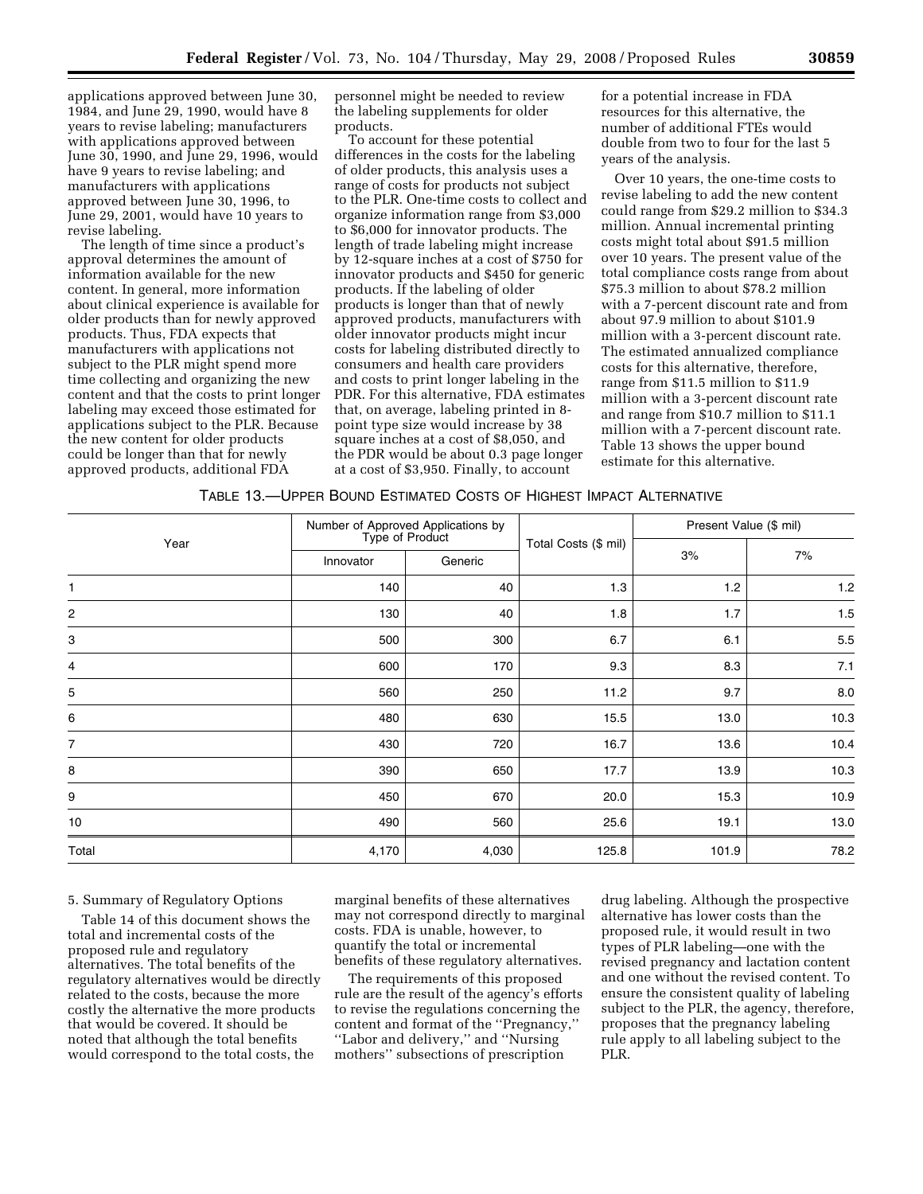applications approved between June 30, 1984, and June 29, 1990, would have 8 years to revise labeling; manufacturers with applications approved between June 30, 1990, and June 29, 1996, would have 9 years to revise labeling; and manufacturers with applications approved between June 30, 1996, to June 29, 2001, would have 10 years to revise labeling.

The length of time since a product's approval determines the amount of information available for the new content. In general, more information about clinical experience is available for older products than for newly approved products. Thus, FDA expects that manufacturers with applications not subject to the PLR might spend more time collecting and organizing the new content and that the costs to print longer labeling may exceed those estimated for applications subject to the PLR. Because the new content for older products could be longer than that for newly approved products, additional FDA personnel might be needed to review the labeling supplements for older products.

To account for these potential differences in the costs for the labeling of older products, this analysis uses a range of costs for products not subject to the PLR. One-time costs to collect and organize information range from $3,000 to $6,000 for innovator products. The length of trade labeling might increase by 12-square inches at a cost of $750 for innovator products and $450 for generic products. If the labeling of older products is longer than that of newly approved products, manufacturers with older innovator products might incur costs for labeling distributed directly to consumers and health care providers and costs to print longer labeling in the PDR. For this alternative, FDA estimates that, on average, labeling printed in 8-point type size would increase by 38 square inches at a cost of $8,050, and the PDR would be about 0.3 page longer at a cost of $3,950. Finally, to account for a potential increase in FDA resources for this alternative, the number of additional FTEs would double from two to four for the last 5 years of the analysis.

Over 10 years, the one-time costs to revise labeling to add the new content could range from $29.2 million to $34.3 million. Annual incremental printing costs might total about $91.5 million over 10 years. The present value of the total compliance costs range from about $75.3 million to about $78.2 million with a 7-percent discount rate and from about 97.9 million to about $101.9 million with a 3-percent discount rate. The estimated annualized compliance costs for this alternative, therefore, range from $11.5 million to $11.9 million with a 3-percent discount rate and range from $10.7 million to $11.1 million with a 7-percent discount rate. Table 13 shows the upper bound estimate for this alternative.

TABLE 13.—UPPER BOUND ESTIMATED COSTS OF HIGHEST IMPACT ALTERNATIVE

| Year | Number of Approved Applications by Type of Product | | Total Costs ($ mil) | Present Value ($ mil) | |
|---|---|---|---|---|---|
| | Innovator | Generic | | 3% | 7% |
| 1 | 140 | 40 | 1.3 | 1.2 | 1.2 |
| 2 | 130 | 40 | 1.8 | 1.7 | 1.5 |
| 3 | 500 | 300 | 6.7 | 6.1 | 5.5 |
| 4 | 600 | 170 | 9.3 | 8.3 | 7.1 |
| 5 | 560 | 250 | 11.2 | 9.7 | 8.0 |
| 6 | 480 | 630 | 15.5 | 13.0 | 10.3 |
| 7 | 430 | 720 | 16.7 | 13.6 | 10.4 |
| 8 | 390 | 650 | 17.7 | 13.9 | 10.3 |
| 9 | 450 | 670 | 20.0 | 15.3 | 10.9 |
| 10 | 490 | 560 | 25.6 | 19.1 | 13.0 |
| Total | 4,170 | 4,030 | 125.8 | 101.9 | 78.2 |

5. Summary of Regulatory Options

Table 14 of this document shows the total and incremental costs of the proposed rule and regulatory alternatives. The total benefits of the regulatory alternatives would be directly related to the costs, because the more costly the alternative the more products that would be covered. It should be noted that although the total benefits would correspond to the total costs, the marginal benefits of these alternatives may not correspond directly to marginal costs. FDA is unable, however, to quantify the total or incremental benefits of these regulatory alternatives.

The requirements of this proposed rule are the result of the agency's efforts to revise the regulations concerning the content and format of the "Pregnancy," "Labor and delivery," and "Nursing mothers" subsections of prescription drug labeling. Although the prospective alternative has lower costs than the proposed rule, it would result in two types of PLR labeling—one with the revised pregnancy and lactation content and one without the revised content. To ensure the consistent quality of labeling subject to the PLR, the agency, therefore, proposes that the pregnancy labeling rule apply to all labeling subject to the PLR.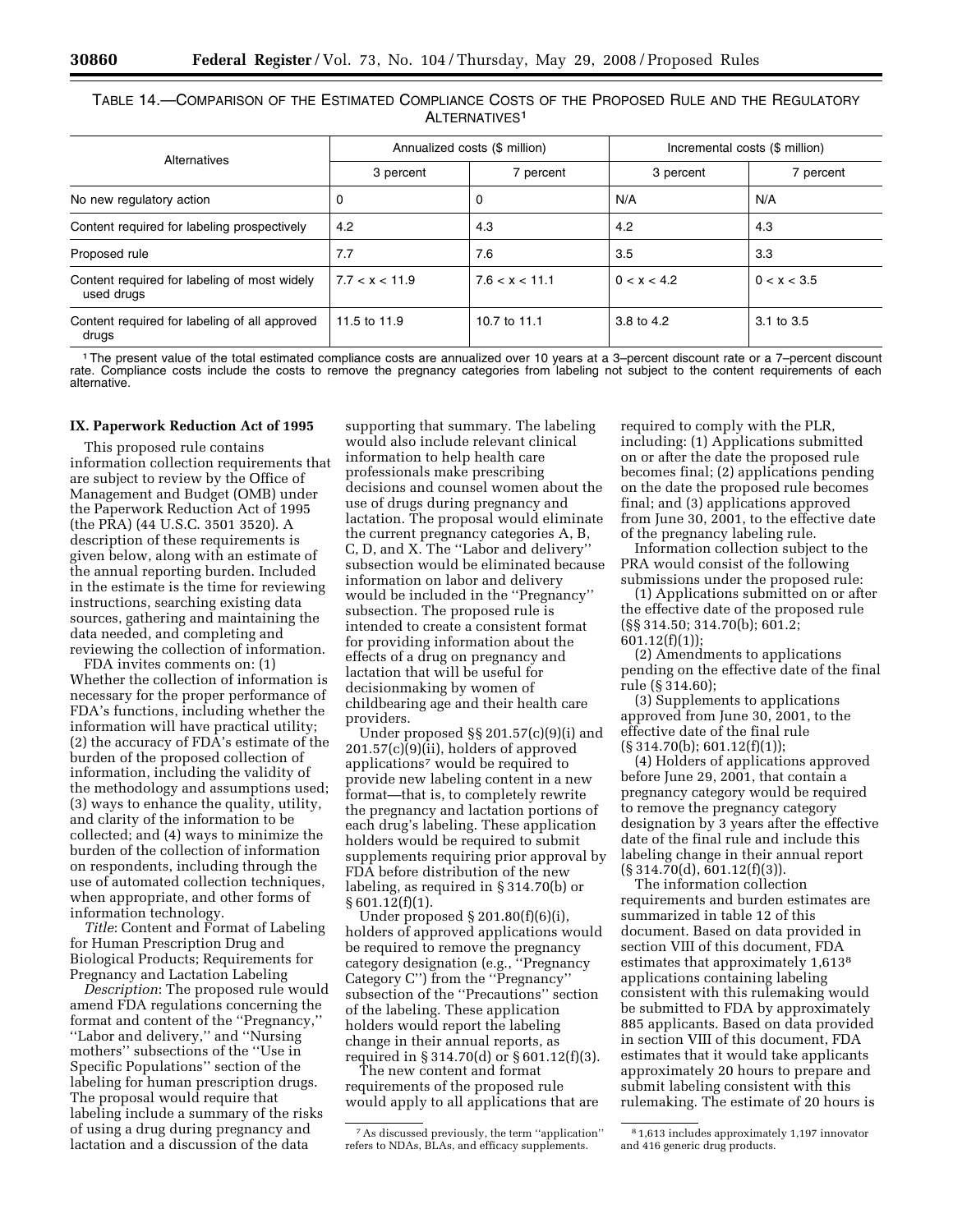TABLE 14.—COMPARISON OF THE ESTIMATED COMPLIANCE COSTS OF THE PROPOSED RULE AND THE REGULATORY ALTERNATIVES[1]

| Alternatives | Annualized costs ($ million) | | Incremental costs ($ million) | |
|---|---|---|---|---|
| | 3 percent | 7 percent | 3 percent | 7 percent |
| No new regulatory action | 0 | 0 | N/A | N/A |
| Content required for labeling prospectively | 4.2 | 4.3 | 4.2 | 4.3 |
| Proposed rule | 7.7 | 7.6 | 3.5 | 3.3 |
| Content required for labeling of most widely used drugs | 7.7 < x < 11.9 | 7.6 < x < 11.1 | 0 < x < 4.2 | 0 < x < 3.5 |
| Content required for labeling of all approved drugs | 11.5 to 11.9 | 10.7 to 11.1 | 3.8 to 4.2 | 3.1 to 3.5 |

[1] The present value of the total estimated compliance costs are annualized over 10 years at a 3–percent discount rate or a 7–percent discount rate. Compliance costs include the costs to remove the pregnancy categories from labeling not subject to the content requirements of each alternative.

## IX. Paperwork Reduction Act of 1995

This proposed rule contains information collection requirements that are subject to review by the Office of Management and Budget (OMB) under the Paperwork Reduction Act of 1995 (the PRA) (44 U.S.C. 3501 3520). A description of these requirements is given below, along with an estimate of the annual reporting burden. Included in the estimate is the time for reviewing instructions, searching existing data sources, gathering and maintaining the data needed, and completing and reviewing the collection of information.

FDA invites comments on: (1) Whether the collection of information is necessary for the proper performance of FDA's functions, including whether the information will have practical utility; (2) the accuracy of FDA's estimate of the burden of the proposed collection of information, including the validity of the methodology and assumptions used; (3) ways to enhance the quality, utility, and clarity of the information to be collected; and (4) ways to minimize the burden of the collection of information on respondents, including through the use of automated collection techniques, when appropriate, and other forms of information technology.

*Title*: Content and Format of Labeling for Human Prescription Drug and Biological Products; Requirements for Pregnancy and Lactation Labeling

*Description*: The proposed rule would amend FDA regulations concerning the format and content of the ''Pregnancy,'' ''Labor and delivery,'' and ''Nursing mothers'' subsections of the ''Use in Specific Populations'' section of the labeling for human prescription drugs. The proposal would require that labeling include a summary of the risks of using a drug during pregnancy and lactation and a discussion of the data supporting that summary. The labeling would also include relevant clinical information to help health care professionals make prescribing decisions and counsel women about the use of drugs during pregnancy and lactation. The proposal would eliminate the current pregnancy categories A, B, C, D, and X. The ''Labor and delivery'' subsection would be eliminated because information on labor and delivery would be included in the ''Pregnancy'' subsection. The proposed rule is intended to create a consistent format for providing information about the effects of a drug on pregnancy and lactation that will be useful for decisionmaking by women of childbearing age and their health care providers.

Under proposed §§ 201.57(c)(9)(i) and 201.57(c)(9)(ii), holders of approved applications[7] would be required to provide new labeling content in a new format—that is, to completely rewrite the pregnancy and lactation portions of each drug's labeling. These application holders would be required to submit supplements requiring prior approval by FDA before distribution of the new labeling, as required in § 314.70(b) or § 601.12(f)(1).

Under proposed § 201.80(f)(6)(i), holders of approved applications would be required to remove the pregnancy category designation (e.g., ''Pregnancy Category C'') from the ''Pregnancy'' subsection of the ''Precautions'' section of the labeling. These application holders would report the labeling change in their annual reports, as required in § 314.70(d) or § 601.12(f)(3).

The new content and format requirements of the proposed rule would apply to all applications that are required to comply with the PLR, including: (1) Applications submitted on or after the date the proposed rule becomes final; (2) applications pending on the date the proposed rule becomes final; and (3) applications approved from June 30, 2001, to the effective date of the pregnancy labeling rule.

Information collection subject to the PRA would consist of the following submissions under the proposed rule:

(1) Applications submitted on or after the effective date of the proposed rule (§§ 314.50; 314.70(b); 601.2; 601.12(f)(1));

(2) Amendments to applications pending on the effective date of the final rule (§ 314.60);

(3) Supplements to applications approved from June 30, 2001, to the effective date of the final rule (§ 314.70(b); 601.12(f)(1));

(4) Holders of applications approved before June 29, 2001, that contain a pregnancy category would be required to remove the pregnancy category designation by 3 years after the effective date of the final rule and include this labeling change in their annual report (§ 314.70(d), 601.12(f)(3)).

The information collection requirements and burden estimates are summarized in table 12 of this document. Based on data provided in section VIII of this document, FDA estimates that approximately 1,613[8] applications containing labeling consistent with this rulemaking would be submitted to FDA by approximately 885 applicants. Based on data provided in section VIII of this document, FDA estimates that it would take applicants approximately 20 hours to prepare and submit labeling consistent with this rulemaking. The estimate of 20 hours is

[7] As discussed previously, the term ''application'' refers to NDAs, BLAs, and efficacy supplements.

[8] 1,613 includes approximately 1,197 innovator and 416 generic drug products.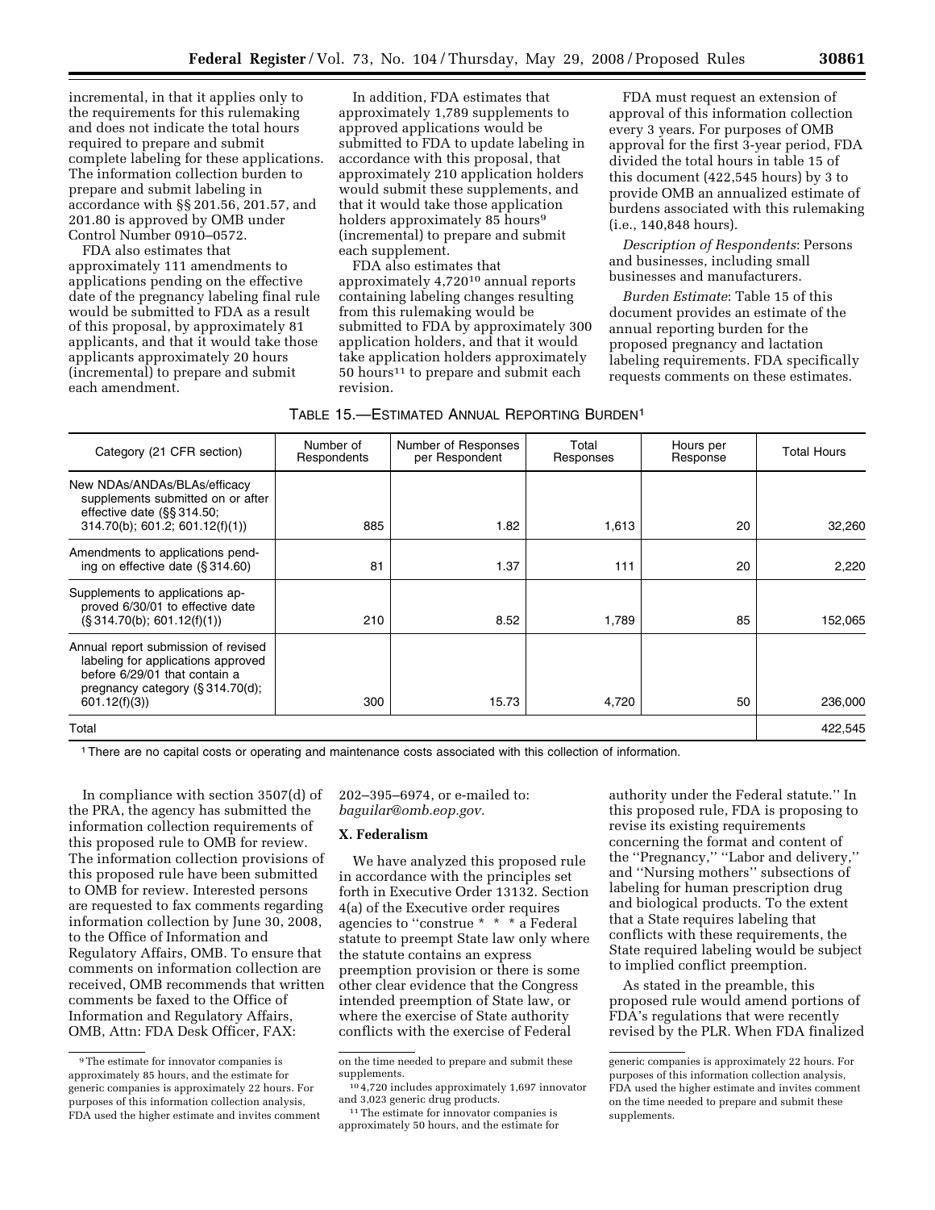incremental, in that it applies only to the requirements for this rulemaking and does not indicate the total hours required to prepare and submit complete labeling for these applications. The information collection burden to prepare and submit labeling in accordance with §§ 201.56, 201.57, and 201.80 is approved by OMB under Control Number 0910–0572.

FDA also estimates that approximately 111 amendments to applications pending on the effective date of the pregnancy labeling final rule would be submitted to FDA as a result of this proposal, by approximately 81 applicants, and that it would take those applicants approximately 20 hours (incremental) to prepare and submit each amendment.

In addition, FDA estimates that approximately 1,789 supplements to approved applications would be submitted to FDA to update labeling in accordance with this proposal, that approximately 210 application holders would submit these supplements, and that it would take those application holders approximately 85 hours[9] (incremental) to prepare and submit each supplement.

FDA also estimates that approximately 4,720[10] annual reports containing labeling changes resulting from this rulemaking would be submitted to FDA by approximately 300 application holders, and that it would take application holders approximately 50 hours[11] to prepare and submit each revision.

FDA must request an extension of approval of this information collection every 3 years. For purposes of OMB approval for the first 3-year period, FDA divided the total hours in table 15 of this document (422,545 hours) by 3 to provide OMB an annualized estimate of burdens associated with this rulemaking (i.e., 140,848 hours).

*Description of Respondents*: Persons and businesses, including small businesses and manufacturers.

*Burden Estimate*: Table 15 of this document provides an estimate of the annual reporting burden for the proposed pregnancy and lactation labeling requirements. FDA specifically requests comments on these estimates.

TABLE 15.—ESTIMATED ANNUAL REPORTING BURDEN[1]

| Category (21 CFR section) | Number of Respondents | Number of Responses per Respondent | Total Responses | Hours per Response | Total Hours |
|---|---|---|---|---|---|
| New NDAs/ANDAs/BLAs/efficacy supplements submitted on or after effective date (§§ 314.50; 314.70(b); 601.2; 601.12(f)(1)) | 885 | 1.82 | 1,613 | 20 | 32,260 |
| Amendments to applications pending on effective date (§ 314.60) | 81 | 1.37 | 111 | 20 | 2,220 |
| Supplements to applications approved 6/30/01 to effective date (§ 314.70(b); 601.12(f)(1)) | 210 | 8.52 | 1,789 | 85 | 152,065 |
| Annual report submission of revised labeling for applications approved before 6/29/01 that contain a pregnancy category (§ 314.70(d); 601.12(f)(3)) | 300 | 15.73 | 4,720 | 50 | 236,000 |
| Total | | | | | 422,545 |

[1] There are no capital costs or operating and maintenance costs associated with this collection of information.

In compliance with section 3507(d) of the PRA, the agency has submitted the information collection requirements of this proposed rule to OMB for review. The information collection provisions of this proposed rule have been submitted to OMB for review. Interested persons are requested to fax comments regarding information collection by June 30, 2008, to the Office of Information and Regulatory Affairs, OMB. To ensure that comments on information collection are received, OMB recommends that written comments be faxed to the Office of Information and Regulatory Affairs, OMB, Attn: FDA Desk Officer, FAX: 202–395–6974, or e-mailed to: *baguilar@omb.eop.gov.*

## X. Federalism

We have analyzed this proposed rule in accordance with the principles set forth in Executive Order 13132. Section 4(a) of the Executive order requires agencies to ''construe * * * a Federal statute to preempt State law only where the statute contains an express preemption provision or there is some other clear evidence that the Congress intended preemption of State law, or where the exercise of State authority conflicts with the exercise of Federal authority under the Federal statute.'' In this proposed rule, FDA is proposing to revise its existing requirements concerning the format and content of the ''Pregnancy,'' ''Labor and delivery,'' and ''Nursing mothers'' subsections of labeling for human prescription drug and biological products. To the extent that a State requires labeling that conflicts with these requirements, the State required labeling would be subject to implied conflict preemption.

As stated in the preamble, this proposed rule would amend portions of FDA's regulations that were recently revised by the PLR. When FDA finalized

[9] The estimate for innovator companies is approximately 85 hours, and the estimate for generic companies is approximately 22 hours. For purposes of this information collection analysis, FDA used the higher estimate and invites comment on the time needed to prepare and submit these supplements.

[10] 4,720 includes approximately 1,697 innovator and 3,023 generic drug products.

[11] The estimate for innovator companies is approximately 50 hours, and the estimate for generic companies is approximately 22 hours. For purposes of this information collection analysis, FDA used the higher estimate and invites comment on the time needed to prepare and submit these supplements.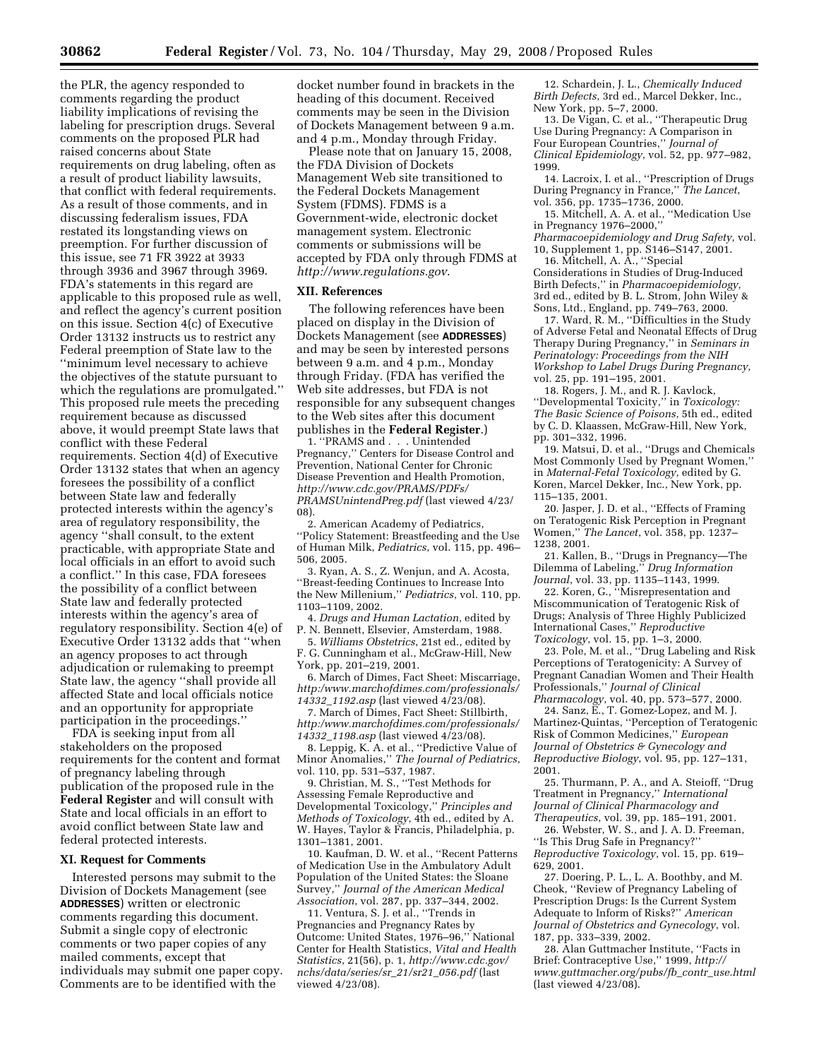the PLR, the agency responded to comments regarding the product liability implications of revising the labeling for prescription drugs. Several comments on the proposed PLR had raised concerns about State requirements on drug labeling, often as a result of product liability lawsuits, that conflict with federal requirements. As a result of those comments, and in discussing federalism issues, FDA restated its longstanding views on preemption. For further discussion of this issue, see 71 FR 3922 at 3933 through 3936 and 3967 through 3969. FDA's statements in this regard are applicable to this proposed rule as well, and reflect the agency's current position on this issue. Section 4(c) of Executive Order 13132 instructs us to restrict any Federal preemption of State law to the "minimum level necessary to achieve the objectives of the statute pursuant to which the regulations are promulgated." This proposed rule meets the preceding requirement because as discussed above, it would preempt State laws that conflict with these Federal requirements. Section 4(d) of Executive Order 13132 states that when an agency foresees the possibility of a conflict between State law and federally protected interests within the agency's area of regulatory responsibility, the agency "shall consult, to the extent practicable, with appropriate State and local officials in an effort to avoid such a conflict." In this case, FDA foresees the possibility of a conflict between State law and federally protected interests within the agency's area of regulatory responsibility. Section 4(e) of Executive Order 13132 adds that "when an agency proposes to act through adjudication or rulemaking to preempt State law, the agency "shall provide all affected State and local officials notice and an opportunity for appropriate participation in the proceedings."

FDA is seeking input from all stakeholders on the proposed requirements for the content and format of pregnancy labeling through publication of the proposed rule in the **Federal Register** and will consult with State and local officials in an effort to avoid conflict between State law and federal protected interests.

## XI. Request for Comments

Interested persons may submit to the Division of Dockets Management (see **ADDRESSES**) written or electronic comments regarding this document. Submit a single copy of electronic comments or two paper copies of any mailed comments, except that individuals may submit one paper copy. Comments are to be identified with the docket number found in brackets in the heading of this document. Received comments may be seen in the Division of Dockets Management between 9 a.m. and 4 p.m., Monday through Friday.

Please note that on January 15, 2008, the FDA Division of Dockets Management Web site transitioned to the Federal Dockets Management System (FDMS). FDMS is a Government-wide, electronic docket management system. Electronic comments or submissions will be accepted by FDA only through FDMS at *http://www.regulations.gov*.

## XII. References

The following references have been placed on display in the Division of Dockets Management (see **ADDRESSES**) and may be seen by interested persons between 9 a.m. and 4 p.m., Monday through Friday. (FDA has verified the Web site addresses, but FDA is not responsible for any subsequent changes to the Web sites after this document publishes in the **Federal Register**.)

1. "PRAMS and . . . Unintended Pregnancy," Centers for Disease Control and Prevention, National Center for Chronic Disease Prevention and Health Promotion, *http://www.cdc.gov/PRAMS/PDFs/PRAMSUnintendPreg.pdf* (last viewed 4/23/08).
2. American Academy of Pediatrics, "Policy Statement: Breastfeeding and the Use of Human Milk, *Pediatrics*, vol. 115, pp. 496–506, 2005.
3. Ryan, A. S., Z. Wenjun, and A. Acosta, "Breast-feeding Continues to Increase Into the New Millenium," *Pediatrics*, vol. 110, pp. 1103–1109, 2002.
4. *Drugs and Human Lactation*, edited by P. N. Bennett, Elsevier, Amsterdam, 1988.
5. *Williams Obstetrics*, 21st ed., edited by F. G. Cunningham et al., McGraw-Hill, New York, pp. 201–219, 2001.
6. March of Dimes, Fact Sheet: Miscarriage, *http:/www.marchofdimes.com/professionals/14332_1192.asp* (last viewed 4/23/08).
7. March of Dimes, Fact Sheet: Stillbirth, *http:/www.marchofdimes.com/professionals/14332_1198.asp* (last viewed 4/23/08).
8. Leppig, K. A. et al., "Predictive Value of Minor Anomalies," *The Journal of Pediatrics*, vol. 110, pp. 531–537, 1987.
9. Christian, M. S., "Test Methods for Assessing Female Reproductive and Developmental Toxicology," *Principles and Methods of Toxicology*, 4th ed., edited by A. W. Hayes, Taylor & Francis, Philadelphia, p. 1301–1381, 2001.
10. Kaufman, D. W. et al., "Recent Patterns of Medication Use in the Ambulatory Adult Population of the United States: the Sloane Survey," *Journal of the American Medical Association*, vol. 287, pp. 337–344, 2002.
11. Ventura, S. J. et al., "Trends in Pregnancies and Pregnancy Rates by Outcome: United States, 1976–96," National Center for Health Statistics, *Vital and Health Statistics*, 21(56), p. 1, *http://www.cdc.gov/nchs/data/series/sr_21/sr21_056.pdf* (last viewed 4/23/08).
12. Schardein, J. L., *Chemically Induced Birth Defects*, 3rd ed., Marcel Dekker, Inc., New York, pp. 5–7, 2000.
13. De Vigan, C. et al., "Therapeutic Drug Use During Pregnancy: A Comparison in Four European Countries," *Journal of Clinical Epidemiology*, vol. 52, pp. 977–982, 1999.
14. Lacroix, I. et al., "Prescription of Drugs During Pregnancy in France," *The Lancet*, vol. 356, pp. 1735–1736, 2000.
15. Mitchell, A. A. et al., "Medication Use in Pregnancy 1976–2000," *Pharmacoepidemiology and Drug Safety*, vol. 10, Supplement 1, pp. S146–S147, 2001.
16. Mitchell, A. A., "Special Considerations in Studies of Drug-Induced Birth Defects," in *Pharmacoepidemiology*, 3rd ed., edited by B. L. Strom, John Wiley & Sons, Ltd., England, pp. 749–763, 2000.
17. Ward, R. M., "Difficulties in the Study of Adverse Fetal and Neonatal Effects of Drug Therapy During Pregnancy," in *Seminars in Perinatology: Proceedings from the NIH Workshop to Label Drugs During Pregnancy*, vol. 25, pp. 191–195, 2001.
18. Rogers, J. M., and R. J. Kavlock, "Developmental Toxicity," in *Toxicology: The Basic Science of Poisons*, 5th ed., edited by C. D. Klaassen, McGraw-Hill, New York, pp. 301–332, 1996.
19. Matsui, D. et al., "Drugs and Chemicals Most Commonly Used by Pregnant Women," in *Maternal-Fetal Toxicology*, edited by G. Koren, Marcel Dekker, Inc., New York, pp. 115–135, 2001.
20. Jasper, J. D. et al., "Effects of Framing on Teratogenic Risk Perception in Pregnant Women," *The Lancet*, vol. 358, pp. 1237–1238, 2001.
21. Kallen, B., "Drugs in Pregnancy—The Dilemma of Labeling," *Drug Information Journal*, vol. 33, pp. 1135–1143, 1999.
22. Koren, G., "Misrepresentation and Miscommunication of Teratogenic Risk of Drugs; Analysis of Three Highly Publicized International Cases," *Reproductive Toxicology*, vol. 15, pp. 1–3, 2000.
23. Pole, M. et al., "Drug Labeling and Risk Perceptions of Teratogenicity: A Survey of Pregnant Canadian Women and Their Health Professionals," *Journal of Clinical Pharmacology*, vol. 40, pp. 573–577, 2000.
24. Sanz, E., T. Gomez-Lopez, and M. J. Martinez-Quintas, "Perception of Teratogenic Risk of Common Medicines," *European Journal of Obstetrics & Gynecology and Reproductive Biology*, vol. 95, pp. 127–131, 2001.
25. Thurmann, P. A., and A. Steioff, "Drug Treatment in Pregnancy," *International Journal of Clinical Pharmacology and Therapeutics*, vol. 39, pp. 185–191, 2001.
26. Webster, W. S., and J. A. D. Freeman, "Is This Drug Safe in Pregnancy?" *Reproductive Toxicology*, vol. 15, pp. 619–629, 2001.
27. Doering, P. L., L. A. Boothby, and M. Cheok, "Review of Pregnancy Labeling of Prescription Drugs: Is the Current System Adequate to Inform of Risks?" *American Journal of Obstetrics and Gynecology*, vol. 187, pp. 333–339, 2002.
28. Alan Guttmacher Institute, "Facts in Brief: Contraceptive Use," 1999, *http://www.guttmacher.org/pubs/fb_contr_use.html* (last viewed 4/23/08).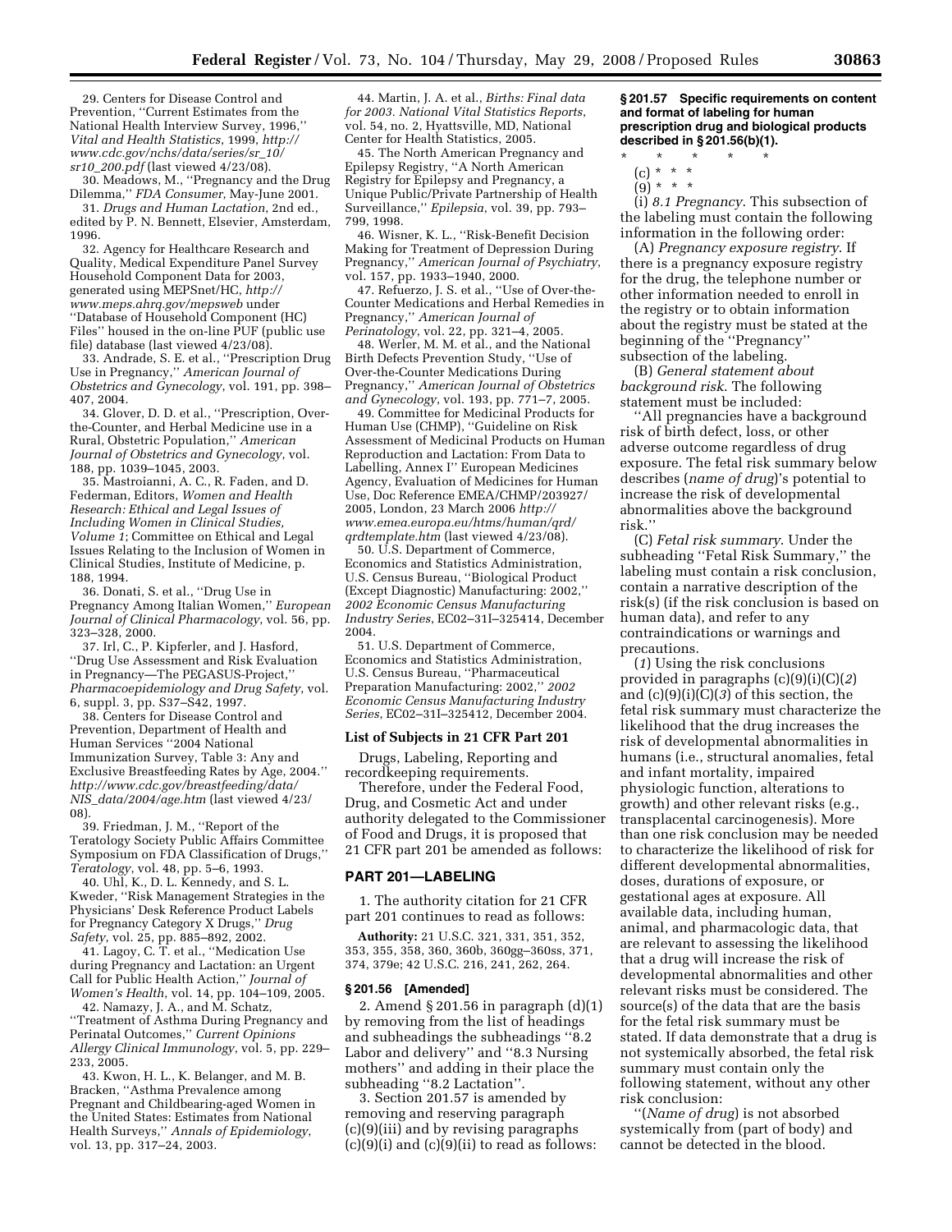29. Centers for Disease Control and Prevention, "Current Estimates from the National Health Interview Survey, 1996," *Vital and Health Statistics*, 1999, *http://www.cdc.gov/nchs/data/series/sr_10/sr10_200.pdf* (last viewed 4/23/08).

30. Meadows, M., "Pregnancy and the Drug Dilemma," *FDA Consumer*, May-June 2001.

31. *Drugs and Human Lactation*, 2nd ed., edited by P. N. Bennett, Elsevier, Amsterdam, 1996.

32. Agency for Healthcare Research and Quality, Medical Expenditure Panel Survey Household Component Data for 2003, generated using MEPSnet/HC, *http://www.meps.ahrq.gov/mepsweb* under "Database of Household Component (HC) Files" housed in the on-line PUF (public use file) database (last viewed 4/23/08).

33. Andrade, S. E. et al., "Prescription Drug Use in Pregnancy," *American Journal of Obstetrics and Gynecology*, vol. 191, pp. 398–407, 2004.

34. Glover, D. D. et al., "Prescription, Over-the-Counter, and Herbal Medicine use in a Rural, Obstetric Population," *American Journal of Obstetrics and Gynecology*, vol. 188, pp. 1039–1045, 2003.

35. Mastroianni, A. C., R. Faden, and D. Federman, Editors, *Women and Health Research: Ethical and Legal Issues of Including Women in Clinical Studies, Volume 1*; Committee on Ethical and Legal Issues Relating to the Inclusion of Women in Clinical Studies, Institute of Medicine, p. 188, 1994.

36. Donati, S. et al., "Drug Use in Pregnancy Among Italian Women," *European Journal of Clinical Pharmacology*, vol. 56, pp. 323–328, 2000.

37. Irl, C., P. Kipferler, and J. Hasford, "Drug Use Assessment and Risk Evaluation in Pregnancy—The PEGASUS-Project," *Pharmacoepidemiology and Drug Safety*, vol. 6, suppl. 3, pp. S37–S42, 1997.

38. Centers for Disease Control and Prevention, Department of Health and Human Services "2004 National Immunization Survey, Table 3: Any and Exclusive Breastfeeding Rates by Age, 2004." *http://www.cdc.gov/breastfeeding/data/NIS_data/2004/age.htm* (last viewed 4/23/08).

39. Friedman, J. M., "Report of the Teratology Society Public Affairs Committee Symposium on FDA Classification of Drugs," *Teratology*, vol. 48, pp. 5–6, 1993.

40. Uhl, K., D. L. Kennedy, and S. L. Kweder, "Risk Management Strategies in the Physicians' Desk Reference Product Labels for Pregnancy Category X Drugs," *Drug Safety*, vol. 25, pp. 885–892, 2002.

41. Lagoy, C. T. et al., "Medication Use during Pregnancy and Lactation: an Urgent Call for Public Health Action," *Journal of Women's Health*, vol. 14, pp. 104–109, 2005.

42. Namazy, J. A., and M. Schatz, "Treatment of Asthma During Pregnancy and Perinatal Outcomes," *Current Opinions Allergy Clinical Immunology*, vol. 5, pp. 229–233, 2005.

43. Kwon, H. L., K. Belanger, and M. B. Bracken, "Asthma Prevalence among Pregnant and Childbearing-aged Women in the United States: Estimates from National Health Surveys," *Annals of Epidemiology*, vol. 13, pp. 317–24, 2003.

44. Martin, J. A. et al., *Births: Final data for 2003. National Vital Statistics Reports*, vol. 54, no. 2, Hyattsville, MD, National Center for Health Statistics, 2005.

45. The North American Pregnancy and Epilepsy Registry, "A North American Registry for Epilepsy and Pregnancy, a Unique Public/Private Partnership of Health Surveillance," *Epilepsia*, vol. 39, pp. 793–799, 1998.

46. Wisner, K. L., "Risk-Benefit Decision Making for Treatment of Depression During Pregnancy," *American Journal of Psychiatry*, vol. 157, pp. 1933–1940, 2000.

47. Refuerzo, J. S. et al., "Use of Over-the-Counter Medications and Herbal Remedies in Pregnancy," *American Journal of Perinatology*, vol. 22, pp. 321–4, 2005.

48. Werler, M. M. et al., and the National Birth Defects Prevention Study, "Use of Over-the-Counter Medications During Pregnancy," *American Journal of Obstetrics and Gynecology*, vol. 193, pp. 771–7, 2005.

49. Committee for Medicinal Products for Human Use (CHMP), "Guideline on Risk Assessment of Medicinal Products on Human Reproduction and Lactation: From Data to Labelling, Annex I" European Medicines Agency, Evaluation of Medicines for Human Use, Doc Reference EMEA/CHMP/203927/2005, London, 23 March 2006 *http://www.emea.europa.eu/htms/human/qrd/qrdtemplate.htm* (last viewed 4/23/08).

50. U.S. Department of Commerce, Economics and Statistics Administration, U.S. Census Bureau, "Biological Product (Except Diagnostic) Manufacturing: 2002," *2002 Economic Census Manufacturing Industry Series*, EC02–31I–325414, December 2004.

51. U.S. Department of Commerce, Economics and Statistics Administration, U.S. Census Bureau, "Pharmaceutical Preparation Manufacturing: 2002," *2002 Economic Census Manufacturing Industry Series*, EC02–31I–325412, December 2004.

## List of Subjects in 21 CFR Part 201

Drugs, Labeling, Reporting and recordkeeping requirements.

Therefore, under the Federal Food, Drug, and Cosmetic Act and under authority delegated to the Commissioner of Food and Drugs, it is proposed that 21 CFR part 201 be amended as follows:

## PART 201—LABELING

1. The authority citation for 21 CFR part 201 continues to read as follows:

**Authority:** 21 U.S.C. 321, 331, 351, 352, 353, 355, 358, 360, 360b, 360gg–360ss, 371, 374, 379e; 42 U.S.C. 216, 241, 262, 264.

### § 201.56 [Amended]

2. Amend § 201.56 in paragraph (d)(1) by removing from the list of headings and subheadings the subheadings "8.2 Labor and delivery" and "8.3 Nursing mothers" and adding in their place the subheading "8.2 Lactation".

3. Section 201.57 is amended by removing and reserving paragraph (c)(9)(iii) and by revising paragraphs (c)(9)(i) and (c)(9)(ii) to read as follows:

### § 201.57 Specific requirements on content and format of labeling for human prescription drug and biological products described in § 201.56(b)(1).

\* \* \* \* \*

(c) \* \* \*

(9) \* \* \*

(i) *8.1 Pregnancy*. This subsection of the labeling must contain the following information in the following order:

(A) *Pregnancy exposure registry*. If there is a pregnancy exposure registry for the drug, the telephone number or other information needed to enroll in the registry or to obtain information about the registry must be stated at the beginning of the "Pregnancy" subsection of the labeling.

(B) *General statement about background risk*. The following statement must be included:

"All pregnancies have a background risk of birth defect, loss, or other adverse outcome regardless of drug exposure. The fetal risk summary below describes (*name of drug*)'s potential to increase the risk of developmental abnormalities above the background risk."

(C) *Fetal risk summary*. Under the subheading "Fetal Risk Summary," the labeling must contain a risk conclusion, contain a narrative description of the risk(s) (if the risk conclusion is based on human data), and refer to any contraindications or warnings and precautions.

(*1*) Using the risk conclusions provided in paragraphs (c)(9)(i)(C)(*2*) and (c)(9)(i)(C)(*3*) of this section, the fetal risk summary must characterize the likelihood that the drug increases the risk of developmental abnormalities in humans (i.e., structural anomalies, fetal and infant mortality, impaired physiologic function, alterations to growth) and other relevant risks (e.g., transplacental carcinogenesis). More than one risk conclusion may be needed to characterize the likelihood of risk for different developmental abnormalities, doses, durations of exposure, or gestational ages at exposure. All available data, including human, animal, and pharmacologic data, that are relevant to assessing the likelihood that a drug will increase the risk of developmental abnormalities and other relevant risks must be considered. The source(s) of the data that are the basis for the fetal risk summary must be stated. If data demonstrate that a drug is not systemically absorbed, the fetal risk summary must contain only the following statement, without any other risk conclusion:

"(*Name of drug*) is not absorbed systemically from (part of body) and cannot be detected in the blood.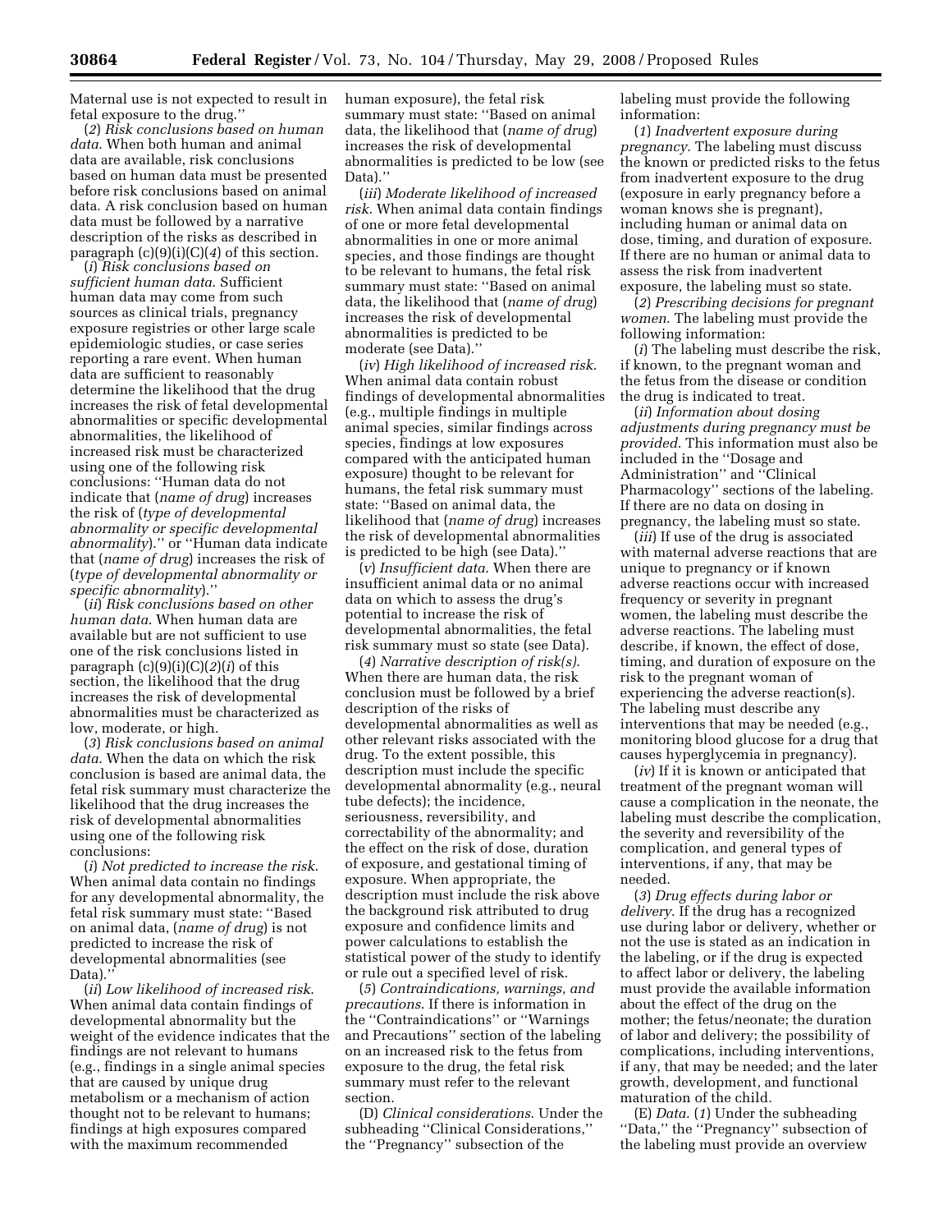Maternal use is not expected to result in fetal exposure to the drug.''

(*2*) *Risk conclusions based on human data*. When both human and animal data are available, risk conclusions based on human data must be presented before risk conclusions based on animal data. A risk conclusion based on human data must be followed by a narrative description of the risks as described in paragraph (c)(9)(i)(C)(*4*) of this section.

(*i*) *Risk conclusions based on sufficient human data*. Sufficient human data may come from such sources as clinical trials, pregnancy exposure registries or other large scale epidemiologic studies, or case series reporting a rare event. When human data are sufficient to reasonably determine the likelihood that the drug increases the risk of fetal developmental abnormalities or specific developmental abnormalities, the likelihood of increased risk must be characterized using one of the following risk conclusions: ''Human data do not indicate that (*name of drug*) increases the risk of (*type of developmental abnormality or specific developmental abnormality*).'' or ''Human data indicate that (*name of drug*) increases the risk of (*type of developmental abnormality or specific abnormality*).''

(*ii*) *Risk conclusions based on other human data*. When human data are available but are not sufficient to use one of the risk conclusions listed in paragraph (c)(9)(i)(C)(*2*)(*i*) of this section, the likelihood that the drug increases the risk of developmental abnormalities must be characterized as low, moderate, or high.

(*3*) *Risk conclusions based on animal data*. When the data on which the risk conclusion is based are animal data, the fetal risk summary must characterize the likelihood that the drug increases the risk of developmental abnormalities using one of the following risk conclusions:

(*i*) *Not predicted to increase the risk*. When animal data contain no findings for any developmental abnormality, the fetal risk summary must state: ''Based on animal data, (*name of drug*) is not predicted to increase the risk of developmental abnormalities (see Data).''

(*ii*) *Low likelihood of increased risk*. When animal data contain findings of developmental abnormality but the weight of the evidence indicates that the findings are not relevant to humans (e.g., findings in a single animal species that are caused by unique drug metabolism or a mechanism of action thought not to be relevant to humans; findings at high exposures compared with the maximum recommended human exposure), the fetal risk summary must state: ''Based on animal data, the likelihood that (*name of drug*) increases the risk of developmental abnormalities is predicted to be low (see Data).''

(*iii*) *Moderate likelihood of increased risk*. When animal data contain findings of one or more fetal developmental abnormalities in one or more animal species, and those findings are thought to be relevant to humans, the fetal risk summary must state: ''Based on animal data, the likelihood that (*name of drug*) increases the risk of developmental abnormalities is predicted to be moderate (see Data).''

(*iv*) *High likelihood of increased risk*. When animal data contain robust findings of developmental abnormalities (e.g., multiple findings in multiple animal species, similar findings across species, findings at low exposures compared with the anticipated human exposure) thought to be relevant for humans, the fetal risk summary must state: ''Based on animal data, the likelihood that (*name of drug*) increases the risk of developmental abnormalities is predicted to be high (see Data).''

(*v*) *Insufficient data*. When there are insufficient animal data or no animal data on which to assess the drug's potential to increase the risk of developmental abnormalities, the fetal risk summary must so state (see Data).

(*4*) *Narrative description of risk(s)*. When there are human data, the risk conclusion must be followed by a brief description of the risks of developmental abnormalities as well as other relevant risks associated with the drug. To the extent possible, this description must include the specific developmental abnormality (e.g., neural tube defects); the incidence, seriousness, reversibility, and correctability of the abnormality; and the effect on the risk of dose, duration of exposure, and gestational timing of exposure. When appropriate, the description must include the risk above the background risk attributed to drug exposure and confidence limits and power calculations to establish the statistical power of the study to identify or rule out a specified level of risk.

(*5*) *Contraindications, warnings, and precautions*. If there is information in the ''Contraindications'' or ''Warnings and Precautions'' section of the labeling on an increased risk to the fetus from exposure to the drug, the fetal risk summary must refer to the relevant section.

(D) *Clinical considerations*. Under the subheading ''Clinical Considerations,'' the ''Pregnancy'' subsection of the labeling must provide the following information:

(*1*) *Inadvertent exposure during pregnancy*. The labeling must discuss the known or predicted risks to the fetus from inadvertent exposure to the drug (exposure in early pregnancy before a woman knows she is pregnant), including human or animal data on dose, timing, and duration of exposure. If there are no human or animal data to assess the risk from inadvertent exposure, the labeling must so state.

(*2*) *Prescribing decisions for pregnant women*. The labeling must provide the following information:

(*i*) The labeling must describe the risk, if known, to the pregnant woman and the fetus from the disease or condition the drug is indicated to treat.

(*ii*) *Information about dosing adjustments during pregnancy must be provided*. This information must also be included in the ''Dosage and Administration'' and ''Clinical Pharmacology'' sections of the labeling. If there are no data on dosing in pregnancy, the labeling must so state.

(*iii*) If use of the drug is associated with maternal adverse reactions that are unique to pregnancy or if known adverse reactions occur with increased frequency or severity in pregnant women, the labeling must describe the adverse reactions. The labeling must describe, if known, the effect of dose, timing, and duration of exposure on the risk to the pregnant woman of experiencing the adverse reaction(s). The labeling must describe any interventions that may be needed (e.g., monitoring blood glucose for a drug that causes hyperglycemia in pregnancy).

(*iv*) If it is known or anticipated that treatment of the pregnant woman will cause a complication in the neonate, the labeling must describe the complication, the severity and reversibility of the complication, and general types of interventions, if any, that may be needed.

(*3*) *Drug effects during labor or delivery*. If the drug has a recognized use during labor or delivery, whether or not the use is stated as an indication in the labeling, or if the drug is expected to affect labor or delivery, the labeling must provide the available information about the effect of the drug on the mother; the fetus/neonate; the duration of labor and delivery; the possibility of complications, including interventions, if any, that may be needed; and the later growth, development, and functional maturation of the child.

(E) *Data*. (*1*) Under the subheading ''Data,'' the ''Pregnancy'' subsection of the labeling must provide an overview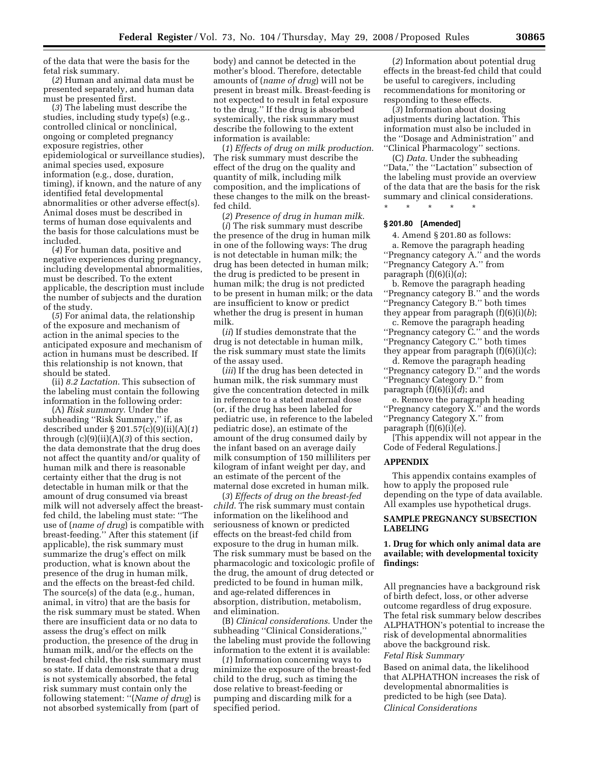of the data that were the basis for the fetal risk summary.

(*2*) Human and animal data must be presented separately, and human data must be presented first.

(*3*) The labeling must describe the studies, including study type(s) (e.g., controlled clinical or nonclinical, ongoing or completed pregnancy exposure registries, other epidemiological or surveillance studies), animal species used, exposure information (e.g., dose, duration, timing), if known, and the nature of any identified fetal developmental abnormalities or other adverse effect(s). Animal doses must be described in terms of human dose equivalents and the basis for those calculations must be included.

(*4*) For human data, positive and negative experiences during pregnancy, including developmental abnormalities, must be described. To the extent applicable, the description must include the number of subjects and the duration of the study.

(*5*) For animal data, the relationship of the exposure and mechanism of action in the animal species to the anticipated exposure and mechanism of action in humans must be described. If this relationship is not known, that should be stated.

(ii) *8.2 Lactation*. This subsection of the labeling must contain the following information in the following order:

(A) *Risk summary*. Under the subheading ''Risk Summary,'' if, as described under § 201.57(c)(9)(ii)(A)(*1*) through (c)(9)(ii)(A)(*3*) of this section, the data demonstrate that the drug does not affect the quantity and/or quality of human milk and there is reasonable certainty either that the drug is not detectable in human milk or that the amount of drug consumed via breast milk will not adversely affect the breast-fed child, the labeling must state: ''The use of (*name of drug*) is compatible with breast-feeding.'' After this statement (if applicable), the risk summary must summarize the drug's effect on milk production, what is known about the presence of the drug in human milk, and the effects on the breast-fed child. The source(s) of the data (e.g., human, animal, in vitro) that are the basis for the risk summary must be stated. When there are insufficient data or no data to assess the drug's effect on milk production, the presence of the drug in human milk, and/or the effects on the breast-fed child, the risk summary must so state. If data demonstrate that a drug is not systemically absorbed, the fetal risk summary must contain only the following statement: ''(*Name of drug*) is not absorbed systemically from (part of body) and cannot be detected in the mother's blood. Therefore, detectable amounts of (*name of drug*) will not be present in breast milk. Breast-feeding is not expected to result in fetal exposure to the drug.'' If the drug is absorbed systemically, the risk summary must describe the following to the extent information is available:

(*1*) *Effects of drug on milk production*. The risk summary must describe the effect of the drug on the quality and quantity of milk, including milk composition, and the implications of these changes to the milk on the breast-fed child.

(*2*) *Presence of drug in human milk*.

(*i*) The risk summary must describe the presence of the drug in human milk in one of the following ways: The drug is not detectable in human milk; the drug has been detected in human milk; the drug is predicted to be present in human milk; the drug is not predicted to be present in human milk; or the data are insufficient to know or predict whether the drug is present in human milk.

(*ii*) If studies demonstrate that the drug is not detectable in human milk, the risk summary must state the limits of the assay used.

(*iii*) If the drug has been detected in human milk, the risk summary must give the concentration detected in milk in reference to a stated maternal dose (or, if the drug has been labeled for pediatric use, in reference to the labeled pediatric dose), an estimate of the amount of the drug consumed daily by the infant based on an average daily milk consumption of 150 milliliters per kilogram of infant weight per day, and an estimate of the percent of the maternal dose excreted in human milk.

(*3*) *Effects of drug on the breast-fed child*. The risk summary must contain information on the likelihood and seriousness of known or predicted effects on the breast-fed child from exposure to the drug in human milk. The risk summary must be based on the pharmacologic and toxicologic profile of the drug, the amount of drug detected or predicted to be found in human milk, and age-related differences in absorption, distribution, metabolism, and elimination.

(B) *Clinical considerations*. Under the subheading ''Clinical Considerations,'' the labeling must provide the following information to the extent it is available:

(*1*) Information concerning ways to minimize the exposure of the breast-fed child to the drug, such as timing the dose relative to breast-feeding or pumping and discarding milk for a specified period.

(*2*) Information about potential drug effects in the breast-fed child that could be useful to caregivers, including recommendations for monitoring or responding to these effects.

(*3*) Information about dosing adjustments during lactation. This information must also be included in the ''Dosage and Administration'' and ''Clinical Pharmacology'' sections.

(C) *Data*. Under the subheading ''Data,'' the ''Lactation'' subsection of the labeling must provide an overview of the data that are the basis for the risk summary and clinical considerations.

\* \* \* \* \*

**§ 201.80 [Amended]**

4. Amend § 201.80 as follows:

a. Remove the paragraph heading ''Pregnancy category A.'' and the words ''Pregnancy Category A.'' from paragraph (f)(6)(i)(*a*);

b. Remove the paragraph heading ''Pregnancy category B.'' and the words ''Pregnancy Category B.'' both times they appear from paragraph (f)(6)(i)(*b*);

c. Remove the paragraph heading ''Pregnancy category C.'' and the words ''Pregnancy Category C.'' both times they appear from paragraph (f)(6)(i)(*c*);

d. Remove the paragraph heading ''Pregnancy category D.'' and the words ''Pregnancy Category D.'' from paragraph (f)(6)(i)(*d*); and

e. Remove the paragraph heading ''Pregnancy category X.'' and the words ''Pregnancy Category X.'' from paragraph (f)(6)(i)(*e*).

[This appendix will not appear in the Code of Federal Regulations.]

## APPENDIX

This appendix contains examples of how to apply the proposed rule depending on the type of data available. All examples use hypothetical drugs.

### SAMPLE PREGNANCY SUBSECTION LABELING

**1. Drug for which only animal data are available; with developmental toxicity findings:**

All pregnancies have a background risk of birth defect, loss, or other adverse outcome regardless of drug exposure. The fetal risk summary below describes ALPHATHON's potential to increase the risk of developmental abnormalities above the background risk.

*Fetal Risk Summary*

Based on animal data, the likelihood that ALPHATHON increases the risk of developmental abnormalities is predicted to be high (see Data).

*Clinical Considerations*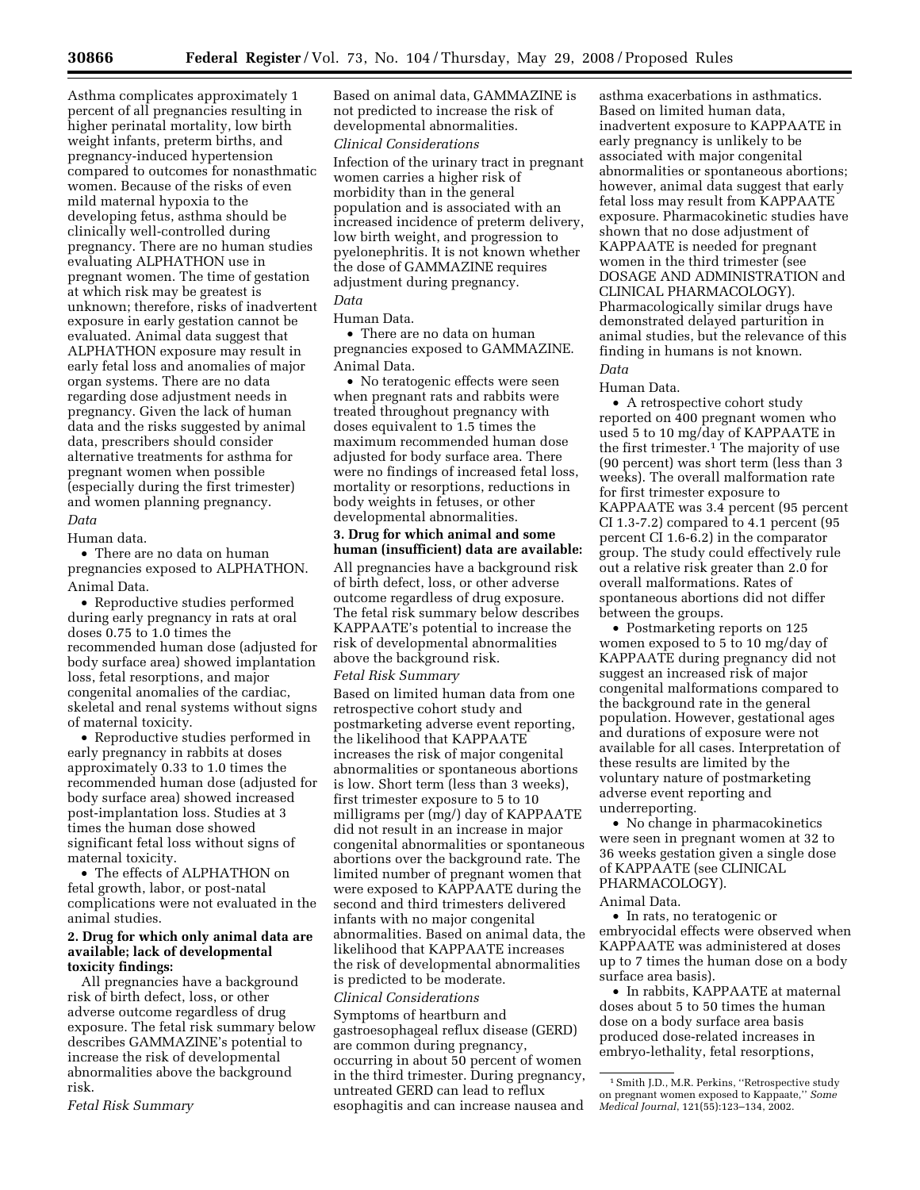Asthma complicates approximately 1 percent of all pregnancies resulting in higher perinatal mortality, low birth weight infants, preterm births, and pregnancy-induced hypertension compared to outcomes for nonasthmatic women. Because of the risks of even mild maternal hypoxia to the developing fetus, asthma should be clinically well-controlled during pregnancy. There are no human studies evaluating ALPHATHON use in pregnant women. The time of gestation at which risk may be greatest is unknown; therefore, risks of inadvertent exposure in early gestation cannot be evaluated. Animal data suggest that ALPHATHON exposure may result in early fetal loss and anomalies of major organ systems. There are no data regarding dose adjustment needs in pregnancy. Given the lack of human data and the risks suggested by animal data, prescribers should consider alternative treatments for asthma for pregnant women when possible (especially during the first trimester) and women planning pregnancy.

*Data*

Human data.

- There are no data on human pregnancies exposed to ALPHATHON.

Animal Data.

- Reproductive studies performed during early pregnancy in rats at oral doses 0.75 to 1.0 times the recommended human dose (adjusted for body surface area) showed implantation loss, fetal resorptions, and major congenital anomalies of the cardiac, skeletal and renal systems without signs of maternal toxicity.
- Reproductive studies performed in early pregnancy in rabbits at doses approximately 0.33 to 1.0 times the recommended human dose (adjusted for body surface area) showed increased post-implantation loss. Studies at 3 times the human dose showed significant fetal loss without signs of maternal toxicity.
- The effects of ALPHATHON on fetal growth, labor, or post-natal complications were not evaluated in the animal studies.

**2. Drug for which only animal data are available; lack of developmental toxicity findings:**

All pregnancies have a background risk of birth defect, loss, or other adverse outcome regardless of drug exposure. The fetal risk summary below describes GAMMAZINE's potential to increase the risk of developmental abnormalities above the background risk.

*Fetal Risk Summary*

Based on animal data, GAMMAZINE is not predicted to increase the risk of developmental abnormalities.

*Clinical Considerations*

Infection of the urinary tract in pregnant women carries a higher risk of morbidity than in the general population and is associated with an increased incidence of preterm delivery, low birth weight, and progression to pyelonephritis. It is not known whether the dose of GAMMAZINE requires adjustment during pregnancy.

*Data*

Human Data.

- There are no data on human pregnancies exposed to GAMMAZINE.

Animal Data.

- No teratogenic effects were seen when pregnant rats and rabbits were treated throughout pregnancy with doses equivalent to 1.5 times the maximum recommended human dose adjusted for body surface area. There were no findings of increased fetal loss, mortality or resorptions, reductions in body weights in fetuses, or other developmental abnormalities.

**3. Drug for which animal and some human (insufficient) data are available:**

All pregnancies have a background risk of birth defect, loss, or other adverse outcome regardless of drug exposure. The fetal risk summary below describes KAPPAATE's potential to increase the risk of developmental abnormalities above the background risk.

*Fetal Risk Summary*

Based on limited human data from one retrospective cohort study and postmarketing adverse event reporting, the likelihood that KAPPAATE increases the risk of major congenital abnormalities or spontaneous abortions is low. Short term (less than 3 weeks), first trimester exposure to 5 to 10 milligrams per (mg/) day of KAPPAATE did not result in an increase in major congenital abnormalities or spontaneous abortions over the background rate. The limited number of pregnant women that were exposed to KAPPAATE during the second and third trimesters delivered infants with no major congenital abnormalities. Based on animal data, the likelihood that KAPPAATE increases the risk of developmental abnormalities is predicted to be moderate.

*Clinical Considerations*

Symptoms of heartburn and gastroesophageal reflux disease (GERD) are common during pregnancy, occurring in about 50 percent of women in the third trimester. During pregnancy, untreated GERD can lead to reflux esophagitis and can increase nausea and asthma exacerbations in asthmatics. Based on limited human data, inadvertent exposure to KAPPAATE in early pregnancy is unlikely to be associated with major congenital abnormalities or spontaneous abortions; however, animal data suggest that early fetal loss may result from KAPPAATE exposure. Pharmacokinetic studies have shown that no dose adjustment of KAPPAATE is needed for pregnant women in the third trimester (see DOSAGE AND ADMINISTRATION and CLINICAL PHARMACOLOGY). Pharmacologically similar drugs have demonstrated delayed parturition in animal studies, but the relevance of this finding in humans is not known.

*Data*

Human Data.

- A retrospective cohort study reported on 400 pregnant women who used 5 to 10 mg/day of KAPPAATE in the first trimester.[1] The majority of use (90 percent) was short term (less than 3 weeks). The overall malformation rate for first trimester exposure to KAPPAATE was 3.4 percent (95 percent CI 1.3-7.2) compared to 4.1 percent (95 percent CI 1.6-6.2) in the comparator group. The study could effectively rule out a relative risk greater than 2.0 for overall malformations. Rates of spontaneous abortions did not differ between the groups.
- Postmarketing reports on 125 women exposed to 5 to 10 mg/day of KAPPAATE during pregnancy did not suggest an increased risk of major congenital malformations compared to the background rate in the general population. However, gestational ages and durations of exposure were not available for all cases. Interpretation of these results are limited by the voluntary nature of postmarketing adverse event reporting and underreporting.
- No change in pharmacokinetics were seen in pregnant women at 32 to 36 weeks gestation given a single dose of KAPPAATE (see CLINICAL PHARMACOLOGY).

Animal Data.

- In rats, no teratogenic or embryocidal effects were observed when KAPPAATE was administered at doses up to 7 times the human dose on a body surface area basis).
- In rabbits, KAPPAATE at maternal doses about 5 to 50 times the human dose on a body surface area basis produced dose-related increases in embryo-lethality, fetal resorptions,

[1] Smith J.D., M.R. Perkins, "Retrospective study on pregnant women exposed to Kappaate," *Some Medical Journal*, 121(55):123–134, 2002.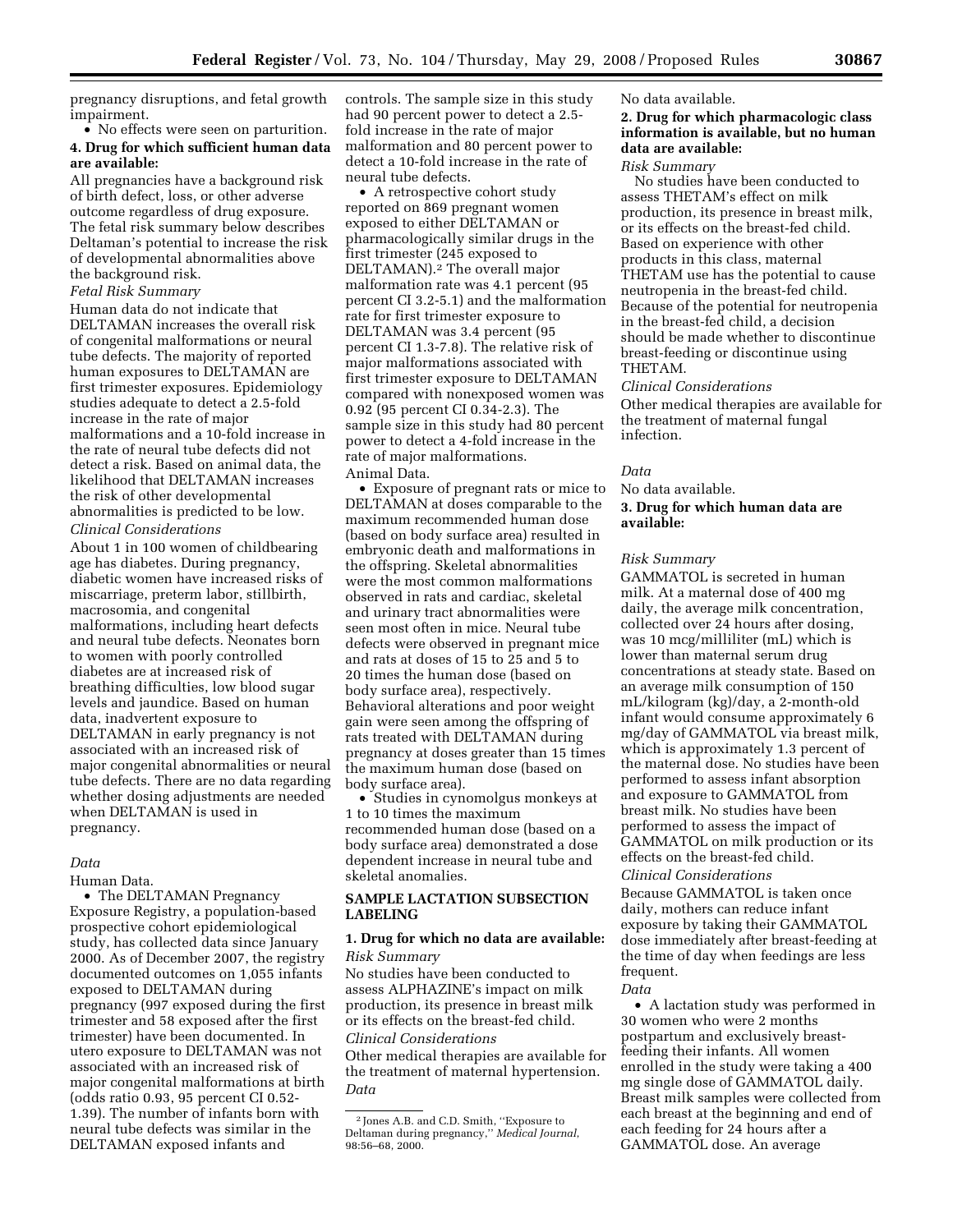pregnancy disruptions, and fetal growth impairment.

- No effects were seen on parturition.

**4. Drug for which sufficient human data are available:**

All pregnancies have a background risk of birth defect, loss, or other adverse outcome regardless of drug exposure. The fetal risk summary below describes Deltaman's potential to increase the risk of developmental abnormalities above the background risk.

*Fetal Risk Summary*

Human data do not indicate that DELTAMAN increases the overall risk of congenital malformations or neural tube defects. The majority of reported human exposures to DELTAMAN are first trimester exposures. Epidemiology studies adequate to detect a 2.5-fold increase in the rate of major malformations and a 10-fold increase in the rate of neural tube defects did not detect a risk. Based on animal data, the likelihood that DELTAMAN increases the risk of other developmental abnormalities is predicted to be low.

*Clinical Considerations*

About 1 in 100 women of childbearing age has diabetes. During pregnancy, diabetic women have increased risks of miscarriage, preterm labor, stillbirth, macrosomia, and congenital malformations, including heart defects and neural tube defects. Neonates born to women with poorly controlled diabetes are at increased risk of breathing difficulties, low blood sugar levels and jaundice. Based on human data, inadvertent exposure to DELTAMAN in early pregnancy is not associated with an increased risk of major congenital abnormalities or neural tube defects. There are no data regarding whether dosing adjustments are needed when DELTAMAN is used in pregnancy.

*Data*

Human Data.

- The DELTAMAN Pregnancy Exposure Registry, a population-based prospective cohort epidemiological study, has collected data since January 2000. As of December 2007, the registry documented outcomes on 1,055 infants exposed to DELTAMAN during pregnancy (997 exposed during the first trimester and 58 exposed after the first trimester) have been documented. In utero exposure to DELTAMAN was not associated with an increased risk of major congenital malformations at birth (odds ratio 0.93, 95 percent CI 0.52-1.39). The number of infants born with neural tube defects was similar in the DELTAMAN exposed infants and controls. The sample size in this study had 90 percent power to detect a 2.5-fold increase in the rate of major malformation and 80 percent power to detect a 10-fold increase in the rate of neural tube defects.
- A retrospective cohort study reported on 869 pregnant women exposed to either DELTAMAN or pharmacologically similar drugs in the first trimester (245 exposed to DELTAMAN).[2] The overall major malformation rate was 4.1 percent (95 percent CI 3.2-5.1) and the malformation rate for first trimester exposure to DELTAMAN was 3.4 percent (95 percent CI 1.3-7.8). The relative risk of major malformations associated with first trimester exposure to DELTAMAN compared with nonexposed women was 0.92 (95 percent CI 0.34-2.3). The sample size in this study had 80 percent power to detect a 4-fold increase in the rate of major malformations.

Animal Data.

- Exposure of pregnant rats or mice to DELTAMAN at doses comparable to the maximum recommended human dose (based on body surface area) resulted in embryonic death and malformations in the offspring. Skeletal abnormalities were the most common malformations observed in rats and cardiac, skeletal and urinary tract abnormalities were seen most often in mice. Neural tube defects were observed in pregnant mice and rats at doses of 15 to 25 and 5 to 20 times the human dose (based on body surface area), respectively. Behavioral alterations and poor weight gain were seen among the offspring of rats treated with DELTAMAN during pregnancy at doses greater than 15 times the maximum human dose (based on body surface area).
- Studies in cynomolgus monkeys at 1 to 10 times the maximum recommended human dose (based on a body surface area) demonstrated a dose dependent increase in neural tube and skeletal anomalies.

**SAMPLE LACTATION SUBSECTION LABELING**

**1. Drug for which no data are available:**

*Risk Summary*

No studies have been conducted to assess ALPHAZINE's impact on milk production, its presence in breast milk or its effects on the breast-fed child.

*Clinical Considerations*

Other medical therapies are available for the treatment of maternal hypertension.

*Data*

No data available.

**2. Drug for which pharmacologic class information is available, but no human data are available:**

*Risk Summary*

No studies have been conducted to assess THETAM's effect on milk production, its presence in breast milk, or its effects on the breast-fed child. Based on experience with other products in this class, maternal THETAM use has the potential to cause neutropenia in the breast-fed child. Because of the potential for neutropenia in the breast-fed child, a decision should be made whether to discontinue breast-feeding or discontinue using THETAM.

*Clinical Considerations*

Other medical therapies are available for the treatment of maternal fungal infection.

*Data*

No data available.

**3. Drug for which human data are available:**

*Risk Summary*

GAMMATOL is secreted in human milk. At a maternal dose of 400 mg daily, the average milk concentration, collected over 24 hours after dosing, was 10 mcg/milliliter (mL) which is lower than maternal serum drug concentrations at steady state. Based on an average milk consumption of 150 mL/kilogram (kg)/day, a 2-month-old infant would consume approximately 6 mg/day of GAMMATOL via breast milk, which is approximately 1.3 percent of the maternal dose. No studies have been performed to assess infant absorption and exposure to GAMMATOL from breast milk. No studies have been performed to assess the impact of GAMMATOL on milk production or its effects on the breast-fed child.

*Clinical Considerations*

Because GAMMATOL is taken once daily, mothers can reduce infant exposure by taking their GAMMATOL dose immediately after breast-feeding at the time of day when feedings are less frequent.

*Data*

- A lactation study was performed in 30 women who were 2 months postpartum and exclusively breast-feeding their infants. All women enrolled in the study were taking a 400 mg single dose of GAMMATOL daily. Breast milk samples were collected from each breast at the beginning and end of each feeding for 24 hours after a GAMMATOL dose. An average

---

[2] Jones A.B. and C.D. Smith, "Exposure to Deltaman during pregnancy," *Medical Journal*, 98:56–68, 2000.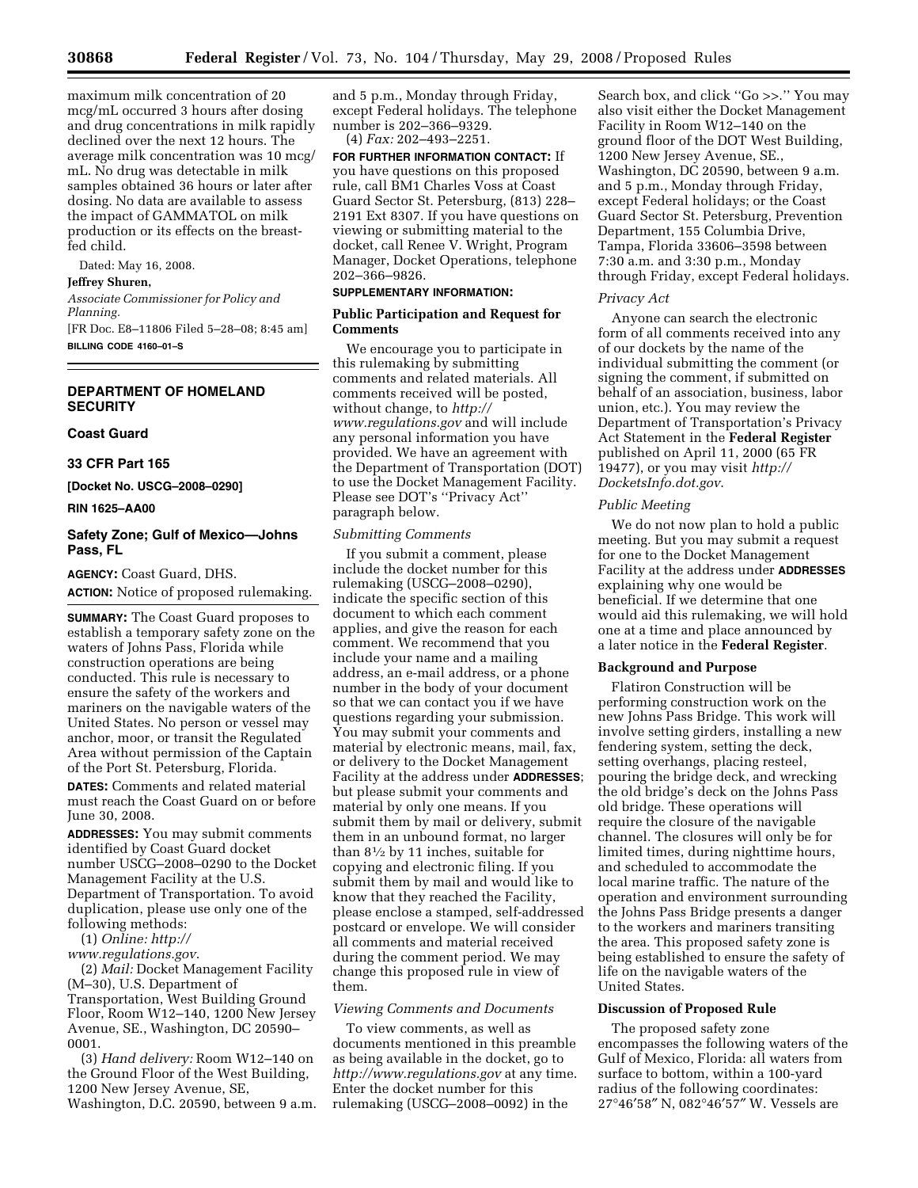maximum milk concentration of 20 mcg/mL occurred 3 hours after dosing and drug concentrations in milk rapidly declined over the next 12 hours. The average milk concentration was 10 mcg/mL. No drug was detectable in milk samples obtained 36 hours or later after dosing. No data are available to assess the impact of GAMMATOL on milk production or its effects on the breast-fed child.

Dated: May 16, 2008.

**Jeffrey Shuren,**

*Associate Commissioner for Policy and Planning.*

[FR Doc. E8–11806 Filed 5–28–08; 8:45 am]

**BILLING CODE 4160–01–S**

---

## DEPARTMENT OF HOMELAND SECURITY

### Coast Guard

### 33 CFR Part 165

**[Docket No. USCG–2008–0290]**

**RIN 1625–AA00**

### Safety Zone; Gulf of Mexico—Johns Pass, FL

**AGENCY:** Coast Guard, DHS.

**ACTION:** Notice of proposed rulemaking.

**SUMMARY:** The Coast Guard proposes to establish a temporary safety zone on the waters of Johns Pass, Florida while construction operations are being conducted. This rule is necessary to ensure the safety of the workers and mariners on the navigable waters of the United States. No person or vessel may anchor, moor, or transit the Regulated Area without permission of the Captain of the Port St. Petersburg, Florida.

**DATES:** Comments and related material must reach the Coast Guard on or before June 30, 2008.

**ADDRESSES:** You may submit comments identified by Coast Guard docket number USCG–2008–0290 to the Docket Management Facility at the U.S. Department of Transportation. To avoid duplication, please use only one of the following methods:

(1) *Online: http://www.regulations.gov*.

(2) *Mail:* Docket Management Facility (M–30), U.S. Department of Transportation, West Building Ground Floor, Room W12–140, 1200 New Jersey Avenue, SE., Washington, DC 20590–0001.

(3) *Hand delivery:* Room W12–140 on the Ground Floor of the West Building, 1200 New Jersey Avenue, SE, Washington, D.C. 20590, between 9 a.m. and 5 p.m., Monday through Friday, except Federal holidays. The telephone number is 202–366–9329.

(4) *Fax:* 202–493–2251.

**FOR FURTHER INFORMATION CONTACT:** If you have questions on this proposed rule, call BM1 Charles Voss at Coast Guard Sector St. Petersburg, (813) 228–2191 Ext 8307. If you have questions on viewing or submitting material to the docket, call Renee V. Wright, Program Manager, Docket Operations, telephone 202–366–9826.

**SUPPLEMENTARY INFORMATION:**

#### Public Participation and Request for Comments

We encourage you to participate in this rulemaking by submitting comments and related materials. All comments received will be posted, without change, to *http://www.regulations.gov* and will include any personal information you have provided. We have an agreement with the Department of Transportation (DOT) to use the Docket Management Facility. Please see DOT's "Privacy Act" paragraph below.

*Submitting Comments*

If you submit a comment, please include the docket number for this rulemaking (USCG–2008–0290), indicate the specific section of this document to which each comment applies, and give the reason for each comment. We recommend that you include your name and a mailing address, an e-mail address, or a phone number in the body of your document so that we can contact you if we have questions regarding your submission. You may submit your comments and material by electronic means, mail, fax, or delivery to the Docket Management Facility at the address under **ADDRESSES**; but please submit your comments and material by only one means. If you submit them by mail or delivery, submit them in an unbound format, no larger than 8½ by 11 inches, suitable for copying and electronic filing. If you submit them by mail and would like to know that they reached the Facility, please enclose a stamped, self-addressed postcard or envelope. We will consider all comments and material received during the comment period. We may change this proposed rule in view of them.

*Viewing Comments and Documents*

To view comments, as well as documents mentioned in this preamble as being available in the docket, go to *http://www.regulations.gov* at any time. Enter the docket number for this rulemaking (USCG–2008–0092) in the Search box, and click "Go >>." You may also visit either the Docket Management Facility in Room W12–140 on the ground floor of the DOT West Building, 1200 New Jersey Avenue, SE., Washington, DC 20590, between 9 a.m. and 5 p.m., Monday through Friday, except Federal holidays; or the Coast Guard Sector St. Petersburg, Prevention Department, 155 Columbia Drive, Tampa, Florida 33606–3598 between 7:30 a.m. and 3:30 p.m., Monday through Friday, except Federal holidays.

*Privacy Act*

Anyone can search the electronic form of all comments received into any of our dockets by the name of the individual submitting the comment (or signing the comment, if submitted on behalf of an association, business, labor union, etc.). You may review the Department of Transportation's Privacy Act Statement in the **Federal Register** published on April 11, 2000 (65 FR 19477), or you may visit *http://DocketsInfo.dot.gov*.

*Public Meeting*

We do not now plan to hold a public meeting. But you may submit a request for one to the Docket Management Facility at the address under **ADDRESSES** explaining why one would be beneficial. If we determine that one would aid this rulemaking, we will hold one at a time and place announced by a later notice in the **Federal Register**.

#### Background and Purpose

Flatiron Construction will be performing construction work on the new Johns Pass Bridge. This work will involve setting girders, installing a new fendering system, setting the deck, setting overhangs, placing resteel, pouring the bridge deck, and wrecking the old bridge's deck on the Johns Pass old bridge. These operations will require the closure of the navigable channel. The closures will only be for limited times, during nighttime hours, and scheduled to accommodate the local marine traffic. The nature of the operation and environment surrounding the Johns Pass Bridge presents a danger to the workers and mariners transiting the area. This proposed safety zone is being established to ensure the safety of life on the navigable waters of the United States.

#### Discussion of Proposed Rule

The proposed safety zone encompasses the following waters of the Gulf of Mexico, Florida: all waters from surface to bottom, within a 100-yard radius of the following coordinates: 27°46′58″ N, 082°46′57″ W. Vessels are